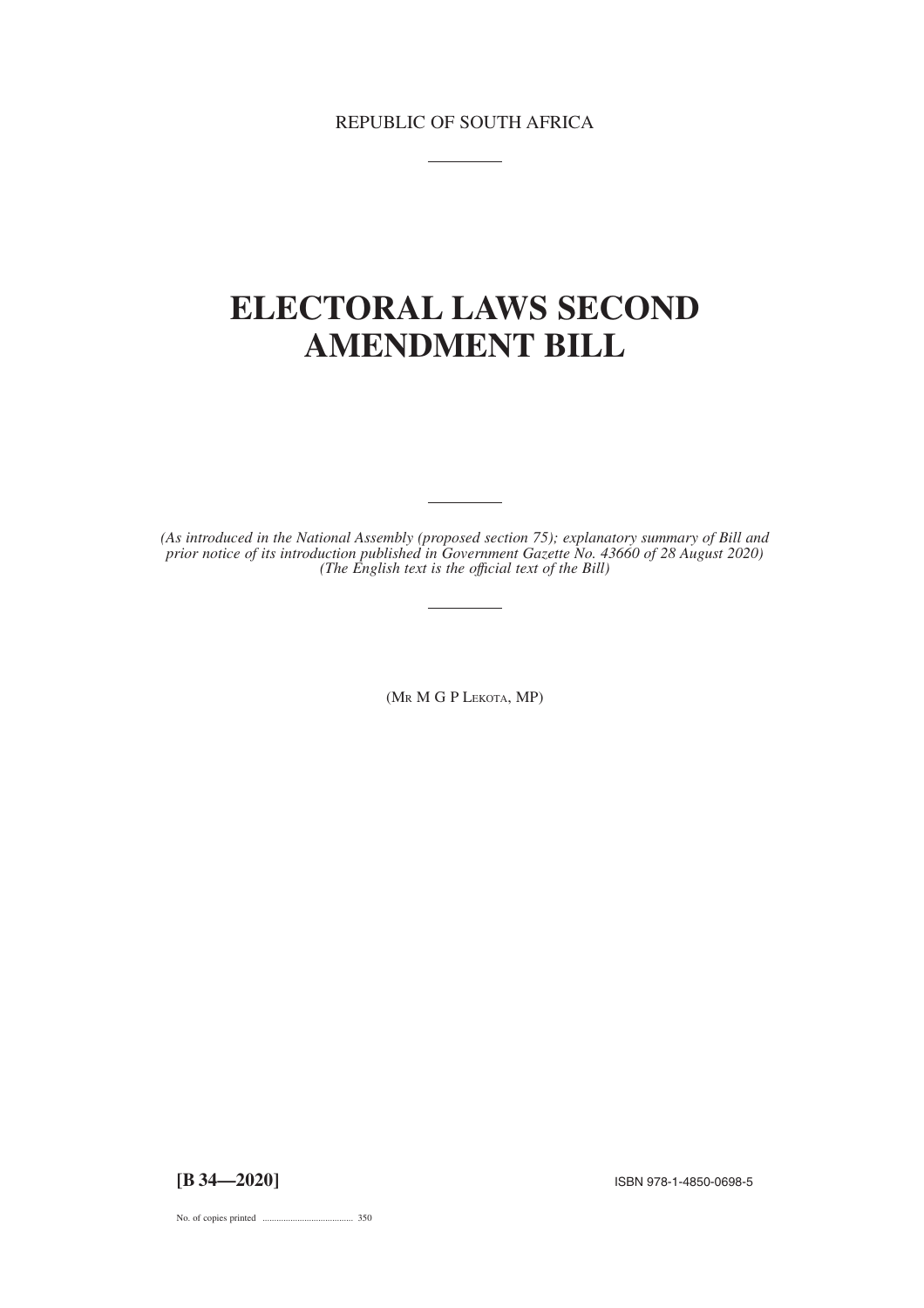REPUBLIC OF SOUTH AFRICA

# ELECTORAL LAWS SECOND AMENDMENT BILL

*(As introduced in the National Assembly (proposed section 75); explanatory summary of Bill and prior notice of its introduction published in Government Gazette No. 43660 of 28 August 2020)*
*(The English text is the official text of the Bill)*

(MR M G P LEKOTA, MP)

**[B 34—2020]**

ISBN 978-1-4850-0698-5

No. of copies printed ....................................... 350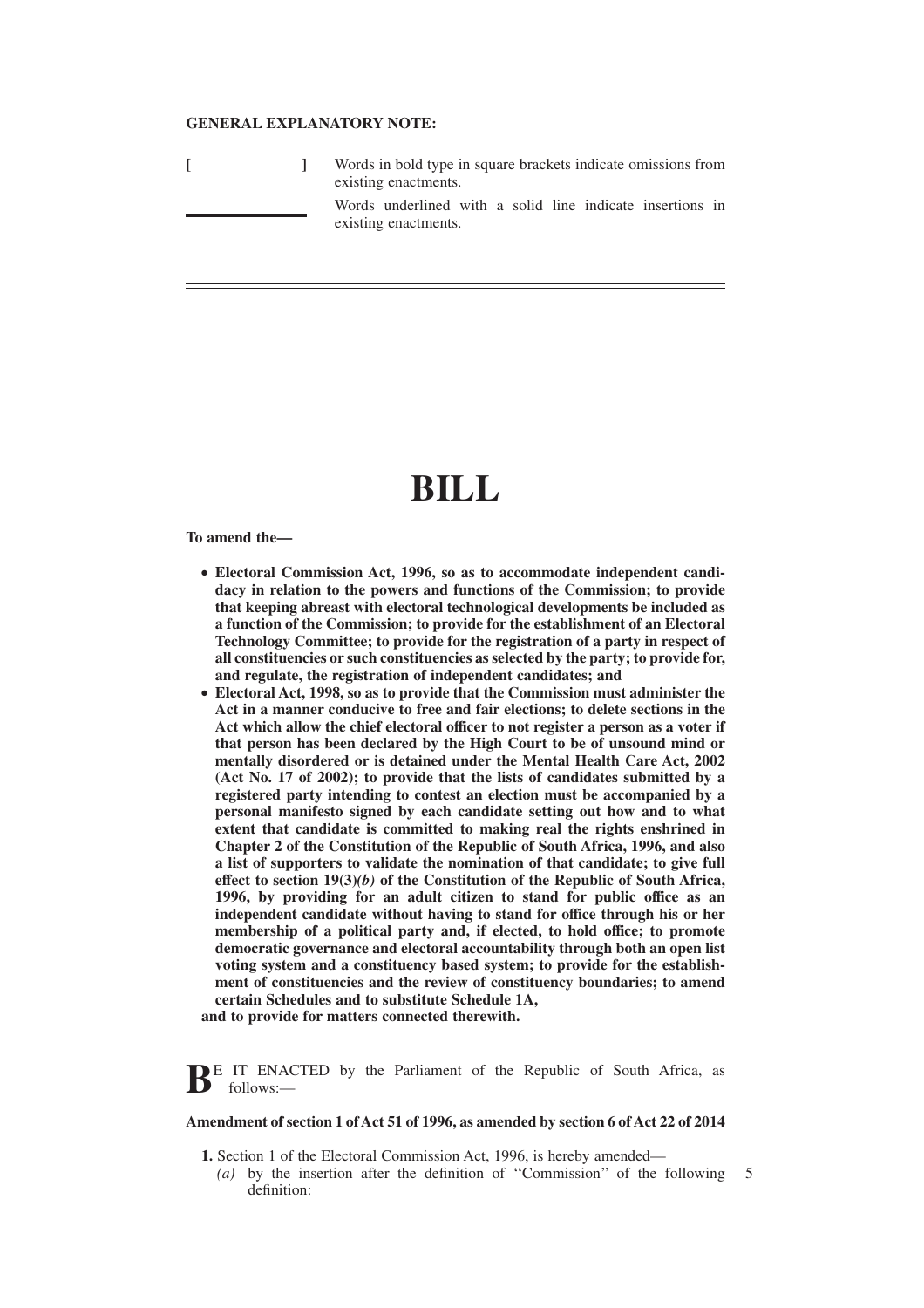**GENERAL EXPLANATORY NOTE:**

[ ] Words in bold type in square brackets indicate omissions from existing enactments.

\_\_\_\_\_\_\_\_ Words underlined with a solid line indicate insertions in existing enactments.

# BILL

**To amend the—**

- **Electoral Commission Act, 1996, so as to accommodate independent candidacy in relation to the powers and functions of the Commission; to provide that keeping abreast with electoral technological developments be included as a function of the Commission; to provide for the establishment of an Electoral Technology Committee; to provide for the registration of a party in respect of all constituencies or such constituencies as selected by the party; to provide for, and regulate, the registration of independent candidates; and**
- **Electoral Act, 1998, so as to provide that the Commission must administer the Act in a manner conducive to free and fair elections; to delete sections in the Act which allow the chief electoral officer to not register a person as a voter if that person has been declared by the High Court to be of unsound mind or mentally disordered or is detained under the Mental Health Care Act, 2002 (Act No. 17 of 2002); to provide that the lists of candidates submitted by a registered party intending to contest an election must be accompanied by a personal manifesto signed by each candidate setting out how and to what extent that candidate is committed to making real the rights enshrined in Chapter 2 of the Constitution of the Republic of South Africa, 1996, and also a list of supporters to validate the nomination of that candidate; to give full effect to section 19(3)*(b)* of the Constitution of the Republic of South Africa, 1996, by providing for an adult citizen to stand for public office as an independent candidate without having to stand for office through his or her membership of a political party and, if elected, to hold office; to promote democratic governance and electoral accountability through both an open list voting system and a constituency based system; to provide for the establishment of constituencies and the review of constituency boundaries; to amend certain Schedules and to substitute Schedule 1A,**

**and to provide for matters connected therewith.**

**B**E IT ENACTED by the Parliament of the Republic of South Africa, as follows:—

**Amendment of section 1 of Act 51 of 1996, as amended by section 6 of Act 22 of 2014**

**1.** Section 1 of the Electoral Commission Act, 1996, is hereby amended—

*(a)* by the insertion after the definition of ''Commission'' of the following definition: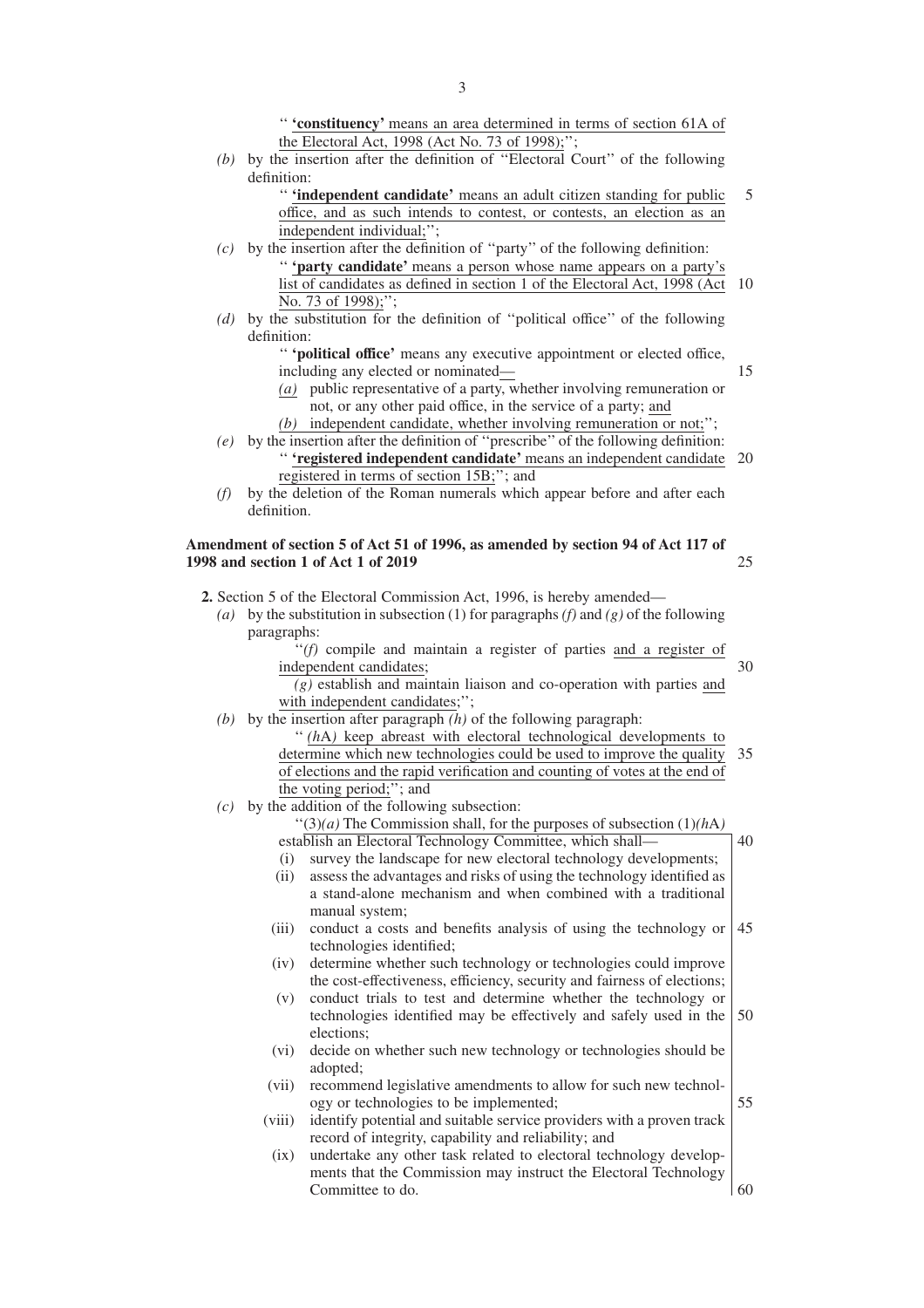" **'constituency'** means an area determined in terms of section 61A of the Electoral Act, 1998 (Act No. 73 of 1998);";

*(b)* by the insertion after the definition of "Electoral Court" of the following definition:

" **'independent candidate'** means an adult citizen standing for public office, and as such intends to contest, or contests, an election as an independent individual;";

*(c)* by the insertion after the definition of "party" of the following definition:

" **'party candidate'** means a person whose name appears on a party's list of candidates as defined in section 1 of the Electoral Act, 1998 (Act No. 73 of 1998);";

*(d)* by the substitution for the definition of "political office" of the following definition:

" **'political office'** means any executive appointment or elected office, including any elected or nominated—

*(a)* public representative of a party, whether involving remuneration or not, or any other paid office, in the service of a party; and

*(b)* independent candidate, whether involving remuneration or not;";

*(e)* by the insertion after the definition of "prescribe" of the following definition:

" **'registered independent candidate'** means an independent candidate registered in terms of section 15B;"; and

*(f)* by the deletion of the Roman numerals which appear before and after each definition.

**Amendment of section 5 of Act 51 of 1996, as amended by section 94 of Act 117 of 1998 and section 1 of Act 1 of 2019**

**2.** Section 5 of the Electoral Commission Act, 1996, is hereby amended—

*(a)* by the substitution in subsection (1) for paragraphs *(f)* and *(g)* of the following paragraphs:

"*(f)* compile and maintain a register of parties and a register of independent candidates;

*(g)* establish and maintain liaison and co-operation with parties and with independent candidates;";

*(b)* by the insertion after paragraph *(h)* of the following paragraph:

" *(h*A*)* keep abreast with electoral technological developments to determine which new technologies could be used to improve the quality of elections and the rapid verification and counting of votes at the end of the voting period;"; and

*(c)* by the addition of the following subsection:

"(3)*(a)* The Commission shall, for the purposes of subsection (1)*(h*A*)* establish an Electoral Technology Committee, which shall—

(i) survey the landscape for new electoral technology developments;

(ii) assess the advantages and risks of using the technology identified as a stand-alone mechanism and when combined with a traditional manual system;

(iii) conduct a costs and benefits analysis of using the technology or technologies identified;

(iv) determine whether such technology or technologies could improve the cost-effectiveness, efficiency, security and fairness of elections;

(v) conduct trials to test and determine whether the technology or technologies identified may be effectively and safely used in the elections;

(vi) decide on whether such new technology or technologies should be adopted;

(vii) recommend legislative amendments to allow for such new technology or technologies to be implemented;

(viii) identify potential and suitable service providers with a proven track record of integrity, capability and reliability; and

(ix) undertake any other task related to electoral technology developments that the Commission may instruct the Electoral Technology Committee to do.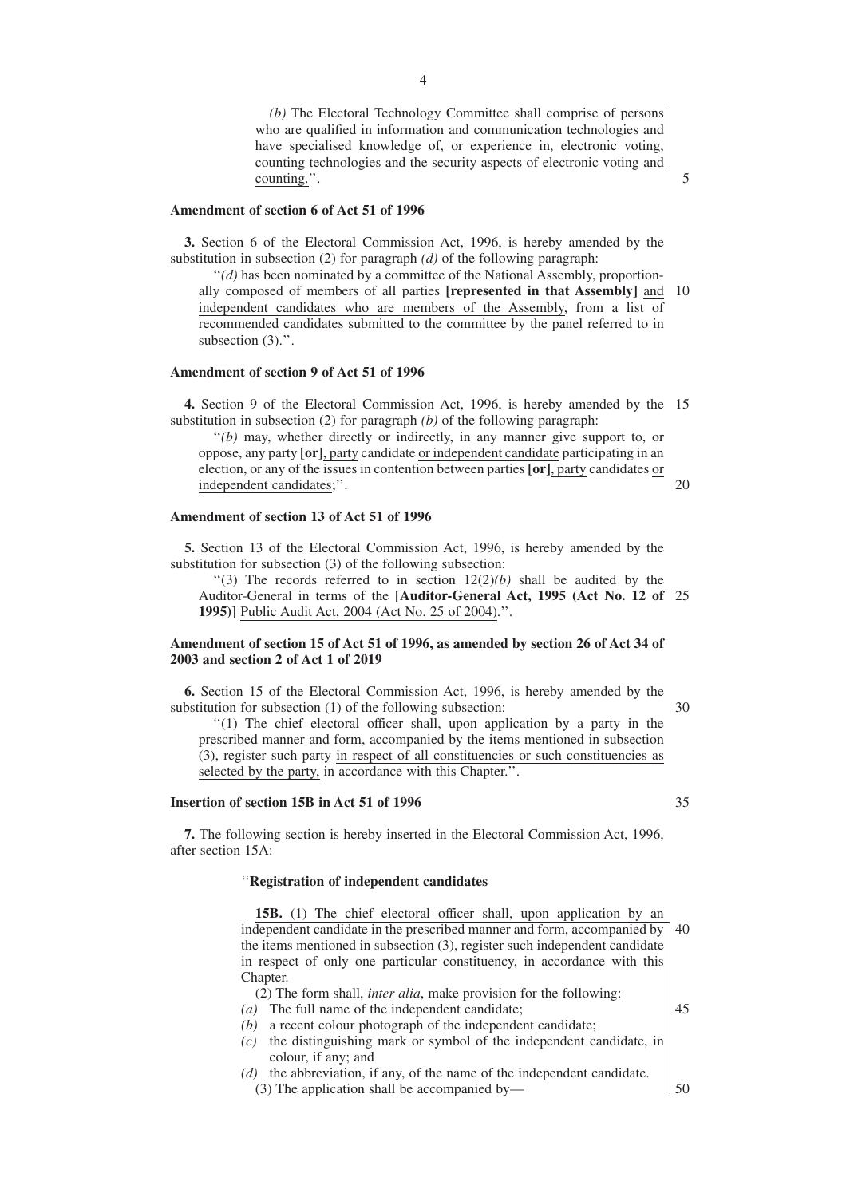*(b)* The Electoral Technology Committee shall comprise of persons who are qualified in information and communication technologies and have specialised knowledge of, or experience in, electronic voting, counting technologies and the security aspects of electronic voting and counting.''.

**Amendment of section 6 of Act 51 of 1996**

**3.** Section 6 of the Electoral Commission Act, 1996, is hereby amended by the substitution in subsection (2) for paragraph *(d)* of the following paragraph:

''*(d)* has been nominated by a committee of the National Assembly, proportionally composed of members of all parties **[represented in that Assembly]** and independent candidates who are members of the Assembly, from a list of recommended candidates submitted to the committee by the panel referred to in subsection (3).''.

**Amendment of section 9 of Act 51 of 1996**

**4.** Section 9 of the Electoral Commission Act, 1996, is hereby amended by the substitution in subsection (2) for paragraph *(b)* of the following paragraph:

''*(b)* may, whether directly or indirectly, in any manner give support to, or oppose, any party **[or]**, party candidate or independent candidate participating in an election, or any of the issues in contention between parties **[or]**, party candidates or independent candidates;''.

**Amendment of section 13 of Act 51 of 1996**

**5.** Section 13 of the Electoral Commission Act, 1996, is hereby amended by the substitution for subsection (3) of the following subsection:

''(3) The records referred to in section 12(2)*(b)* shall be audited by the Auditor-General in terms of the **[Auditor-General Act, 1995 (Act No. 12 of 1995)]** Public Audit Act, 2004 (Act No. 25 of 2004).''.

**Amendment of section 15 of Act 51 of 1996, as amended by section 26 of Act 34 of 2003 and section 2 of Act 1 of 2019**

**6.** Section 15 of the Electoral Commission Act, 1996, is hereby amended by the substitution for subsection (1) of the following subsection:

''(1) The chief electoral officer shall, upon application by a party in the prescribed manner and form, accompanied by the items mentioned in subsection (3), register such party in respect of all constituencies or such constituencies as selected by the party, in accordance with this Chapter.''.

**Insertion of section 15B in Act 51 of 1996**

**7.** The following section is hereby inserted in the Electoral Commission Act, 1996, after section 15A:

''**Registration of independent candidates**

**15B.** (1) The chief electoral officer shall, upon application by an independent candidate in the prescribed manner and form, accompanied by the items mentioned in subsection (3), register such independent candidate in respect of only one particular constituency, in accordance with this Chapter.

(2) The form shall, *inter alia*, make provision for the following:

*(a)* The full name of the independent candidate;
*(b)* a recent colour photograph of the independent candidate;
*(c)* the distinguishing mark or symbol of the independent candidate, in colour, if any; and
*(d)* the abbreviation, if any, of the name of the independent candidate.

(3) The application shall be accompanied by—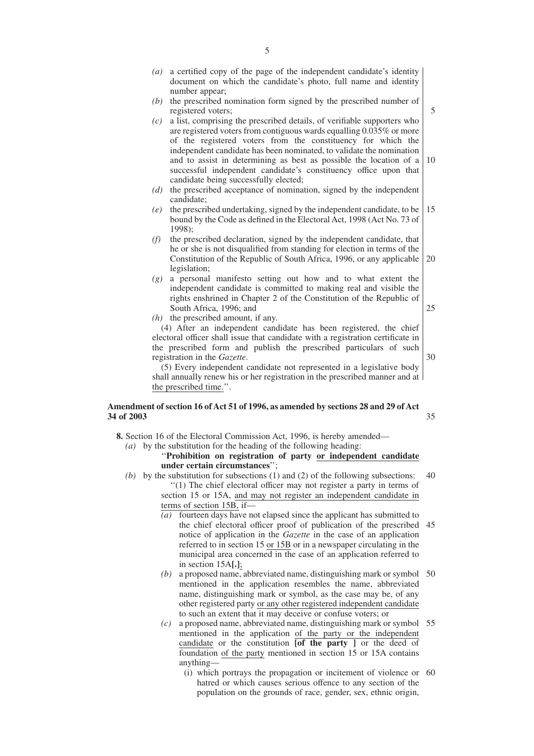- *(a)* a certified copy of the page of the independent candidate's identity document on which the candidate's photo, full name and identity number appear;
- *(b)* the prescribed nomination form signed by the prescribed number of registered voters;
- *(c)* a list, comprising the prescribed details, of verifiable supporters who are registered voters from contiguous wards equalling 0.035% or more of the registered voters from the constituency for which the independent candidate has been nominated, to validate the nomination and to assist in determining as best as possible the location of a successful independent candidate's constituency office upon that candidate being successfully elected;
- *(d)* the prescribed acceptance of nomination, signed by the independent candidate;
- *(e)* the prescribed undertaking, signed by the independent candidate, to be bound by the Code as defined in the Electoral Act, 1998 (Act No. 73 of 1998);
- *(f)* the prescribed declaration, signed by the independent candidate, that he or she is not disqualified from standing for election in terms of the Constitution of the Republic of South Africa, 1996, or any applicable legislation;
- *(g)* a personal manifesto setting out how and to what extent the independent candidate is committed to making real and visible the rights enshrined in Chapter 2 of the Constitution of the Republic of South Africa, 1996; and
- *(h)* the prescribed amount, if any.

(4) After an independent candidate has been registered, the chief electoral officer shall issue that candidate with a registration certificate in the prescribed form and publish the prescribed particulars of such registration in the *Gazette*.

(5) Every independent candidate not represented in a legislative body shall annually renew his or her registration in the prescribed manner and at the prescribed time.''.

**Amendment of section 16 of Act 51 of 1996, as amended by sections 28 and 29 of Act 34 of 2003**

**8.** Section 16 of the Electoral Commission Act, 1996, is hereby amended—

*(a)* by the substitution for the heading of the following heading:

''**Prohibition on registration of party or independent candidate under certain circumstances**'';

*(b)* by the substitution for subsections (1) and (2) of the following subsections:

''(1) The chief electoral officer may not register a party in terms of section 15 or 15A, and may not register an independent candidate in terms of section 15B, if—

*(a)* fourteen days have not elapsed since the applicant has submitted to the chief electoral officer proof of publication of the prescribed notice of application in the *Gazette* in the case of an application referred to in section 15 or 15B or in a newspaper circulating in the municipal area concerned in the case of an application referred to in section 15A**[.]**;

*(b)* a proposed name, abbreviated name, distinguishing mark or symbol mentioned in the application resembles the name, abbreviated name, distinguishing mark or symbol, as the case may be, of any other registered party or any other registered independent candidate to such an extent that it may deceive or confuse voters; or

*(c)* a proposed name, abbreviated name, distinguishing mark or symbol mentioned in the application of the party or the independent candidate or the constitution **[of the party ]** or the deed of foundation of the party mentioned in section 15 or 15A contains anything—

(i) which portrays the propagation or incitement of violence or hatred or which causes serious offence to any section of the population on the grounds of race, gender, sex, ethnic origin,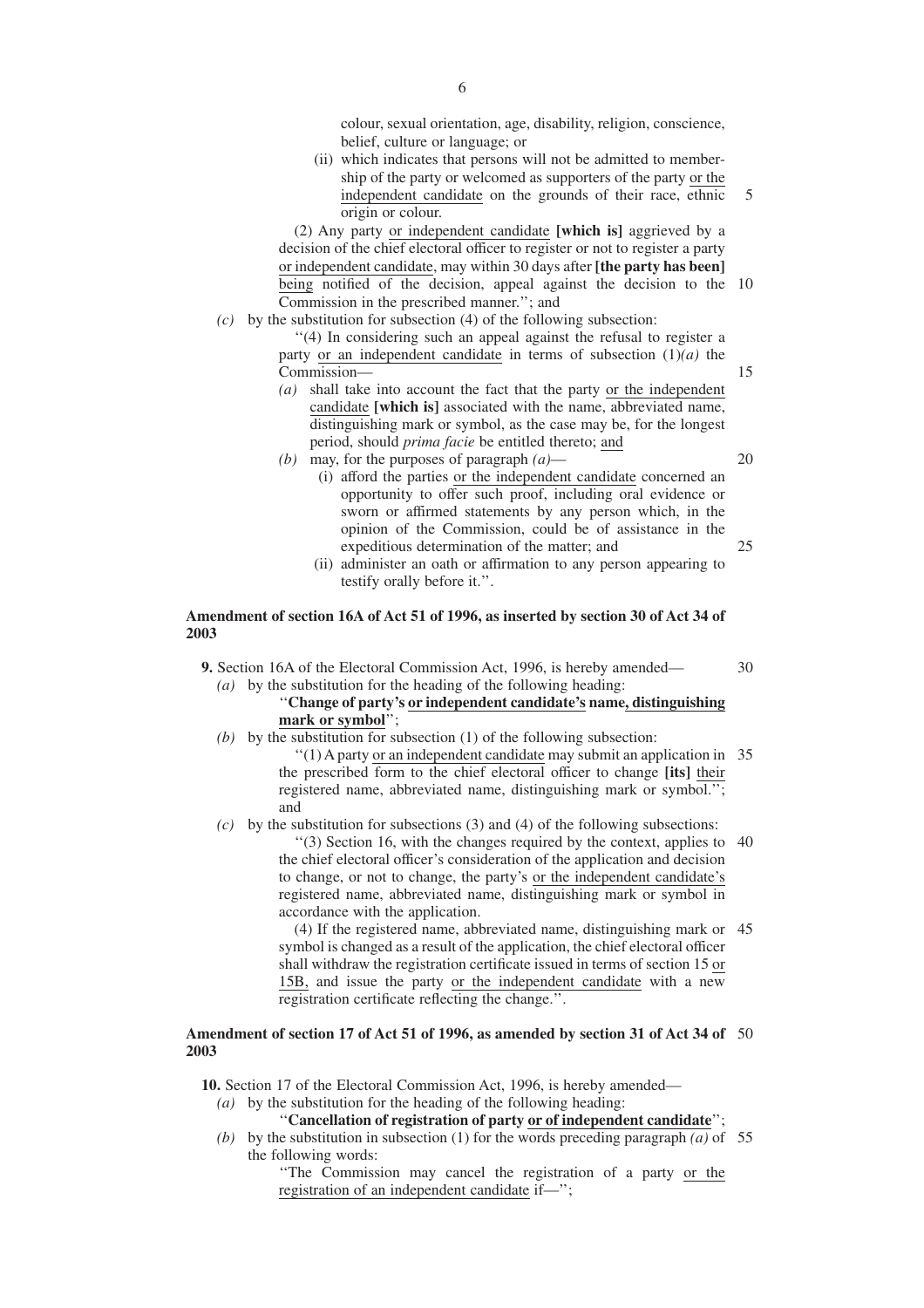colour, sexual orientation, age, disability, religion, conscience, belief, culture or language; or

(ii) which indicates that persons will not be admitted to membership of the party or the independent candidate or welcomed as supporters of the party or the independent candidate on the grounds of their race, ethnic origin or colour.

(2) Any party or independent candidate **[which is]** aggrieved by a decision of the chief electoral officer to register or not to register a party or independent candidate, may within 30 days after **[the party has been]** being notified of the decision, appeal against the decision to the Commission in the prescribed manner.''; and

*(c)* by the substitution for subsection (4) of the following subsection:

''(4) In considering such an appeal against the refusal to register a party or an independent candidate in terms of subsection (1)*(a)* the Commission—

*(a)* shall take into account the fact that the party or the independent candidate **[which is]** associated with the name, abbreviated name, distinguishing mark or symbol, as the case may be, for the longest period, should *prima facie* be entitled thereto; and

*(b)* may, for the purposes of paragraph *(a)*—

(i) afford the parties or the independent candidate concerned an opportunity to offer such proof, including oral evidence or sworn or affirmed statements by any person which, in the opinion of the Commission, could be of assistance in the expeditious determination of the matter; and

(ii) administer an oath or affirmation to any person appearing to testify orally before it.''.

**Amendment of section 16A of Act 51 of 1996, as inserted by section 30 of Act 34 of 2003**

**9.** Section 16A of the Electoral Commission Act, 1996, is hereby amended—

*(a)* by the substitution for the heading of the following heading:

''**Change of party's or independent candidate's name, distinguishing mark or symbol**'';

*(b)* by the substitution for subsection (1) of the following subsection:

''(1) A party or an independent candidate may submit an application in the prescribed form to the chief electoral officer to change **[its]** their registered name, abbreviated name, distinguishing mark or symbol.''; and

*(c)* by the substitution for subsections (3) and (4) of the following subsections:

''(3) Section 16, with the changes required by the context, applies to the chief electoral officer's consideration of the application and decision to change, or not to change, the party's or the independent candidate's registered name, abbreviated name, distinguishing mark or symbol in accordance with the application.

(4) If the registered name, abbreviated name, distinguishing mark or symbol is changed as a result of the application, the chief electoral officer shall withdraw the registration certificate issued in terms of section 15 or 15B, and issue the party or the independent candidate with a new registration certificate reflecting the change.''.

**Amendment of section 17 of Act 51 of 1996, as amended by section 31 of Act 34 of 2003**

**10.** Section 17 of the Electoral Commission Act, 1996, is hereby amended—

*(a)* by the substitution for the heading of the following heading:

''**Cancellation of registration of party or of independent candidate**'';

*(b)* by the substitution in subsection (1) for the words preceding paragraph *(a)* of the following words:

''The Commission may cancel the registration of a party or the registration of an independent candidate if—'';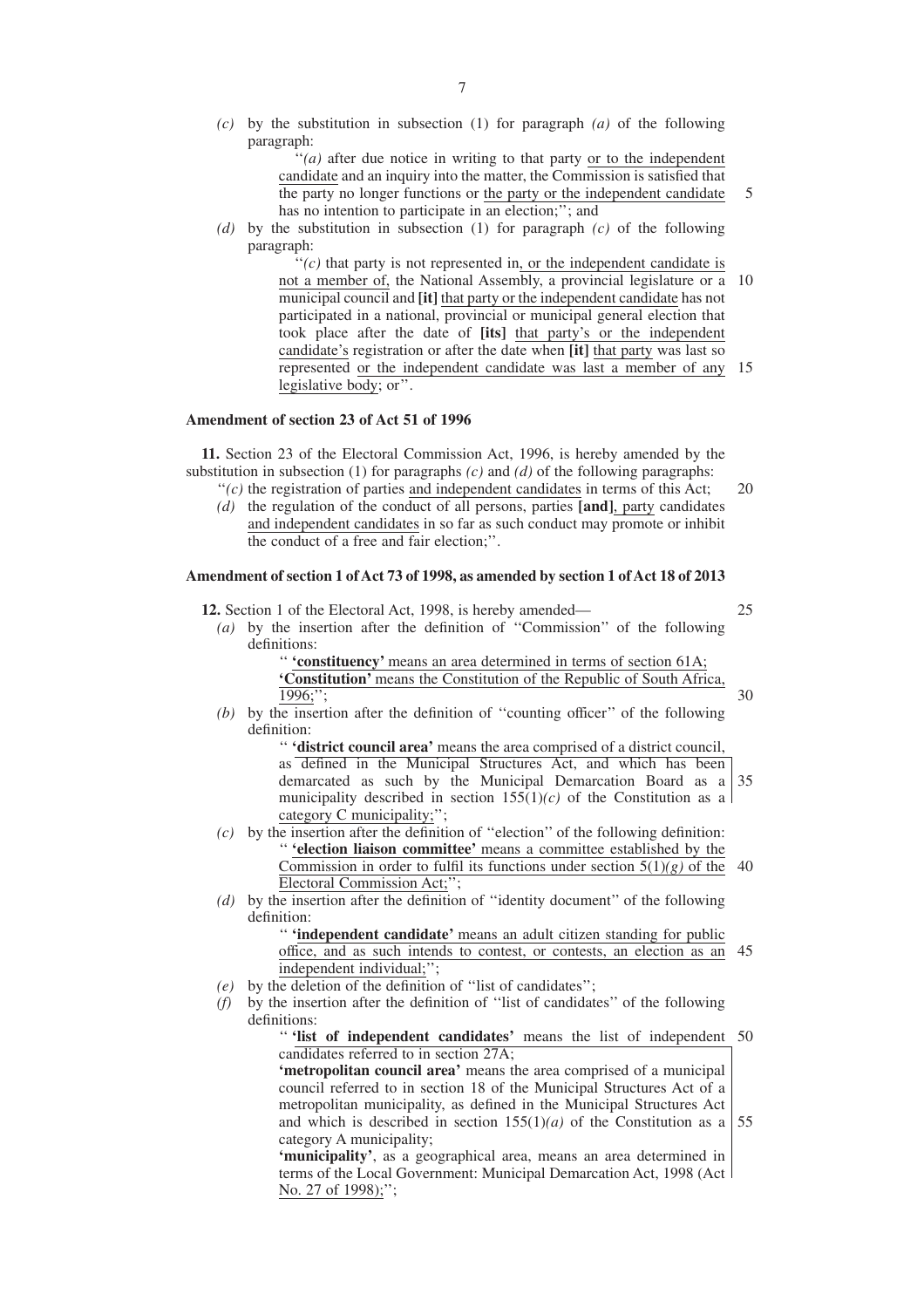*(c)* by the substitution in subsection (1) for paragraph *(a)* of the following paragraph:

"*(a)* after due notice in writing to that party or to the independent candidate and an inquiry into the matter, the Commission is satisfied that the party no longer functions or the party or the independent candidate has no intention to participate in an election;"; and

*(d)* by the substitution in subsection (1) for paragraph *(c)* of the following paragraph:

"*(c)* that party is not represented in, or the independent candidate is not a member of, the National Assembly, a provincial legislature or a municipal council and **[it]** that party or the independent candidate has not participated in a national, provincial or municipal general election that took place after the date of **[its]** that party's or the independent candidate's registration or after the date when **[it]** that party was last so represented or the independent candidate was last a member of any legislative body; or".

**Amendment of section 23 of Act 51 of 1996**

**11.** Section 23 of the Electoral Commission Act, 1996, is hereby amended by the substitution in subsection (1) for paragraphs *(c)* and *(d)* of the following paragraphs:

"*(c)* the registration of parties and independent candidates in terms of this Act;

*(d)* the regulation of the conduct of all persons, parties **[and]**, party candidates and independent candidates in so far as such conduct may promote or inhibit the conduct of a free and fair election;".

**Amendment of section 1 of Act 73 of 1998, as amended by section 1 of Act 18 of 2013**

**12.** Section 1 of the Electoral Act, 1998, is hereby amended—

*(a)* by the insertion after the definition of "Commission" of the following definitions:

" **'constituency'** means an area determined in terms of section 61A;

**'Constitution'** means the Constitution of the Republic of South Africa, 1996;";

*(b)* by the insertion after the definition of "counting officer" of the following definition:

" **'district council area'** means the area comprised of a district council, as defined in the Municipal Structures Act, and which has been demarcated as such by the Municipal Demarcation Board as a municipality described in section 155(1)*(c)* of the Constitution as a category C municipality;";

*(c)* by the insertion after the definition of "election" of the following definition:

" **'election liaison committee'** means a committee established by the Commission in order to fulfil its functions under section 5(1)*(g)* of the Electoral Commission Act;";

*(d)* by the insertion after the definition of "identity document" of the following definition:

" **'independent candidate'** means an adult citizen standing for public office, and as such intends to contest, or contests, an election as an independent individual;";

*(e)* by the deletion of the definition of "list of candidates";

*(f)* by the insertion after the definition of "list of candidates" of the following definitions:

" **'list of independent candidates'** means the list of independent candidates referred to in section 27A;

**'metropolitan council area'** means the area comprised of a municipal council referred to in section 18 of the Municipal Structures Act of a metropolitan municipality, as defined in the Municipal Structures Act and which is described in section 155(1)*(a)* of the Constitution as a category A municipality;

**'municipality'**, as a geographical area, means an area determined in terms of the Local Government: Municipal Demarcation Act, 1998 (Act No. 27 of 1998);";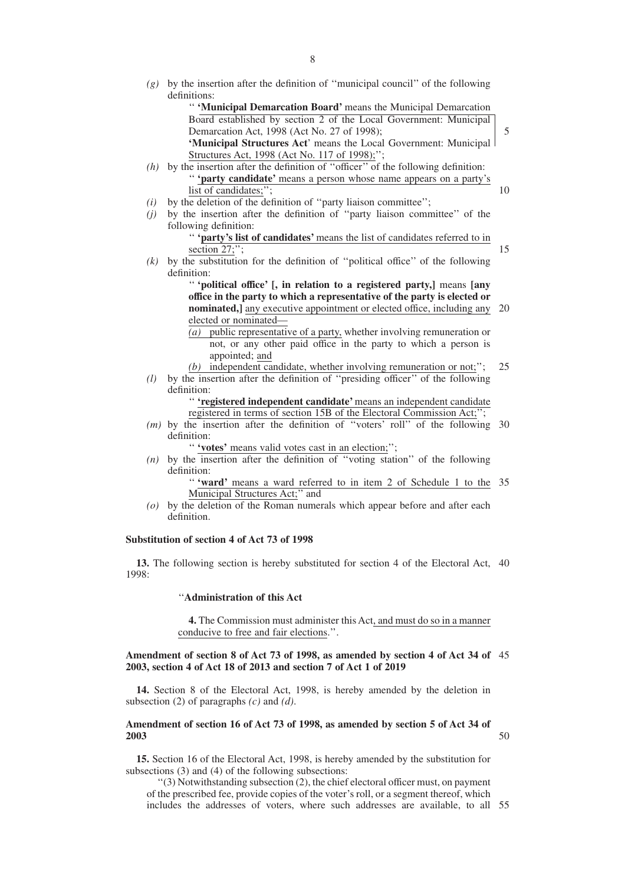*(g)* by the insertion after the definition of ''municipal council'' of the following definitions:

'' **'Municipal Demarcation Board'** means the Municipal Demarcation Board established by section 2 of the Local Government: Municipal Demarcation Act, 1998 (Act No. 27 of 1998);

**'Municipal Structures Act'** means the Local Government: Municipal Structures Act, 1998 (Act No. 117 of 1998);'';

*(h)* by the insertion after the definition of ''officer'' of the following definition:

'' **'party candidate'** means a person whose name appears on a party's list of candidates;'';

*(i)* by the deletion of the definition of ''party liaison committee'';

*(j)* by the insertion after the definition of ''party liaison committee'' of the following definition:

'' **'party's list of candidates'** means the list of candidates referred to in section 27;'';

*(k)* by the substitution for the definition of ''political office'' of the following definition:

'' **'political office' [, in relation to a registered party,]** means **[any office in the party to which a representative of the party is elected or nominated,]** any executive appointment or elected office, including any elected or nominated—

*(a)* public representative of a party, whether involving remuneration or not, or any other paid office in the party to which a person is appointed; and

*(b)* independent candidate, whether involving remuneration or not;'';

*(l)* by the insertion after the definition of ''presiding officer'' of the following definition:

'' **'registered independent candidate'** means an independent candidate registered in terms of section 15B of the Electoral Commission Act;'';

*(m)* by the insertion after the definition of ''voters' roll'' of the following definition:

'' **'votes'** means valid votes cast in an election;'';

*(n)* by the insertion after the definition of ''voting station'' of the following definition:

'' **'ward'** means a ward referred to in item 2 of Schedule 1 to the Municipal Structures Act;'' and

*(o)* by the deletion of the Roman numerals which appear before and after each definition.

**Substitution of section 4 of Act 73 of 1998**

**13.** The following section is hereby substituted for section 4 of the Electoral Act, 1998:

''**Administration of this Act**

**4.** The Commission must administer this Act, and must do so in a manner conducive to free and fair elections.''.

**Amendment of section 8 of Act 73 of 1998, as amended by section 4 of Act 34 of 2003, section 4 of Act 18 of 2013 and section 7 of Act 1 of 2019**

**14.** Section 8 of the Electoral Act, 1998, is hereby amended by the deletion in subsection (2) of paragraphs *(c)* and *(d)*.

**Amendment of section 16 of Act 73 of 1998, as amended by section 5 of Act 34 of 2003**

**15.** Section 16 of the Electoral Act, 1998, is hereby amended by the substitution for subsections (3) and (4) of the following subsections:

''(3) Notwithstanding subsection (2), the chief electoral officer must, on payment of the prescribed fee, provide copies of the voter's roll, or a segment thereof, which includes the addresses of voters, where such addresses are available, to all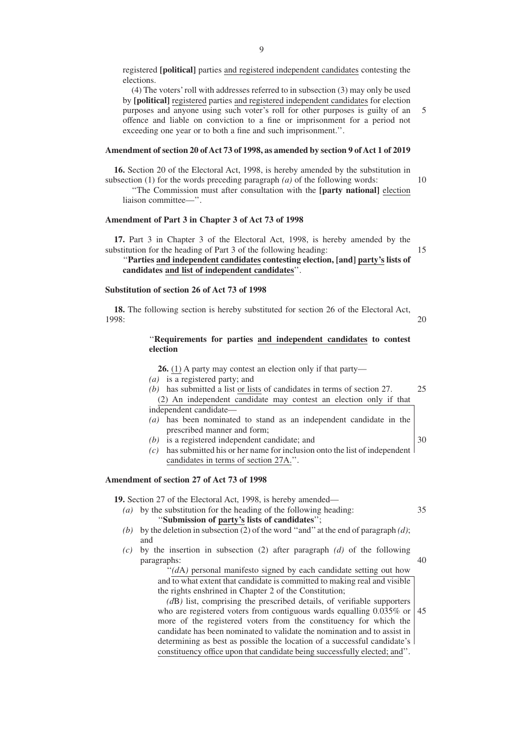registered **[political]** parties and registered independent candidates contesting the elections.

(4) The voters' roll with addresses referred to in subsection (3) may only be used by **[political]** registered parties and registered independent candidates for election purposes and anyone using such voter's roll for other purposes is guilty of an offence and liable on conviction to a fine or imprisonment for a period not exceeding one year or to both a fine and such imprisonment.''.

**Amendment of section 20 of Act 73 of 1998, as amended by section 9 of Act 1 of 2019**

**16.** Section 20 of the Electoral Act, 1998, is hereby amended by the substitution in subsection (1) for the words preceding paragraph *(a)* of the following words:

''The Commission must after consultation with the **[party national]** election liaison committee—''.

**Amendment of Part 3 in Chapter 3 of Act 73 of 1998**

**17.** Part 3 in Chapter 3 of the Electoral Act, 1998, is hereby amended by the substitution for the heading of Part 3 of the following heading:

''**Parties and independent candidates contesting election, [and] party's lists of candidates and list of independent candidates**''.

**Substitution of section 26 of Act 73 of 1998**

**18.** The following section is hereby substituted for section 26 of the Electoral Act, 1998:

''**Requirements for parties and independent candidates to contest election**

**26.** (1) A party may contest an election only if that party—

*(a)* is a registered party; and

*(b)* has submitted a list or lists of candidates in terms of section 27.

(2) An independent candidate may contest an election only if that independent candidate—

*(a)* has been nominated to stand as an independent candidate in the prescribed manner and form;

*(b)* is a registered independent candidate; and

*(c)* has submitted his or her name for inclusion onto the list of independent candidates in terms of section 27A.''.

**Amendment of section 27 of Act 73 of 1998**

**19.** Section 27 of the Electoral Act, 1998, is hereby amended—

*(a)* by the substitution for the heading of the following heading:

''**Submission of party's lists of candidates**'';

*(b)* by the deletion in subsection (2) of the word ''and'' at the end of paragraph *(d)*; and

*(c)* by the insertion in subsection (2) after paragraph *(d)* of the following paragraphs:

''*(d*A*)* personal manifesto signed by each candidate setting out how and to what extent that candidate is committed to making real and visible the rights enshrined in Chapter 2 of the Constitution;

*(d*B*)* list, comprising the prescribed details, of verifiable supporters who are registered voters from contiguous wards equalling 0.035% or more of the registered voters from the constituency for which the candidate has been nominated to validate the nomination and to assist in determining as best as possible the location of a successful candidate's constituency office upon that candidate being successfully elected; and''.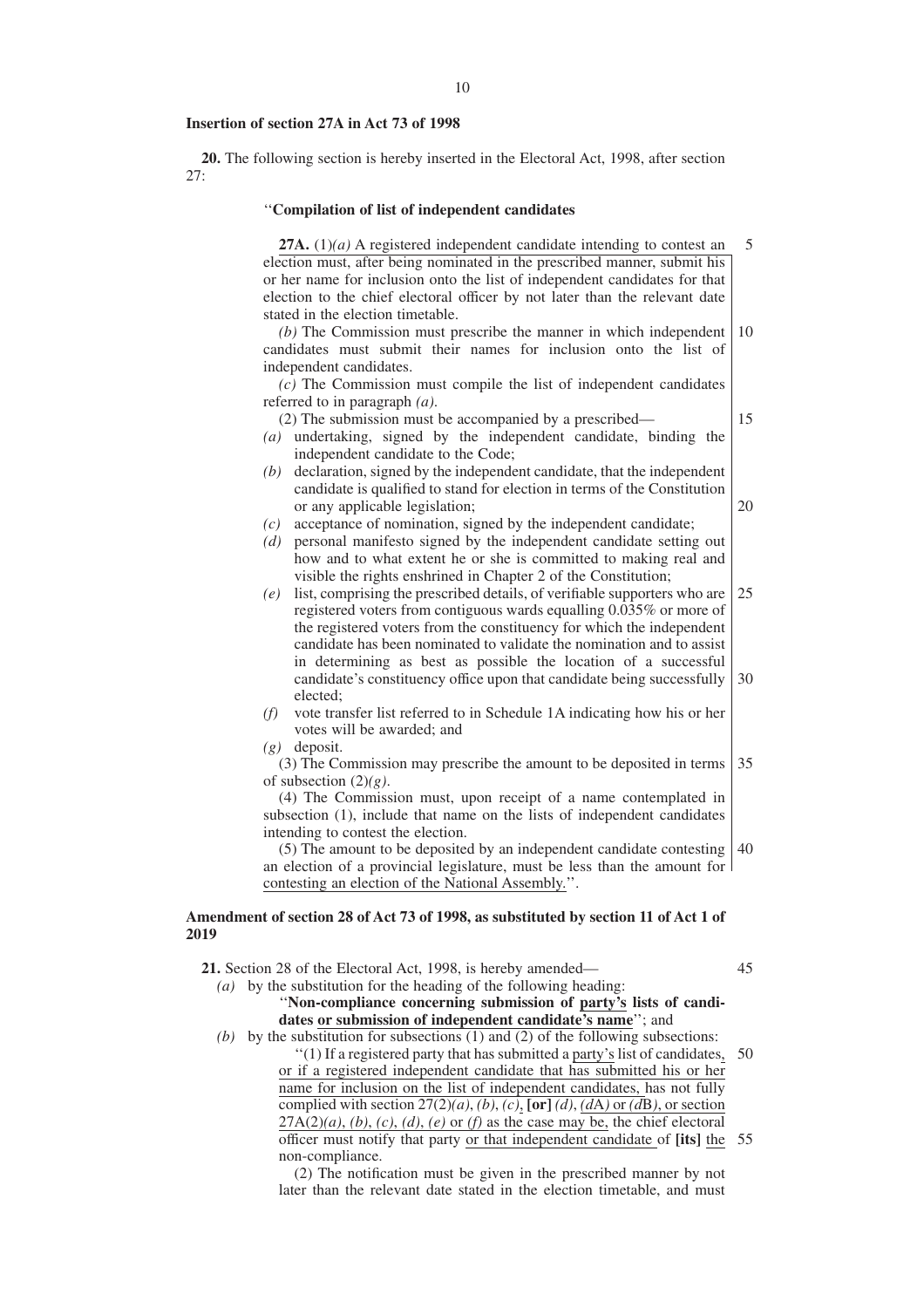**Insertion of section 27A in Act 73 of 1998**

**20.** The following section is hereby inserted in the Electoral Act, 1998, after section 27:

''**Compilation of list of independent candidates**

**27A.** (1)*(a)* A registered independent candidate intending to contest an election must, after being nominated in the prescribed manner, submit his or her name for inclusion onto the list of independent candidates for that election to the chief electoral officer by not later than the relevant date stated in the election timetable.

*(b)* The Commission must prescribe the manner in which independent candidates must submit their names for inclusion onto the list of independent candidates.

*(c)* The Commission must compile the list of independent candidates referred to in paragraph *(a)*.

(2) The submission must be accompanied by a prescribed—

*(a)* undertaking, signed by the independent candidate, binding the independent candidate to the Code;

*(b)* declaration, signed by the independent candidate, that the independent candidate is qualified to stand for election in terms of the Constitution or any applicable legislation;

*(c)* acceptance of nomination, signed by the independent candidate;

*(d)* personal manifesto signed by the independent candidate setting out how and to what extent he or she is committed to making real and visible the rights enshrined in Chapter 2 of the Constitution;

*(e)* list, comprising the prescribed details, of verifiable supporters who are registered voters from contiguous wards equalling 0.035% or more of the registered voters from the constituency for which the independent candidate has been nominated to validate the nomination and to assist in determining as best as possible the location of a successful candidate's constituency office upon that candidate being successfully elected;

*(f)* vote transfer list referred to in Schedule 1A indicating how his or her votes will be awarded; and

*(g)* deposit.

(3) The Commission may prescribe the amount to be deposited in terms of subsection (2)*(g)*.

(4) The Commission must, upon receipt of a name contemplated in subsection (1), include that name on the lists of independent candidates intending to contest the election.

(5) The amount to be deposited by an independent candidate contesting an election of a provincial legislature, must be less than the amount for contesting an election of the National Assembly.''.

**Amendment of section 28 of Act 73 of 1998, as substituted by section 11 of Act 1 of 2019**

**21.** Section 28 of the Electoral Act, 1998, is hereby amended—

*(a)* by the substitution for the heading of the following heading:

''**Non-compliance concerning submission of party's lists of candidates or submission of independent candidate's name**''; and

*(b)* by the substitution for subsections (1) and (2) of the following subsections:

''(1) If a registered party that has submitted a party's list of candidates, or if a registered independent candidate that has submitted his or her name for inclusion on the list of independent candidates, has not fully complied with section 27(2)*(a)*, *(b)*, *(c)*, **[or]** *(d)*, *(d*A*)* or *(d*B*)*, or section 27A(2)*(a)*, *(b)*, *(c)*, *(d)*, *(e)* or *(f)* as the case may be, the chief electoral officer must notify that party or that independent candidate of **[its]** the non-compliance.

(2) The notification must be given in the prescribed manner by not later than the relevant date stated in the election timetable, and must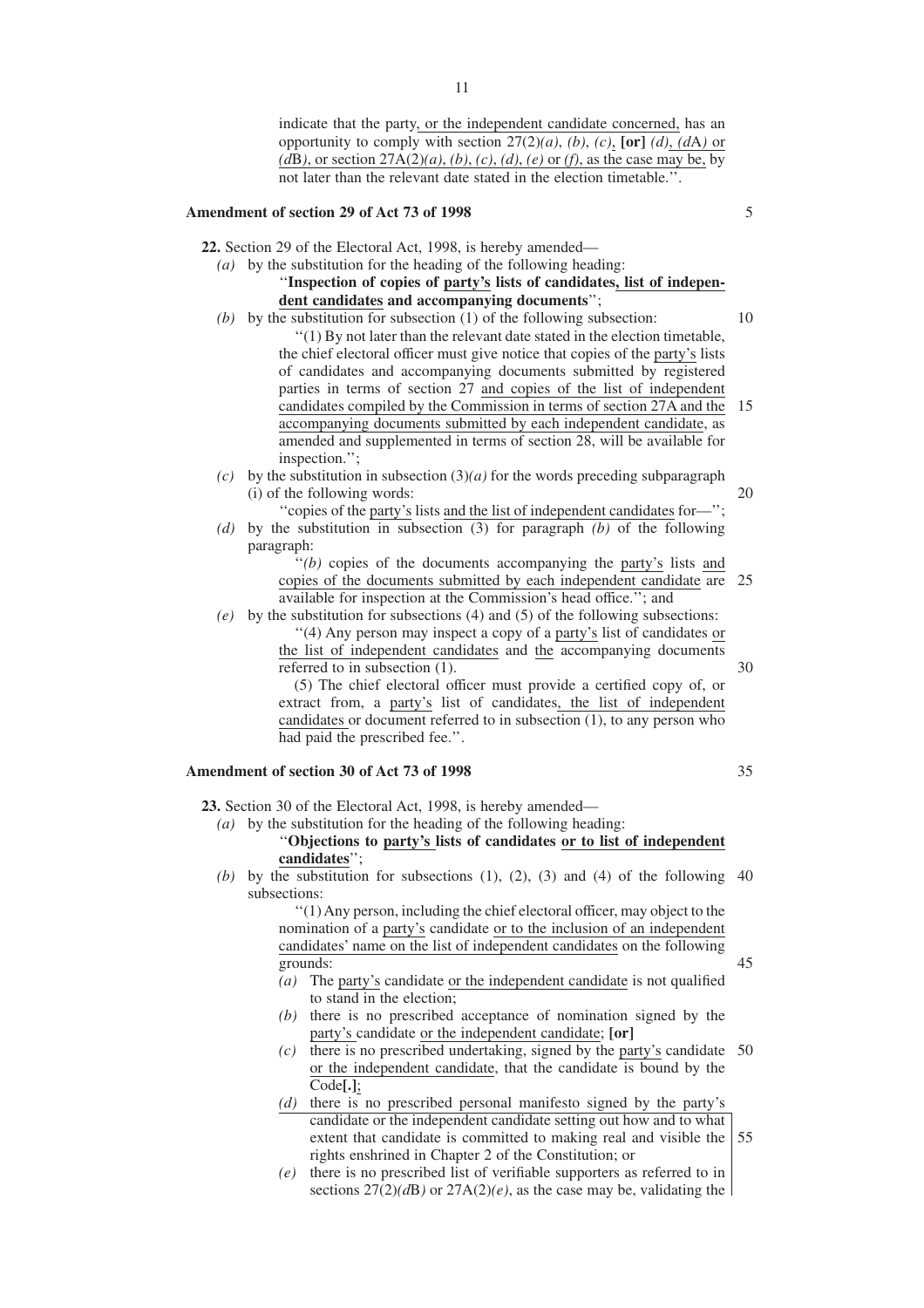indicate that the party, or the independent candidate concerned, has an opportunity to comply with section 27(2)*(a)*, *(b)*, *(c)*, **[or]** *(d)*, *(d*A*)* or *(d*B*)*, or section 27A(2)*(a)*, *(b)*, *(c)*, *(d)*, *(e)* or *(f)*, as the case may be, by not later than the relevant date stated in the election timetable.''.

**Amendment of section 29 of Act 73 of 1998**

**22.** Section 29 of the Electoral Act, 1998, is hereby amended—

*(a)* by the substitution for the heading of the following heading:

''**Inspection of copies of party's lists of candidates, list of independent candidates and accompanying documents**'';

*(b)* by the substitution for subsection (1) of the following subsection:

''(1) By not later than the relevant date stated in the election timetable, the chief electoral officer must give notice that copies of the party's lists of candidates and accompanying documents submitted by registered parties in terms of section 27 and copies of the list of independent candidates compiled by the Commission in terms of section 27A and the accompanying documents submitted by each independent candidate, as amended and supplemented in terms of section 28, will be available for inspection.'';

*(c)* by the substitution in subsection (3)*(a)* for the words preceding subparagraph (i) of the following words:

''copies of the party's lists and the list of independent candidates for—'';

*(d)* by the substitution in subsection (3) for paragraph *(b)* of the following paragraph:

''*(b)* copies of the documents accompanying the party's lists and copies of the documents submitted by each independent candidate are available for inspection at the Commission's head office.''; and

*(e)* by the substitution for subsections (4) and (5) of the following subsections:

''(4) Any person may inspect a copy of a party's list of candidates or the list of independent candidates and the accompanying documents referred to in subsection (1).

(5) The chief electoral officer must provide a certified copy of, or extract from, a party's list of candidates, the list of independent candidates or document referred to in subsection (1), to any person who had paid the prescribed fee.''.

**Amendment of section 30 of Act 73 of 1998**

**23.** Section 30 of the Electoral Act, 1998, is hereby amended—

*(a)* by the substitution for the heading of the following heading:

''**Objections to party's lists of candidates or to list of independent candidates**'';

*(b)* by the substitution for subsections (1), (2), (3) and (4) of the following subsections:

''(1) Any person, including the chief electoral officer, may object to the nomination of a party's candidate or to the inclusion of an independent candidates' name on the list of independent candidates on the following grounds:

*(a)* The party's candidate or the independent candidate is not qualified to stand in the election;

*(b)* there is no prescribed acceptance of nomination signed by the party's candidate or the independent candidate; **[or]**

*(c)* there is no prescribed undertaking, signed by the party's candidate or the independent candidate, that the candidate is bound by the Code**[.]**;

*(d)* there is no prescribed personal manifesto signed by the party's candidate or the independent candidate setting out how and to what extent that candidate is committed to making real and visible the rights enshrined in Chapter 2 of the Constitution; or

*(e)* there is no prescribed list of verifiable supporters as referred to in sections 27(2)*(d*B*)* or 27A(2)*(e)*, as the case may be, validating the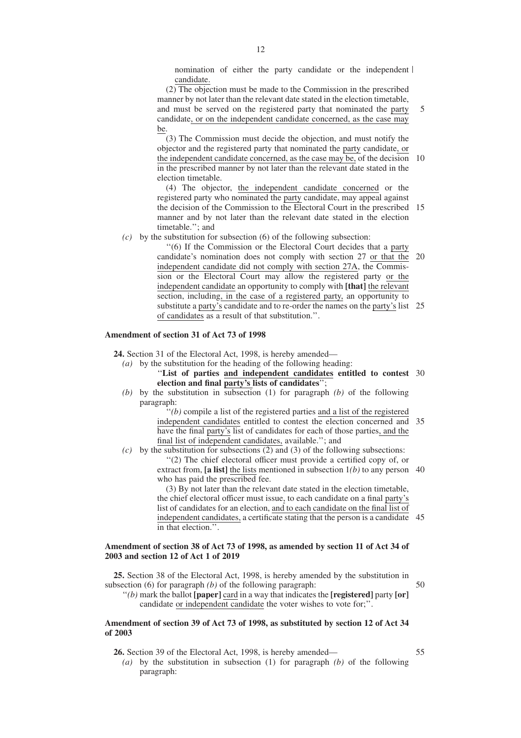nomination of either the party candidate or the independent candidate.

(2) The objection must be made to the Commission in the prescribed manner by not later than the relevant date stated in the election timetable, and must be served on the registered party that nominated the party candidate, or on the independent candidate concerned, as the case may be.

(3) The Commission must decide the objection, and must notify the objector and the registered party that nominated the party candidate, or the independent candidate concerned, as the case may be, of the decision in the prescribed manner by not later than the relevant date stated in the election timetable.

(4) The objector, the independent candidate concerned or the registered party who nominated the party candidate, may appeal against the decision of the Commission to the Electoral Court in the prescribed manner and by not later than the relevant date stated in the election timetable.''; and

*(c)* by the substitution for subsection (6) of the following subsection:

''(6) If the Commission or the Electoral Court decides that a party candidate's nomination does not comply with section 27 or that the independent candidate did not comply with section 27A, the Commission or the Electoral Court may allow the registered party or the independent candidate an opportunity to comply with **[that]** the relevant section, including, in the case of a registered party, an opportunity to substitute a party's candidate and to re-order the names on the party's list of candidates as a result of that substitution.''.

**Amendment of section 31 of Act 73 of 1998**

**24.** Section 31 of the Electoral Act, 1998, is hereby amended—

*(a)* by the substitution for the heading of the following heading:

''**List of parties and independent candidates entitled to contest election and final party's lists of candidates**'';

*(b)* by the substitution in subsection (1) for paragraph *(b)* of the following paragraph:

''*(b)* compile a list of the registered parties and a list of the registered independent candidates entitled to contest the election concerned and have the final party's list of candidates for each of those parties, and the final list of independent candidates, available.''; and

*(c)* by the substitution for subsections (2) and (3) of the following subsections:

''(2) The chief electoral officer must provide a certified copy of, or extract from, **[a list]** the lists mentioned in subsection 1*(b)* to any person who has paid the prescribed fee.

(3) By not later than the relevant date stated in the election timetable, the chief electoral officer must issue, to each candidate on a final party's list of candidates for an election, and to each candidate on the final list of independent candidates, a certificate stating that the person is a candidate in that election.''.

**Amendment of section 38 of Act 73 of 1998, as amended by section 11 of Act 34 of 2003 and section 12 of Act 1 of 2019**

**25.** Section 38 of the Electoral Act, 1998, is hereby amended by the substitution in subsection (6) for paragraph *(b)* of the following paragraph:

''*(b)* mark the ballot **[paper]** card in a way that indicates the **[registered]** party **[or]** candidate or independent candidate the voter wishes to vote for;''.

**Amendment of section 39 of Act 73 of 1998, as substituted by section 12 of Act 34 of 2003**

**26.** Section 39 of the Electoral Act, 1998, is hereby amended—

*(a)* by the substitution in subsection (1) for paragraph *(b)* of the following paragraph: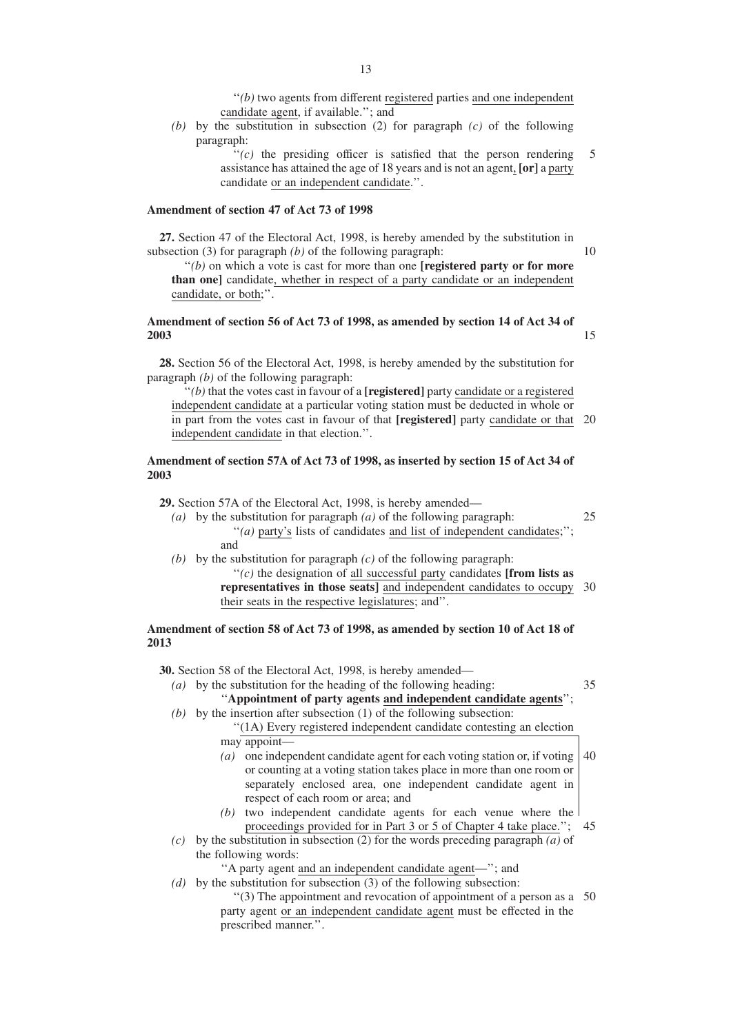"*(b)* two agents from different registered parties and one independent candidate agent, if available."; and

*(b)* by the substitution in subsection (2) for paragraph *(c)* of the following paragraph:

"*(c)* the presiding officer is satisfied that the person rendering assistance has attained the age of 18 years and is not an agent, **[or]** a party candidate or an independent candidate.".

**Amendment of section 47 of Act 73 of 1998**

**27.** Section 47 of the Electoral Act, 1998, is hereby amended by the substitution in subsection (3) for paragraph *(b)* of the following paragraph:

"*(b)* on which a vote is cast for more than one **[registered party or for more than one]** candidate, whether in respect of a party candidate or an independent candidate, or both;".

**Amendment of section 56 of Act 73 of 1998, as amended by section 14 of Act 34 of 2003**

**28.** Section 56 of the Electoral Act, 1998, is hereby amended by the substitution for paragraph *(b)* of the following paragraph:

"*(b)* that the votes cast in favour of a **[registered]** party candidate or a registered independent candidate at a particular voting station must be deducted in whole or in part from the votes cast in favour of that **[registered]** party candidate or that independent candidate in that election.".

**Amendment of section 57A of Act 73 of 1998, as inserted by section 15 of Act 34 of 2003**

**29.** Section 57A of the Electoral Act, 1998, is hereby amended—

*(a)* by the substitution for paragraph *(a)* of the following paragraph:

"*(a)* party's lists of candidates and list of independent candidates;"; and

*(b)* by the substitution for paragraph *(c)* of the following paragraph:

"*(c)* the designation of all successful party candidates **[from lists as representatives in those seats]** and independent candidates to occupy their seats in the respective legislatures; and".

**Amendment of section 58 of Act 73 of 1998, as amended by section 10 of Act 18 of 2013**

**30.** Section 58 of the Electoral Act, 1998, is hereby amended—

*(a)* by the substitution for the heading of the following heading:

"**Appointment of party agents and independent candidate agents**";

*(b)* by the insertion after subsection (1) of the following subsection:

"(1A) Every registered independent candidate contesting an election may appoint—

*(a)* one independent candidate agent for each voting station or, if voting or counting at a voting station takes place in more than one room or separately enclosed area, one independent candidate agent in respect of each room or area; and

*(b)* two independent candidate agents for each venue where the proceedings provided for in Part 3 or 5 of Chapter 4 take place.";

*(c)* by the substitution in subsection (2) for the words preceding paragraph *(a)* of the following words:

"A party agent and an independent candidate agent—"; and

*(d)* by the substitution for subsection (3) of the following subsection:

"(3) The appointment and revocation of appointment of a person as a party agent or an independent candidate agent must be effected in the prescribed manner.".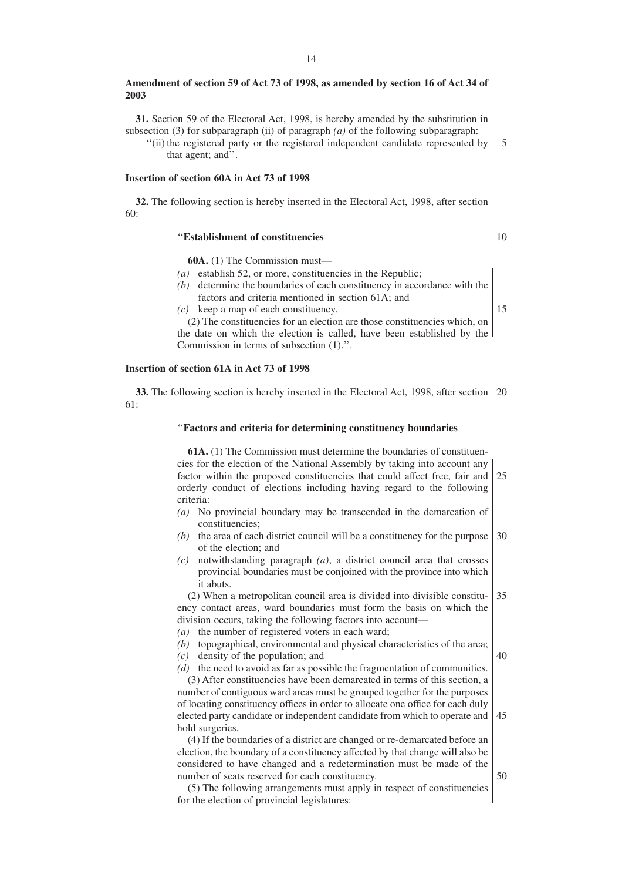**Amendment of section 59 of Act 73 of 1998, as amended by section 16 of Act 34 of 2003**

**31.** Section 59 of the Electoral Act, 1998, is hereby amended by the substitution in subsection (3) for subparagraph (ii) of paragraph *(a)* of the following subparagraph:

''(ii) the registered party or <u>the registered independent candidate</u> represented by that agent; and''.

**Insertion of section 60A in Act 73 of 1998**

**32.** The following section is hereby inserted in the Electoral Act, 1998, after section 60:

''**Establishment of constituencies**

**60A.** (1) The Commission must—

*(a)* establish 52, or more, constituencies in the Republic;

*(b)* determine the boundaries of each constituency in accordance with the factors and criteria mentioned in section 61A; and

*(c)* keep a map of each constituency.

(2) The constituencies for an election are those constituencies which, on the date on which the election is called, have been established by the Commission in terms of subsection (1).''.

**Insertion of section 61A in Act 73 of 1998**

**33.** The following section is hereby inserted in the Electoral Act, 1998, after section 61:

''**Factors and criteria for determining constituency boundaries**

**61A.** (1) The Commission must determine the boundaries of constituencies for the election of the National Assembly by taking into account any factor within the proposed constituencies that could affect free, fair and orderly conduct of elections including having regard to the following criteria:

*(a)* No provincial boundary may be transcended in the demarcation of constituencies;

*(b)* the area of each district council will be a constituency for the purpose of the election; and

*(c)* notwithstanding paragraph *(a)*, a district council area that crosses provincial boundaries must be conjoined with the province into which it abuts.

(2) When a metropolitan council area is divided into divisible constituency contact areas, ward boundaries must form the basis on which the division occurs, taking the following factors into account—

*(a)* the number of registered voters in each ward;

*(b)* topographical, environmental and physical characteristics of the area;

*(c)* density of the population; and

*(d)* the need to avoid as far as possible the fragmentation of communities.

(3) After constituencies have been demarcated in terms of this section, a number of contiguous ward areas must be grouped together for the purposes of locating constituency offices in order to allocate one office for each duly elected party candidate or independent candidate from which to operate and hold surgeries.

(4) If the boundaries of a district are changed or re-demarcated before an election, the boundary of a constituency affected by that change will also be considered to have changed and a redetermination must be made of the number of seats reserved for each constituency.

(5) The following arrangements must apply in respect of constituencies for the election of provincial legislatures: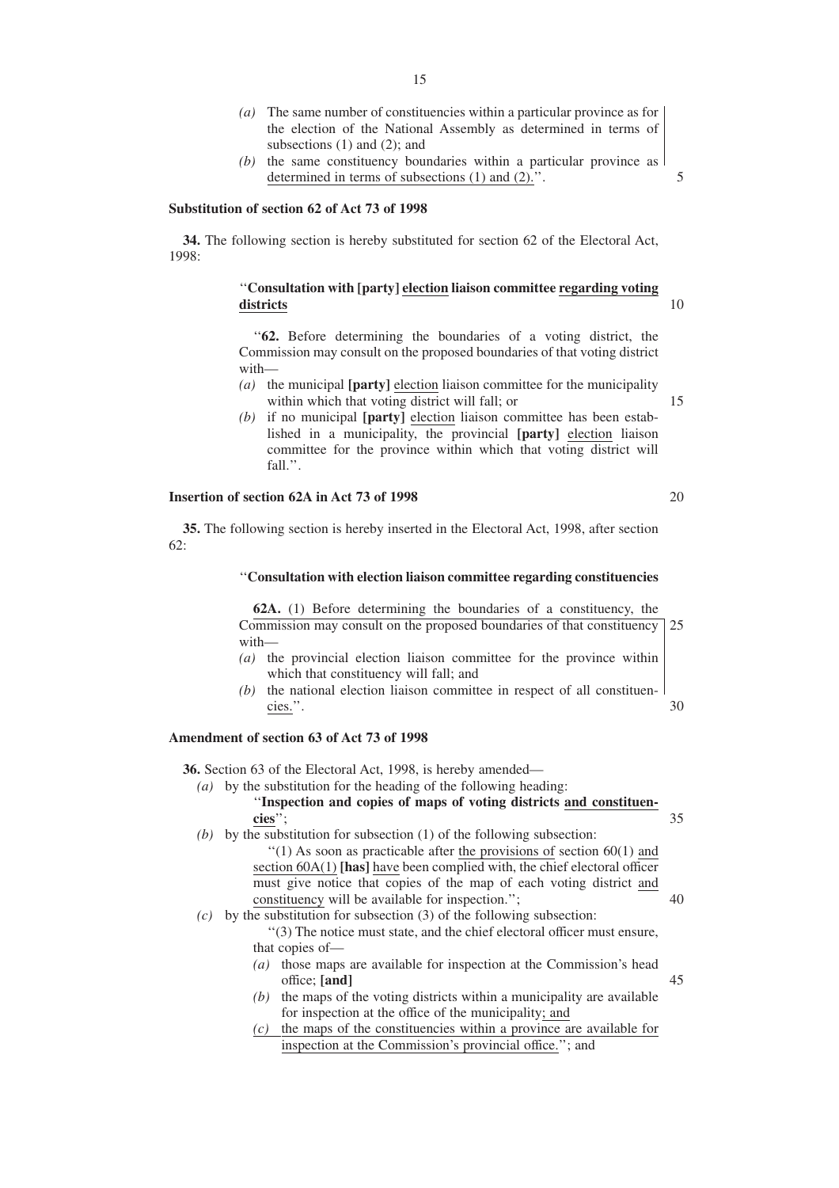*(a)* The same number of constituencies within a particular province as for the election of the National Assembly as determined in terms of subsections (1) and (2); and

*(b)* the same constituency boundaries within a particular province as <u>determined in terms of subsections (1) and (2).</u>''.

**Substitution of section 62 of Act 73 of 1998**

**34.** The following section is hereby substituted for section 62 of the Electoral Act, 1998:

> ''**Consultation with [party] <u>election</u> liaison committee <u>regarding voting districts</u>**
>
> ''**62.** Before determining the boundaries of a voting district, the Commission may consult on the proposed boundaries of that voting district with—
>
> *(a)* the municipal **[party]** <u>election</u> liaison committee for the municipality within which that voting district will fall; or
>
> *(b)* if no municipal **[party]** <u>election</u> liaison committee has been established in a municipality, the provincial **[party]** <u>election</u> liaison committee for the province within which that voting district will fall.''.

**Insertion of section 62A in Act 73 of 1998**

**35.** The following section is hereby inserted in the Electoral Act, 1998, after section 62:

> ''**<u>Consultation with election liaison committee regarding constituencies</u>**
>
> <u>**62A.** (1) Before determining the boundaries of a constituency, the Commission may consult on the proposed boundaries of that constituency with—</u>
>
> <u>*(a)* the provincial election liaison committee for the province within which that constituency will fall; and</u>
>
> <u>*(b)* the national election liaison committee in respect of all constituencies.</u>''.

**Amendment of section 63 of Act 73 of 1998**

**36.** Section 63 of the Electoral Act, 1998, is hereby amended—

*(a)* by the substitution for the heading of the following heading:

> ''**Inspection and copies of maps of voting districts <u>and constituencies</u>**'';

*(b)* by the substitution for subsection (1) of the following subsection:

> ''(1) As soon as practicable after <u>the provisions of</u> section 60(1) <u>and section 60A(1)</u> **[has]** <u>have</u> been complied with, the chief electoral officer must give notice that copies of the map of each voting district <u>and constituency</u> will be available for inspection.'';

*(c)* by the substitution for subsection (3) of the following subsection:

> ''(3) The notice must state, and the chief electoral officer must ensure, that copies of—
>
> *(a)* those maps are available for inspection at the Commission's head office; **[and]**
>
> *(b)* the maps of the voting districts within a municipality are available for inspection at the office of the municipality<u>; and</u>
>
> <u>*(c)* the maps of the constituencies within a province are available for inspection at the Commission's provincial office.</u>''; and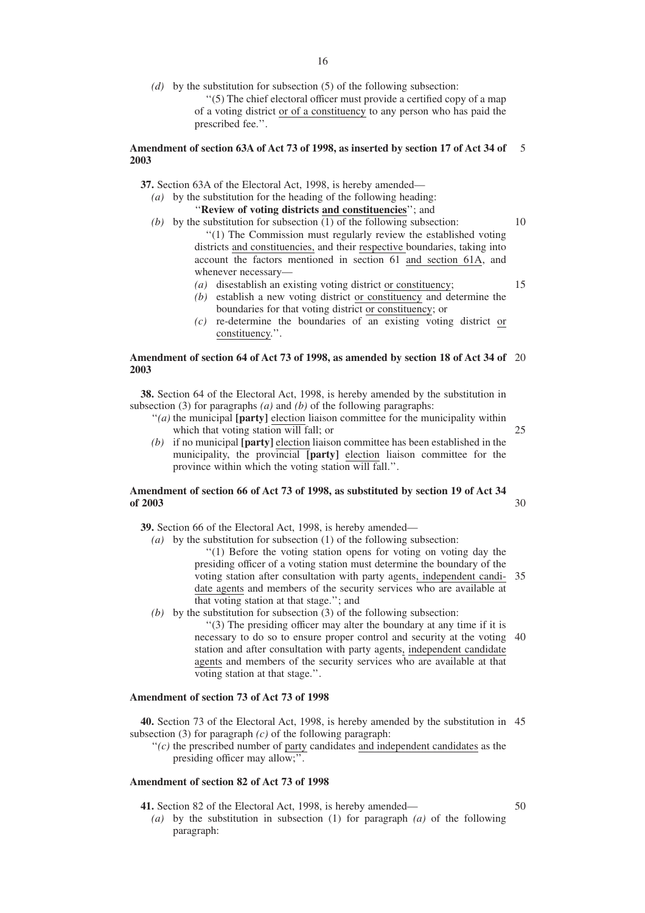*(d)* by the substitution for subsection (5) of the following subsection:

> ''(5) The chief electoral officer must provide a certified copy of a map of a voting district or of a constituency to any person who has paid the prescribed fee.''.

**Amendment of section 63A of Act 73 of 1998, as inserted by section 17 of Act 34 of 2003**

**37.** Section 63A of the Electoral Act, 1998, is hereby amended—

*(a)* by the substitution for the heading of the following heading:

> ''**Review of voting districts and constituencies**''; and

*(b)* by the substitution for subsection (1) of the following subsection:

> ''(1) The Commission must regularly review the established voting districts and constituencies, and their respective boundaries, taking into account the factors mentioned in section 61 and section 61A, and whenever necessary—
>
> *(a)* disestablish an existing voting district or constituency;
>
> *(b)* establish a new voting district or constituency and determine the boundaries for that voting district or constituency; or
>
> *(c)* re-determine the boundaries of an existing voting district or constituency.''.

**Amendment of section 64 of Act 73 of 1998, as amended by section 18 of Act 34 of 2003**

**38.** Section 64 of the Electoral Act, 1998, is hereby amended by the substitution in subsection (3) for paragraphs *(a)* and *(b)* of the following paragraphs:

> ''*(a)* the municipal **[party]** election liaison committee for the municipality within which that voting station will fall; or
>
> *(b)* if no municipal **[party]** election liaison committee has been established in the municipality, the provincial **[party]** election liaison committee for the province within which the voting station will fall.''.

**Amendment of section 66 of Act 73 of 1998, as substituted by section 19 of Act 34 of 2003**

**39.** Section 66 of the Electoral Act, 1998, is hereby amended—

*(a)* by the substitution for subsection (1) of the following subsection:

> ''(1) Before the voting station opens for voting on voting day the presiding officer of a voting station must determine the boundary of the voting station after consultation with party agents, independent candidate agents and members of the security services who are available at that voting station at that stage.''; and

*(b)* by the substitution for subsection (3) of the following subsection:

> ''(3) The presiding officer may alter the boundary at any time if it is necessary to do so to ensure proper control and security at the voting station and after consultation with party agents, independent candidate agents and members of the security services who are available at that voting station at that stage.''.

**Amendment of section 73 of Act 73 of 1998**

**40.** Section 73 of the Electoral Act, 1998, is hereby amended by the substitution in subsection (3) for paragraph *(c)* of the following paragraph:

> ''*(c)* the prescribed number of party candidates and independent candidates as the presiding officer may allow;''.

**Amendment of section 82 of Act 73 of 1998**

**41.** Section 82 of the Electoral Act, 1998, is hereby amended—

*(a)* by the substitution in subsection (1) for paragraph *(a)* of the following paragraph: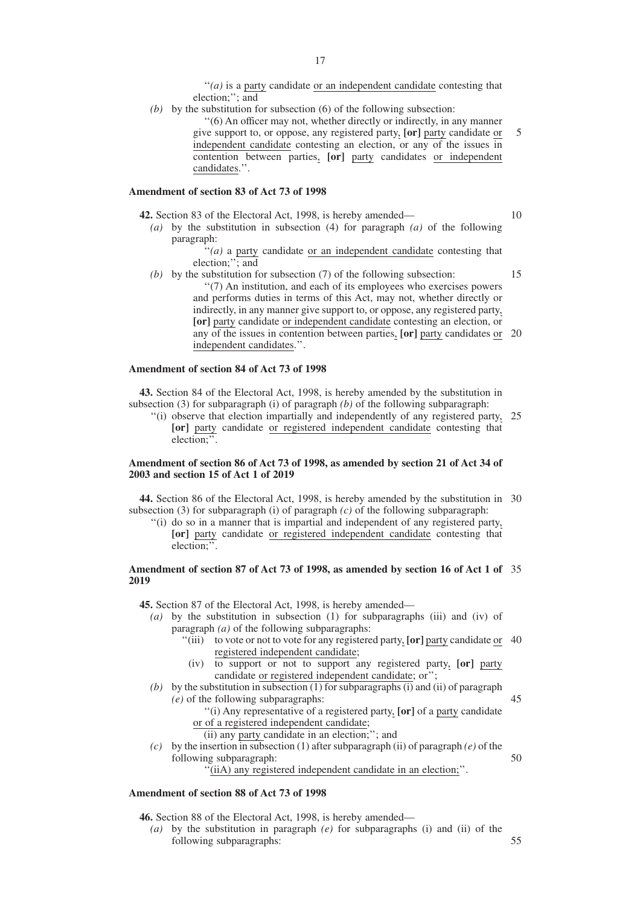"*(a)* is a party candidate or an independent candidate contesting that election;"; and

*(b)* by the substitution for subsection (6) of the following subsection:

"(6) An officer may not, whether directly or indirectly, in any manner give support to, or oppose, any registered party, **[or]** party candidate or independent candidate contesting an election, or any of the issues in contention between parties, **[or]** party candidates or independent candidates.".

**Amendment of section 83 of Act 73 of 1998**

**42.** Section 83 of the Electoral Act, 1998, is hereby amended—

*(a)* by the substitution in subsection (4) for paragraph *(a)* of the following paragraph:

"*(a)* a party candidate or an independent candidate contesting that election;"; and

*(b)* by the substitution for subsection (7) of the following subsection:

"(7) An institution, and each of its employees who exercises powers and performs duties in terms of this Act, may not, whether directly or indirectly, in any manner give support to, or oppose, any registered party, **[or]** party candidate or independent candidate contesting an election, or any of the issues in contention between parties, **[or]** party candidates or independent candidates.".

**Amendment of section 84 of Act 73 of 1998**

**43.** Section 84 of the Electoral Act, 1998, is hereby amended by the substitution in subsection (3) for subparagraph (i) of paragraph *(b)* of the following subparagraph:

"(i) observe that election impartially and independently of any registered party, **[or]** party candidate or registered independent candidate contesting that election;".

**Amendment of section 86 of Act 73 of 1998, as amended by section 21 of Act 34 of 2003 and section 15 of Act 1 of 2019**

**44.** Section 86 of the Electoral Act, 1998, is hereby amended by the substitution in subsection (3) for subparagraph (i) of paragraph *(c)* of the following subparagraph:

"(i) do so in a manner that is impartial and independent of any registered party, **[or]** party candidate or registered independent candidate contesting that election;".

**Amendment of section 87 of Act 73 of 1998, as amended by section 16 of Act 1 of 2019**

**45.** Section 87 of the Electoral Act, 1998, is hereby amended—

*(a)* by the substitution in subsection (1) for subparagraphs (iii) and (iv) of paragraph *(a)* of the following subparagraphs:

"(iii) to vote or not to vote for any registered party, **[or]** party candidate or registered independent candidate;

(iv) to support or not to support any registered party, **[or]** party candidate or registered independent candidate; or";

*(b)* by the substitution in subsection (1) for subparagraphs (i) and (ii) of paragraph *(e)* of the following subparagraphs:

"(i) Any representative of a registered party, **[or]** of a party candidate or of a registered independent candidate;

(ii) any party candidate in an election;"; and

*(c)* by the insertion in subsection (1) after subparagraph (ii) of paragraph *(e)* of the following subparagraph:

"(iiA) any registered independent candidate in an election;".

**Amendment of section 88 of Act 73 of 1998**

**46.** Section 88 of the Electoral Act, 1998, is hereby amended—

*(a)* by the substitution in paragraph *(e)* for subparagraphs (i) and (ii) of the following subparagraphs: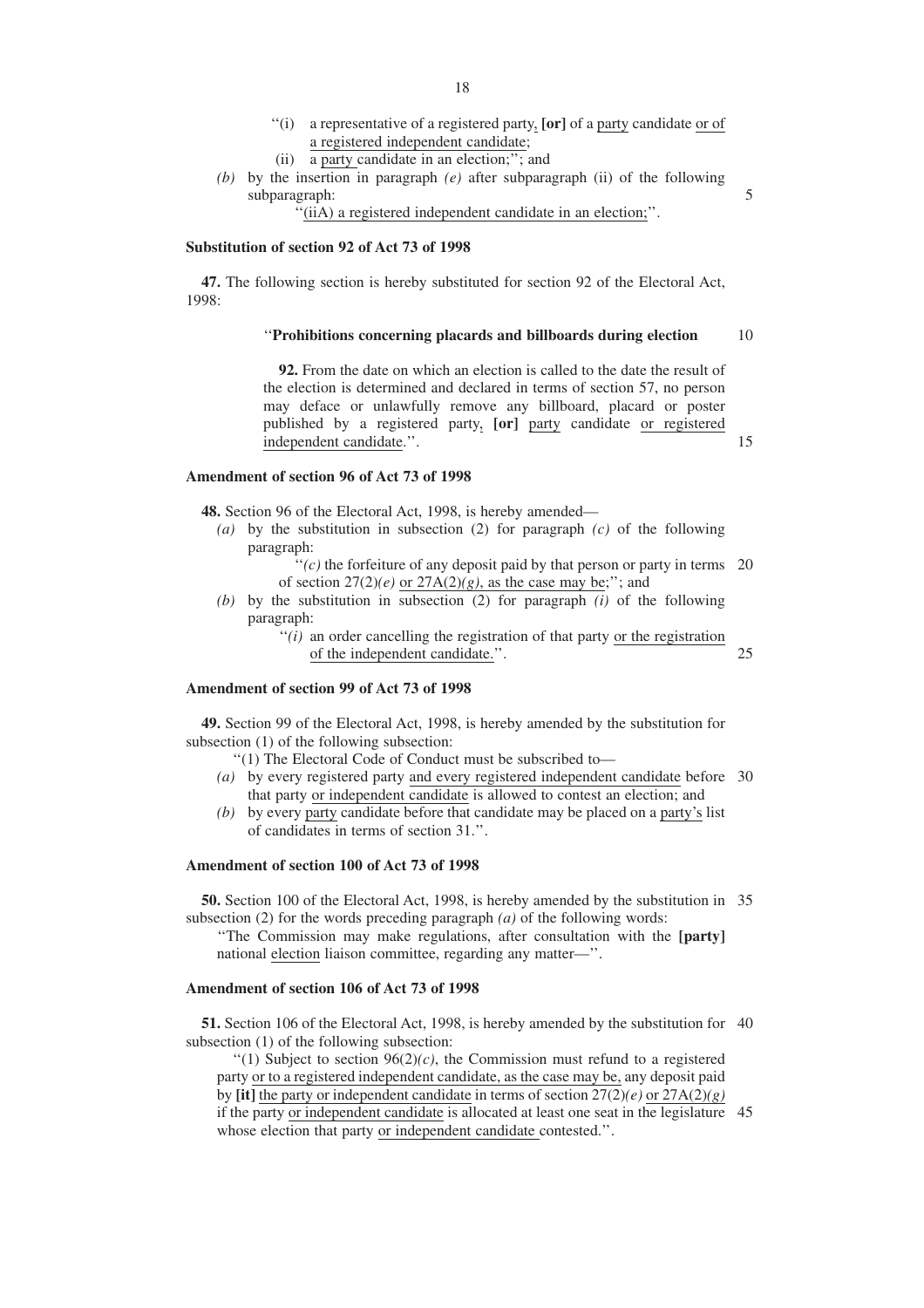''(i) a representative of a registered party, **[or]** of a party candidate or of a registered independent candidate;

(ii) a party candidate in an election;''; and

*(b)* by the insertion in paragraph *(e)* after subparagraph (ii) of the following subparagraph:

''(iiA) a registered independent candidate in an election;''.

**Substitution of section 92 of Act 73 of 1998**

**47.** The following section is hereby substituted for section 92 of the Electoral Act, 1998:

''**Prohibitions concerning placards and billboards during election**

**92.** From the date on which an election is called to the date the result of the election is determined and declared in terms of section 57, no person may deface or unlawfully remove any billboard, placard or poster published by a registered party, **[or]** party candidate or registered independent candidate.''.

**Amendment of section 96 of Act 73 of 1998**

**48.** Section 96 of the Electoral Act, 1998, is hereby amended—

*(a)* by the substitution in subsection (2) for paragraph *(c)* of the following paragraph:

''*(c)* the forfeiture of any deposit paid by that person or party in terms of section 27(2)*(e)* or 27A(2)*(g)*, as the case may be;''; and

*(b)* by the substitution in subsection (2) for paragraph *(i)* of the following paragraph:

''*(i)* an order cancelling the registration of that party or the registration of the independent candidate.''.

**Amendment of section 99 of Act 73 of 1998**

**49.** Section 99 of the Electoral Act, 1998, is hereby amended by the substitution for subsection (1) of the following subsection:

''(1) The Electoral Code of Conduct must be subscribed to—

*(a)* by every registered party and every registered independent candidate before that party or independent candidate is allowed to contest an election; and

*(b)* by every party candidate before that candidate may be placed on a party's list of candidates in terms of section 31.''.

**Amendment of section 100 of Act 73 of 1998**

**50.** Section 100 of the Electoral Act, 1998, is hereby amended by the substitution in subsection (2) for the words preceding paragraph *(a)* of the following words:

''The Commission may make regulations, after consultation with the **[party]** national election liaison committee, regarding any matter—''.

**Amendment of section 106 of Act 73 of 1998**

**51.** Section 106 of the Electoral Act, 1998, is hereby amended by the substitution for subsection (1) of the following subsection:

''(1) Subject to section 96(2)*(c)*, the Commission must refund to a registered party or to a registered independent candidate, as the case may be, any deposit paid by **[it]** the party or independent candidate in terms of section 27(2)*(e)* or 27A(2)*(g)* if the party or independent candidate is allocated at least one seat in the legislature whose election that party or independent candidate contested.''.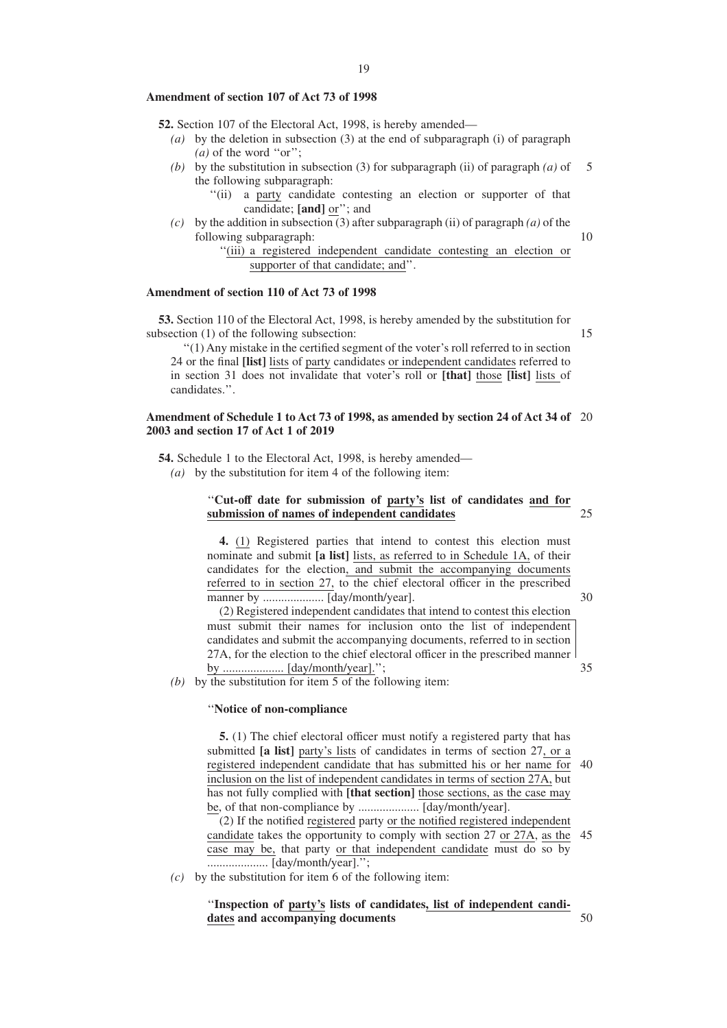**Amendment of section 107 of Act 73 of 1998**

**52.** Section 107 of the Electoral Act, 1998, is hereby amended—

*(a)* by the deletion in subsection (3) at the end of subparagraph (i) of paragraph *(a)* of the word ''or'';

*(b)* by the substitution in subsection (3) for subparagraph (ii) of paragraph *(a)* of the following subparagraph:

''(ii) a party candidate contesting an election or supporter of that candidate; **[and]** or''; and

*(c)* by the addition in subsection (3) after subparagraph (ii) of paragraph *(a)* of the following subparagraph:

''(iii) a registered independent candidate contesting an election or supporter of that candidate; and''.

**Amendment of section 110 of Act 73 of 1998**

**53.** Section 110 of the Electoral Act, 1998, is hereby amended by the substitution for subsection (1) of the following subsection:

''(1) Any mistake in the certified segment of the voter's roll referred to in section 24 or the final **[list]** lists of party candidates or independent candidates referred to in section 31 does not invalidate that voter's roll or **[that]** those **[list]** lists of candidates.''.

**Amendment of Schedule 1 to Act 73 of 1998, as amended by section 24 of Act 34 of 2003 and section 17 of Act 1 of 2019**

**54.** Schedule 1 to the Electoral Act, 1998, is hereby amended—

*(a)* by the substitution for item 4 of the following item:

''**Cut-off date for submission of party's list of candidates and for submission of names of independent candidates**

**4.** (1) Registered parties that intend to contest this election must nominate and submit **[a list]** lists, as referred to in Schedule 1A, of their candidates for the election, and submit the accompanying documents referred to in section 27, to the chief electoral officer in the prescribed manner by .................... [day/month/year].

(2) Registered independent candidates that intend to contest this election must submit their names for inclusion onto the list of independent candidates and submit the accompanying documents, referred to in section 27A, for the election to the chief electoral officer in the prescribed manner by .................... [day/month/year].'';

*(b)* by the substitution for item 5 of the following item:

''**Notice of non-compliance**

**5.** (1) The chief electoral officer must notify a registered party that has submitted **[a list]** party's lists of candidates in terms of section 27, or a registered independent candidate that has submitted his or her name for inclusion on the list of independent candidates in terms of section 27A, but has not fully complied with **[that section]** those sections, as the case may be, of that non-compliance by .................... [day/month/year].

(2) If the notified registered party or the notified registered independent candidate takes the opportunity to comply with section 27 or 27A, as the case may be, that party or that independent candidate must do so by .................... [day/month/year].'';

*(c)* by the substitution for item 6 of the following item:

''**Inspection of party's lists of candidates, list of independent candidates and accompanying documents**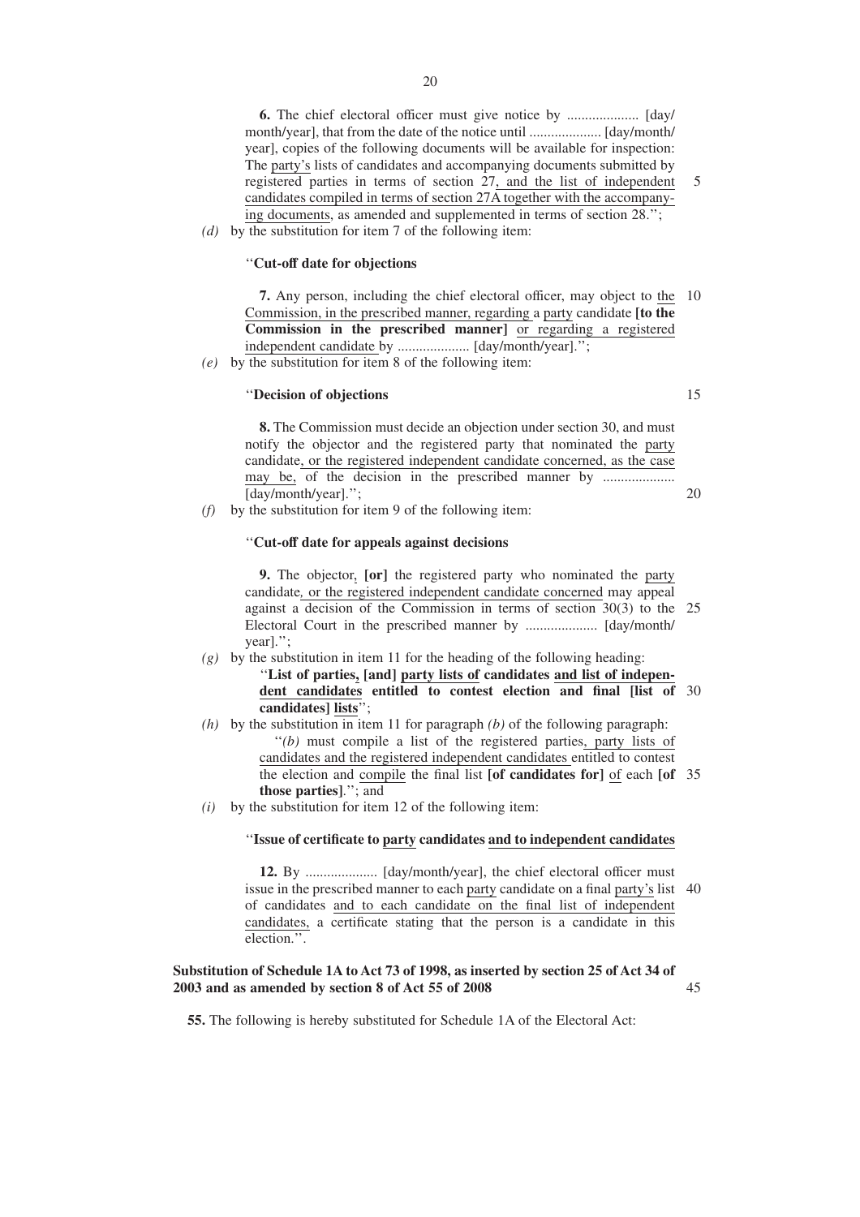**6.** The chief electoral officer must give notice by .................... [day/month/year], that from the date of the notice until .................... [day/month/year], copies of the following documents will be available for inspection: The party's lists of candidates and accompanying documents submitted by registered parties in terms of section 27, and the list of independent candidates compiled in terms of section 27A together with the accompanying documents, as amended and supplemented in terms of section 28.'';

*(d)* by the substitution for item 7 of the following item:

''**Cut-off date for objections**

**7.** Any person, including the chief electoral officer, may object to the Commission, in the prescribed manner, regarding a party candidate **[to the Commission in the prescribed manner]** or regarding a registered independent candidate by .................... [day/month/year].'';

*(e)* by the substitution for item 8 of the following item:

''**Decision of objections**

**8.** The Commission must decide an objection under section 30, and must notify the objector and the registered party that nominated the party candidate, or the registered independent candidate concerned, as the case may be, of the decision in the prescribed manner by .................... [day/month/year].'';

*(f)* by the substitution for item 9 of the following item:

''**Cut-off date for appeals against decisions**

**9.** The objector, **[or]** the registered party who nominated the party candidate, or the registered independent candidate concerned may appeal against a decision of the Commission in terms of section 30(3) to the Electoral Court in the prescribed manner by .................... [day/month/year].'';

*(g)* by the substitution in item 11 for the heading of the following heading:

''**List of parties, [and] party lists of candidates and list of independent candidates entitled to contest election and final [list of candidates] lists**'';

*(h)* by the substitution in item 11 for paragraph *(b)* of the following paragraph:

''*(b)* must compile a list of the registered parties, party lists of candidates and the registered independent candidates entitled to contest the election and compile the final list **[of candidates for]** of each **[of those parties]**.''; and

*(i)* by the substitution for item 12 of the following item:

''**Issue of certificate to party candidates and to independent candidates**

**12.** By .................... [day/month/year], the chief electoral officer must issue in the prescribed manner to each party candidate on a final party's list of candidates and to each candidate on the final list of independent candidates, a certificate stating that the person is a candidate in this election.''.

**Substitution of Schedule 1A to Act 73 of 1998, as inserted by section 25 of Act 34 of 2003 and as amended by section 8 of Act 55 of 2008**

**55.** The following is hereby substituted for Schedule 1A of the Electoral Act: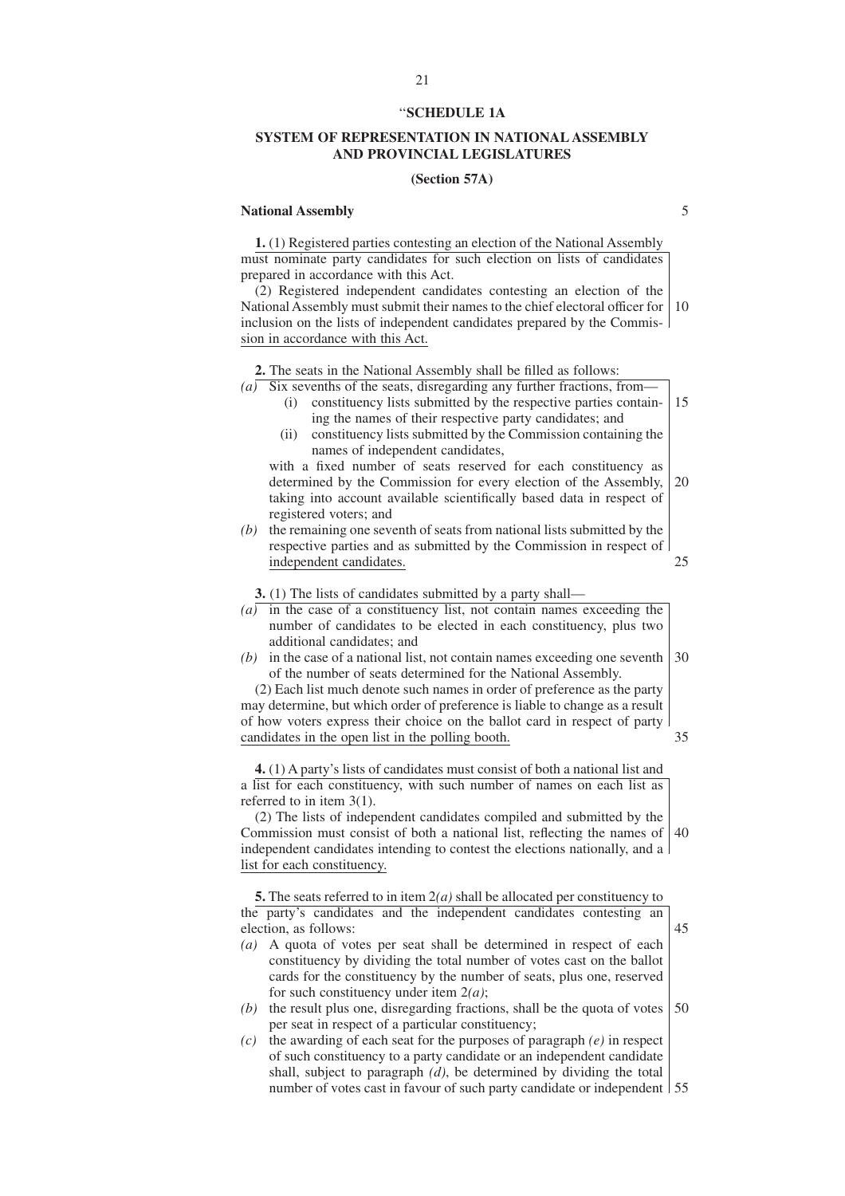"**SCHEDULE 1A**

**SYSTEM OF REPRESENTATION IN NATIONAL ASSEMBLY AND PROVINCIAL LEGISLATURES**

**(Section 57A)**

**National Assembly**

**1.** (1) Registered parties contesting an election of the National Assembly must nominate party candidates for such election on lists of candidates prepared in accordance with this Act.

(2) Registered independent candidates contesting an election of the National Assembly must submit their names to the chief electoral officer for inclusion on the lists of independent candidates prepared by the Commission in accordance with this Act.

**2.** The seats in the National Assembly shall be filled as follows:

*(a)* Six sevenths of the seats, disregarding any further fractions, from—
   (i) constituency lists submitted by the respective parties containing the names of their respective party candidates; and
   (ii) constituency lists submitted by the Commission containing the names of independent candidates,

   with a fixed number of seats reserved for each constituency as determined by the Commission for every election of the Assembly, taking into account available scientifically based data in respect of registered voters; and

*(b)* the remaining one seventh of seats from national lists submitted by the respective parties and as submitted by the Commission in respect of independent candidates.

**3.** (1) The lists of candidates submitted by a party shall—

*(a)* in the case of a constituency list, not contain names exceeding the number of candidates to be elected in each constituency, plus two additional candidates; and

*(b)* in the case of a national list, not contain names exceeding one seventh of the number of seats determined for the National Assembly.

(2) Each list much denote such names in order of preference as the party may determine, but which order of preference is liable to change as a result of how voters express their choice on the ballot card in respect of party candidates in the open list in the polling booth.

**4.** (1) A party's lists of candidates must consist of both a national list and a list for each constituency, with such number of names on each list as referred to in item 3(1).

(2) The lists of independent candidates compiled and submitted by the Commission must consist of both a national list, reflecting the names of independent candidates intending to contest the elections nationally, and a list for each constituency.

**5.** The seats referred to in item 2*(a)* shall be allocated per constituency to the party's candidates and the independent candidates contesting an election, as follows:

*(a)* A quota of votes per seat shall be determined in respect of each constituency by dividing the total number of votes cast on the ballot cards for the constituency by the number of seats, plus one, reserved for such constituency under item 2*(a)*;

*(b)* the result plus one, disregarding fractions, shall be the quota of votes per seat in respect of a particular constituency;

*(c)* the awarding of each seat for the purposes of paragraph *(e)* in respect of such constituency to a party candidate or an independent candidate shall, subject to paragraph *(d)*, be determined by dividing the total number of votes cast in favour of such party candidate or independent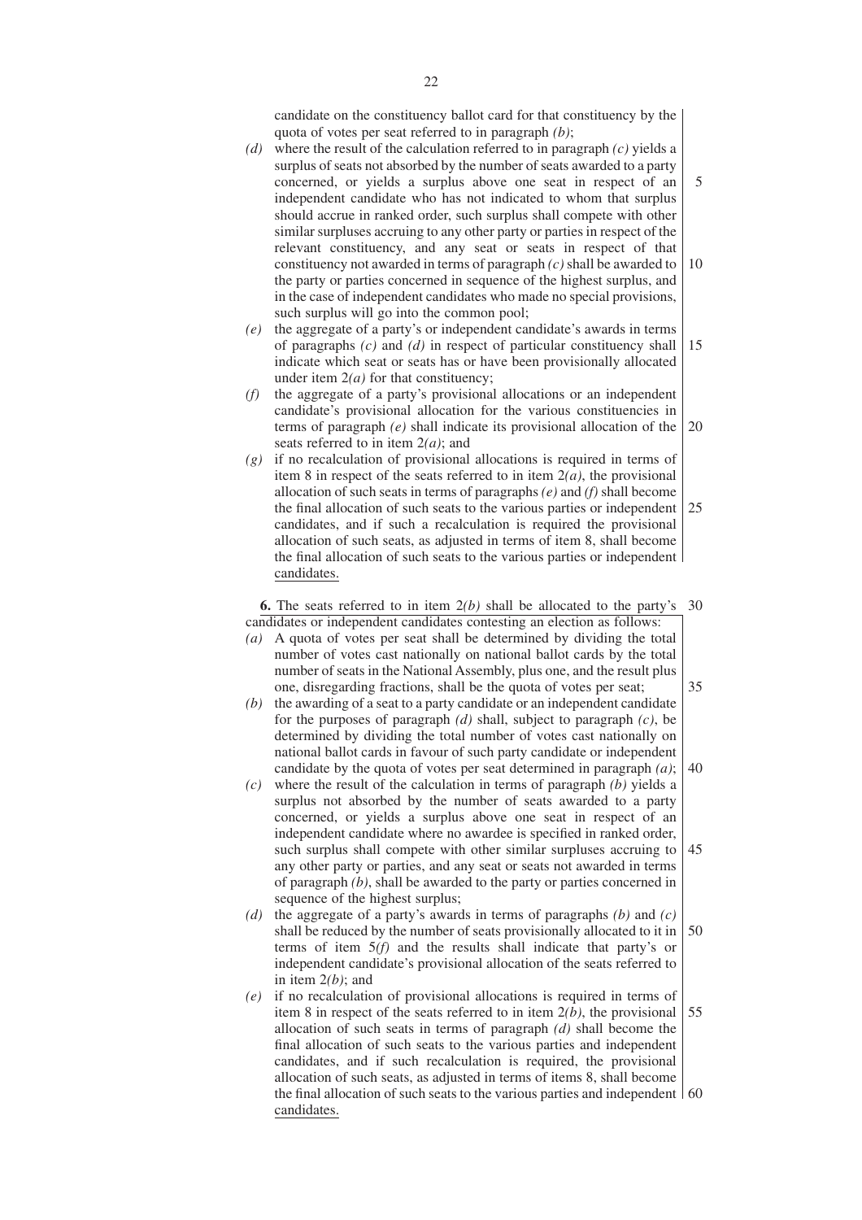candidate on the constituency ballot card for that constituency by the quota of votes per seat referred to in paragraph *(b)*;

*(d)* where the result of the calculation referred to in paragraph *(c)* yields a surplus of seats not absorbed by the number of seats awarded to a party concerned, or yields a surplus above one seat in respect of an independent candidate who has not indicated to whom that surplus should accrue in ranked order, such surplus shall compete with other similar surpluses accruing to any other party or parties in respect of the relevant constituency, and any seat or seats in respect of that constituency not awarded in terms of paragraph *(c)* shall be awarded to the party or parties concerned in sequence of the highest surplus, and in the case of independent candidates who made no special provisions, such surplus will go into the common pool;

*(e)* the aggregate of a party's or independent candidate's awards in terms of paragraphs *(c)* and *(d)* in respect of particular constituency shall indicate which seat or seats has or have been provisionally allocated under item 2*(a)* for that constituency;

*(f)* the aggregate of a party's provisional allocations or an independent candidate's provisional allocation for the various constituencies in terms of paragraph *(e)* shall indicate its provisional allocation of the seats referred to in item 2*(a)*; and

*(g)* if no recalculation of provisional allocations is required in terms of item 8 in respect of the seats referred to in item 2*(a)*, the provisional allocation of such seats in terms of paragraphs *(e)* and *(f)* shall become the final allocation of such seats to the various parties or independent candidates, and if such a recalculation is required the provisional allocation of such seats, as adjusted in terms of item 8, shall become the final allocation of such seats to the various parties or independent candidates.

**6.** The seats referred to in item 2*(b)* shall be allocated to the party's candidates or independent candidates contesting an election as follows:

*(a)* A quota of votes per seat shall be determined by dividing the total number of votes cast nationally on national ballot cards by the total number of seats in the National Assembly, plus one, and the result plus one, disregarding fractions, shall be the quota of votes per seat;

*(b)* the awarding of a seat to a party candidate or an independent candidate for the purposes of paragraph *(d)* shall, subject to paragraph *(c)*, be determined by dividing the total number of votes cast nationally on national ballot cards in favour of such party candidate or independent candidate by the quota of votes per seat determined in paragraph *(a)*;

*(c)* where the result of the calculation in terms of paragraph *(b)* yields a surplus not absorbed by the number of seats awarded to a party concerned, or yields a surplus above one seat in respect of an independent candidate where no awardee is specified in ranked order, such surplus shall compete with other similar surpluses accruing to any other party or parties, and any seat or seats not awarded in terms of paragraph *(b)*, shall be awarded to the party or parties concerned in sequence of the highest surplus;

*(d)* the aggregate of a party's awards in terms of paragraphs *(b)* and *(c)* shall be reduced by the number of seats provisionally allocated to it in terms of item 5*(f)* and the results shall indicate that party's or independent candidate's provisional allocation of the seats referred to in item 2*(b)*; and

*(e)* if no recalculation of provisional allocations is required in terms of item 8 in respect of the seats referred to in item 2*(b)*, the provisional allocation of such seats in terms of paragraph *(d)* shall become the final allocation of such seats to the various parties and independent candidates, and if such recalculation is required, the provisional allocation of such seats, as adjusted in terms of items 8, shall become the final allocation of such seats to the various parties and independent candidates.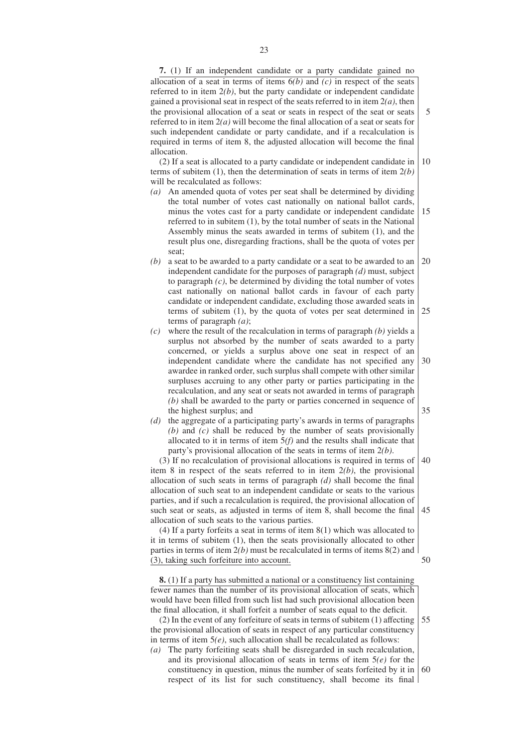**7.** (1) If an independent candidate or a party candidate gained no allocation of a seat in terms of items 6*(b)* and *(c)* in respect of the seats referred to in item 2*(b)*, but the party candidate or independent candidate gained a provisional seat in respect of the seats referred to in item 2*(a)*, then the provisional allocation of a seat or seats in respect of the seat or seats referred to in item 2*(a)* will become the final allocation of a seat or seats for such independent candidate or party candidate, and if a recalculation is required in terms of item 8, the adjusted allocation will become the final allocation.

(2) If a seat is allocated to a party candidate or independent candidate in terms of subitem (1), then the determination of seats in terms of item 2*(b)* will be recalculated as follows:

*(a)* An amended quota of votes per seat shall be determined by dividing the total number of votes cast nationally on national ballot cards, minus the votes cast for a party candidate or independent candidate referred to in subitem (1), by the total number of seats in the National Assembly minus the seats awarded in terms of subitem (1), and the result plus one, disregarding fractions, shall be the quota of votes per seat;

*(b)* a seat to be awarded to a party candidate or a seat to be awarded to an independent candidate for the purposes of paragraph *(d)* must, subject to paragraph *(c)*, be determined by dividing the total number of votes cast nationally on national ballot cards in favour of each party candidate or independent candidate, excluding those awarded seats in terms of subitem (1), by the quota of votes per seat determined in terms of paragraph *(a)*;

*(c)* where the result of the recalculation in terms of paragraph *(b)* yields a surplus not absorbed by the number of seats awarded to a party concerned, or yields a surplus above one seat in respect of an independent candidate where the candidate has not specified any awardee in ranked order, such surplus shall compete with other similar surpluses accruing to any other party or parties participating in the recalculation, and any seat or seats not awarded in terms of paragraph *(b)* shall be awarded to the party or parties concerned in sequence of the highest surplus; and

*(d)* the aggregate of a participating party's awards in terms of paragraphs *(b)* and *(c)* shall be reduced by the number of seats provisionally allocated to it in terms of item 5*(f)* and the results shall indicate that party's provisional allocation of the seats in terms of item 2*(b)*.

(3) If no recalculation of provisional allocations is required in terms of item 8 in respect of the seats referred to in item 2*(b)*, the provisional allocation of such seats in terms of paragraph *(d)* shall become the final allocation of such seat to an independent candidate or seats to the various parties, and if such a recalculation is required, the provisional allocation of such seat or seats, as adjusted in terms of item 8, shall become the final allocation of such seats to the various parties.

(4) If a party forfeits a seat in terms of item 8(1) which was allocated to it in terms of subitem (1), then the seats provisionally allocated to other parties in terms of item 2*(b)* must be recalculated in terms of items 8(2) and (3), taking such forfeiture into account.

**8.** (1) If a party has submitted a national or a constituency list containing fewer names than the number of its provisional allocation of seats, which would have been filled from such list had such provisional allocation been the final allocation, it shall forfeit a number of seats equal to the deficit.

(2) In the event of any forfeiture of seats in terms of subitem (1) affecting the provisional allocation of seats in respect of any particular constituency in terms of item 5*(e)*, such allocation shall be recalculated as follows:

*(a)* The party forfeiting seats shall be disregarded in such recalculation, and its provisional allocation of seats in terms of item 5*(e)* for the constituency in question, minus the number of seats forfeited by it in respect of its list for such constituency, shall become its final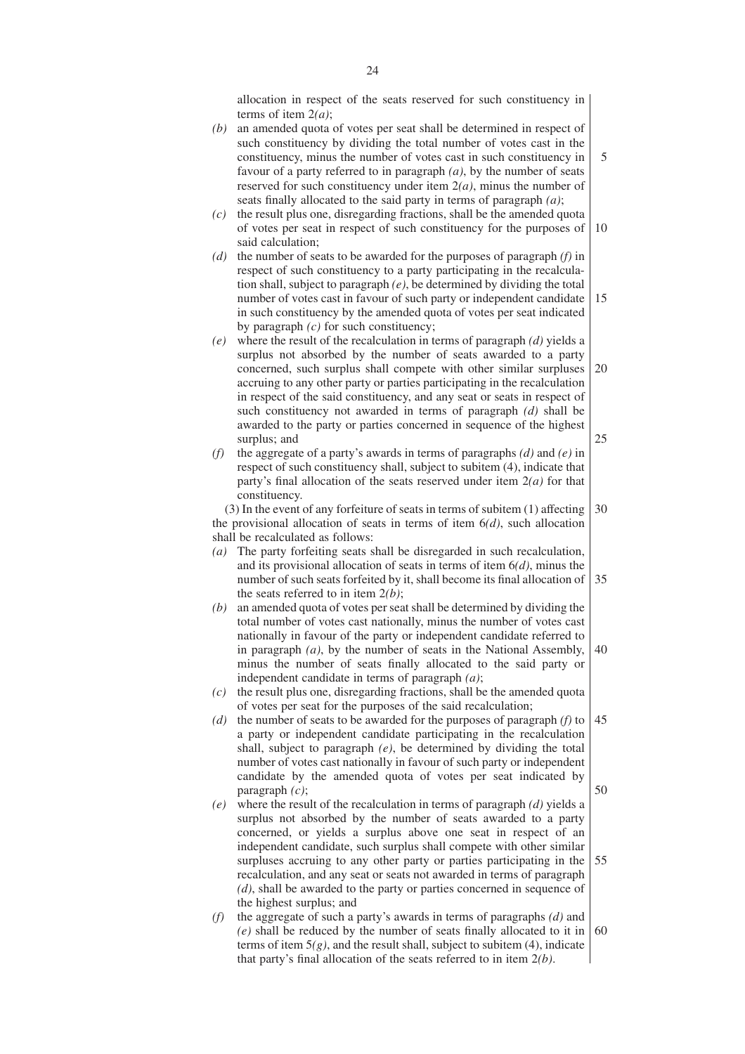allocation in respect of the seats reserved for such constituency in terms of item 2*(a)*;

*(b)* an amended quota of votes per seat shall be determined in respect of such constituency by dividing the total number of votes cast in the constituency, minus the number of votes cast in such constituency in favour of a party referred to in paragraph *(a)*, by the number of seats reserved for such constituency under item 2*(a)*, minus the number of seats finally allocated to the said party in terms of paragraph *(a)*;

*(c)* the result plus one, disregarding fractions, shall be the amended quota of votes per seat in respect of such constituency for the purposes of said calculation;

*(d)* the number of seats to be awarded for the purposes of paragraph *(f)* in respect of such constituency to a party participating in the recalculation shall, subject to paragraph *(e)*, be determined by dividing the total number of votes cast in favour of such party or independent candidate in such constituency by the amended quota of votes per seat indicated by paragraph *(c)* for such constituency;

*(e)* where the result of the recalculation in terms of paragraph *(d)* yields a surplus not absorbed by the number of seats awarded to a party concerned, such surplus shall compete with other similar surpluses accruing to any other party or parties participating in the recalculation in respect of the said constituency, and any seat or seats in respect of such constituency not awarded in terms of paragraph *(d)* shall be awarded to the party or parties concerned in sequence of the highest surplus; and

*(f)* the aggregate of a party's awards in terms of paragraphs *(d)* and *(e)* in respect of such constituency shall, subject to subitem (4), indicate that party's final allocation of the seats reserved under item 2*(a)* for that constituency.

(3) In the event of any forfeiture of seats in terms of subitem (1) affecting the provisional allocation of seats in terms of item 6*(d)*, such allocation shall be recalculated as follows:

*(a)* The party forfeiting seats shall be disregarded in such recalculation, and its provisional allocation of seats in terms of item 6*(d)*, minus the number of such seats forfeited by it, shall become its final allocation of the seats referred to in item 2*(b)*;

*(b)* an amended quota of votes per seat shall be determined by dividing the total number of votes cast nationally, minus the number of votes cast nationally in favour of the party or independent candidate referred to in paragraph *(a)*, by the number of seats in the National Assembly, minus the number of seats finally allocated to the said party or independent candidate in terms of paragraph *(a)*;

*(c)* the result plus one, disregarding fractions, shall be the amended quota of votes per seat for the purposes of the said recalculation;

*(d)* the number of seats to be awarded for the purposes of paragraph *(f)* to a party or independent candidate participating in the recalculation shall, subject to paragraph *(e)*, be determined by dividing the total number of votes cast nationally in favour of such party or independent candidate by the amended quota of votes per seat indicated by paragraph *(c)*;

*(e)* where the result of the recalculation in terms of paragraph *(d)* yields a surplus not absorbed by the number of seats awarded to a party concerned, or yields a surplus above one seat in respect of an independent candidate, such surplus shall compete with other similar surpluses accruing to any other party or parties participating in the recalculation, and any seat or seats not awarded in terms of paragraph *(d)*, shall be awarded to the party or parties concerned in sequence of the highest surplus; and

*(f)* the aggregate of such a party's awards in terms of paragraphs *(d)* and *(e)* shall be reduced by the number of seats finally allocated to it in terms of item 5*(g)*, and the result shall, subject to subitem (4), indicate that party's final allocation of the seats referred to in item 2*(b)*.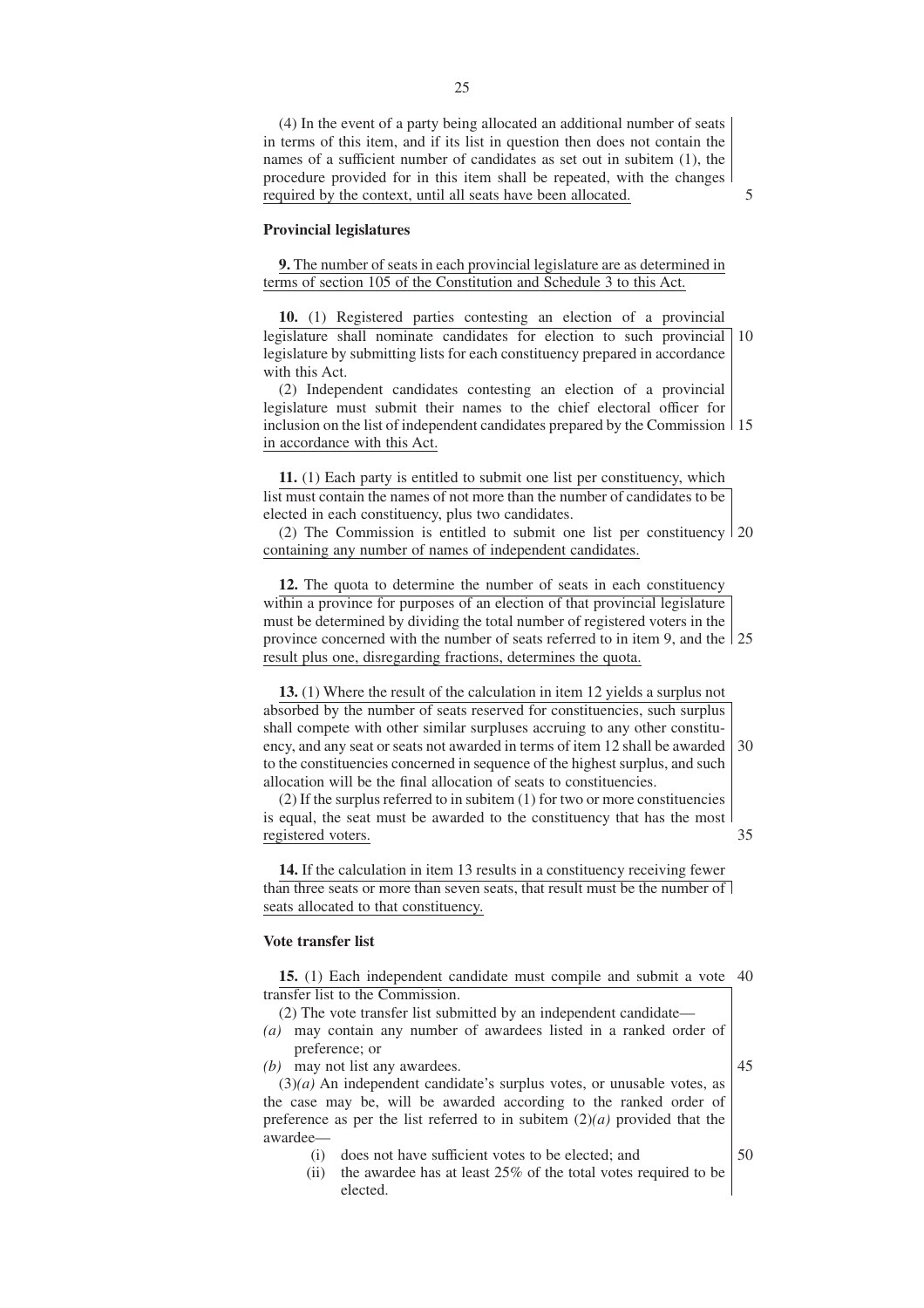(4) In the event of a party being allocated an additional number of seats in terms of this item, and if its list in question then does not contain the names of a sufficient number of candidates as set out in subitem (1), the procedure provided for in this item shall be repeated, with the changes required by the context, until all seats have been allocated.

### Provincial legislatures

**9.** The number of seats in each provincial legislature are as determined in terms of section 105 of the Constitution and Schedule 3 to this Act.

**10.** (1) Registered parties contesting an election of a provincial legislature shall nominate candidates for election to such provincial legislature by submitting lists for each constituency prepared in accordance with this Act.

(2) Independent candidates contesting an election of a provincial legislature must submit their names to the chief electoral officer for inclusion on the list of independent candidates prepared by the Commission in accordance with this Act.

**11.** (1) Each party is entitled to submit one list per constituency, which list must contain the names of not more than the number of candidates to be elected in each constituency, plus two candidates.

(2) The Commission is entitled to submit one list per constituency containing any number of names of independent candidates.

**12.** The quota to determine the number of seats in each constituency within a province for purposes of an election of that provincial legislature must be determined by dividing the total number of registered voters in the province concerned with the number of seats referred to in item 9, and the result plus one, disregarding fractions, determines the quota.

**13.** (1) Where the result of the calculation in item 12 yields a surplus not absorbed by the number of seats reserved for constituencies, such surplus shall compete with other similar surpluses accruing to any other constituency, and any seat or seats not awarded in terms of item 12 shall be awarded to the constituencies concerned in sequence of the highest surplus, and such allocation will be the final allocation of seats to constituencies.

(2) If the surplus referred to in subitem (1) for two or more constituencies is equal, the seat must be awarded to the constituency that has the most registered voters.

**14.** If the calculation in item 13 results in a constituency receiving fewer than three seats or more than seven seats, that result must be the number of seats allocated to that constituency.

### Vote transfer list

**15.** (1) Each independent candidate must compile and submit a vote transfer list to the Commission.

(2) The vote transfer list submitted by an independent candidate—

*(a)* may contain any number of awardees listed in a ranked order of preference; or

*(b)* may not list any awardees.

(3)*(a)* An independent candidate's surplus votes, or unusable votes, as the case may be, will be awarded according to the ranked order of preference as per the list referred to in subitem (2)*(a)* provided that the awardee—

(i) does not have sufficient votes to be elected; and

(ii) the awardee has at least 25% of the total votes required to be elected.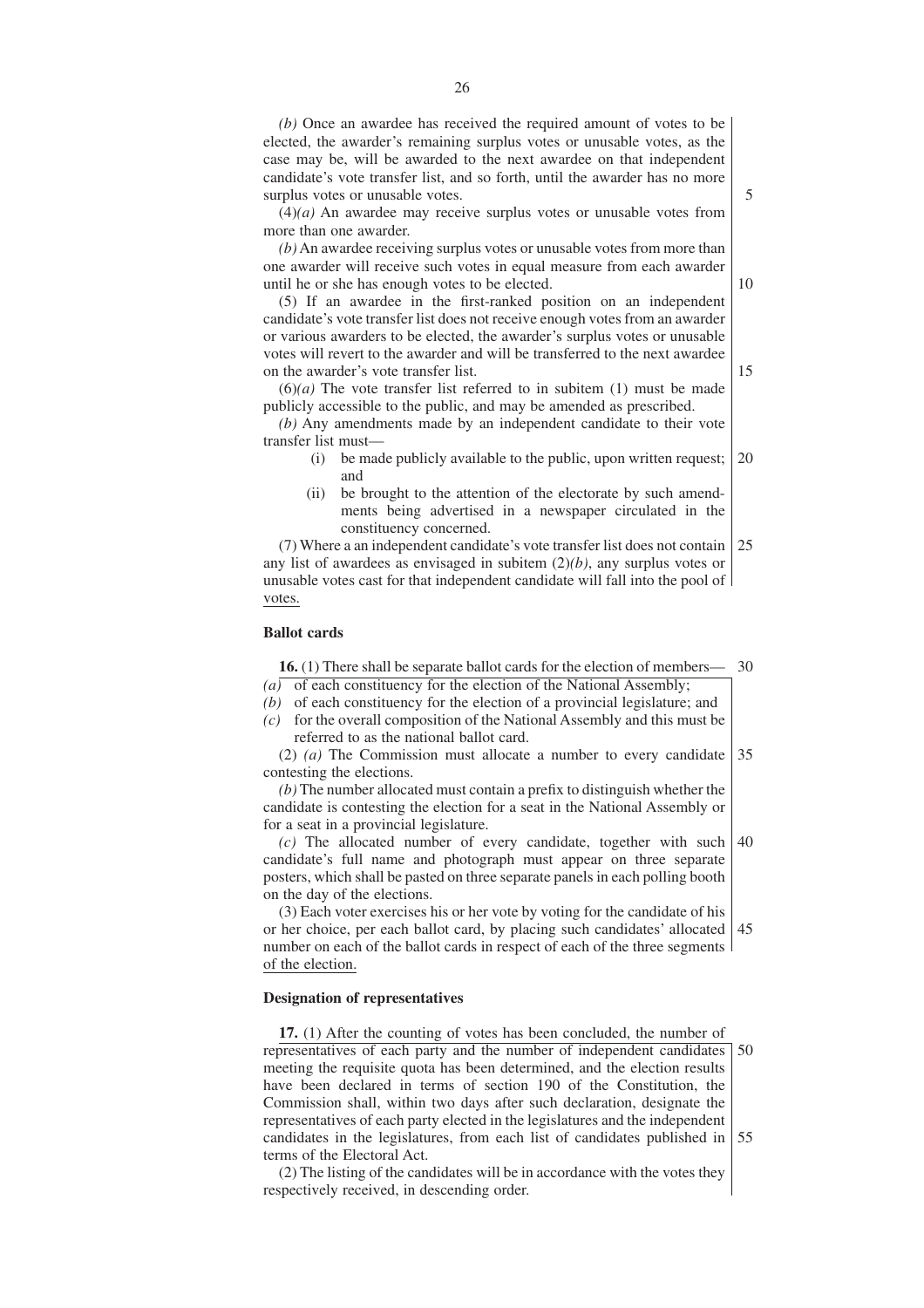*(b)* Once an awardee has received the required amount of votes to be elected, the awarder's remaining surplus votes or unusable votes, as the case may be, will be awarded to the next awardee on that independent candidate's vote transfer list, and so forth, until the awarder has no more surplus votes or unusable votes.

(4)*(a)* An awardee may receive surplus votes or unusable votes from more than one awarder.

*(b)* An awardee receiving surplus votes or unusable votes from more than one awarder will receive such votes in equal measure from each awarder until he or she has enough votes to be elected.

(5) If an awardee in the first-ranked position on an independent candidate's vote transfer list does not receive enough votes from an awarder or various awarders to be elected, the awarder's surplus votes or unusable votes will revert to the awarder and will be transferred to the next awardee on the awarder's vote transfer list.

(6)*(a)* The vote transfer list referred to in subitem (1) must be made publicly accessible to the public, and may be amended as prescribed.

*(b)* Any amendments made by an independent candidate to their vote transfer list must—

- (i) be made publicly available to the public, upon written request; and
- (ii) be brought to the attention of the electorate by such amendments being advertised in a newspaper circulated in the constituency concerned.

(7) Where a an independent candidate's vote transfer list does not contain any list of awardees as envisaged in subitem (2)*(b)*, any surplus votes or unusable votes cast for that independent candidate will fall into the pool of votes.

**Ballot cards**

**16.** (1) There shall be separate ballot cards for the election of members—

*(a)* of each constituency for the election of the National Assembly;

*(b)* of each constituency for the election of a provincial legislature; and

*(c)* for the overall composition of the National Assembly and this must be referred to as the national ballot card.

(2) *(a)* The Commission must allocate a number to every candidate contesting the elections.

*(b)* The number allocated must contain a prefix to distinguish whether the candidate is contesting the election for a seat in the National Assembly or for a seat in a provincial legislature.

*(c)* The allocated number of every candidate, together with such candidate's full name and photograph must appear on three separate posters, which shall be pasted on three separate panels in each polling booth on the day of the elections.

(3) Each voter exercises his or her vote by voting for the candidate of his or her choice, per each ballot card, by placing such candidates' allocated number on each of the ballot cards in respect of each of the three segments of the election.

**Designation of representatives**

**17.** (1) After the counting of votes has been concluded, the number of representatives of each party and the number of independent candidates meeting the requisite quota has been determined, and the election results have been declared in terms of section 190 of the Constitution, the Commission shall, within two days after such declaration, designate the representatives of each party elected in the legislatures and the independent candidates in the legislatures, from each list of candidates published in terms of the Electoral Act.

(2) The listing of the candidates will be in accordance with the votes they respectively received, in descending order.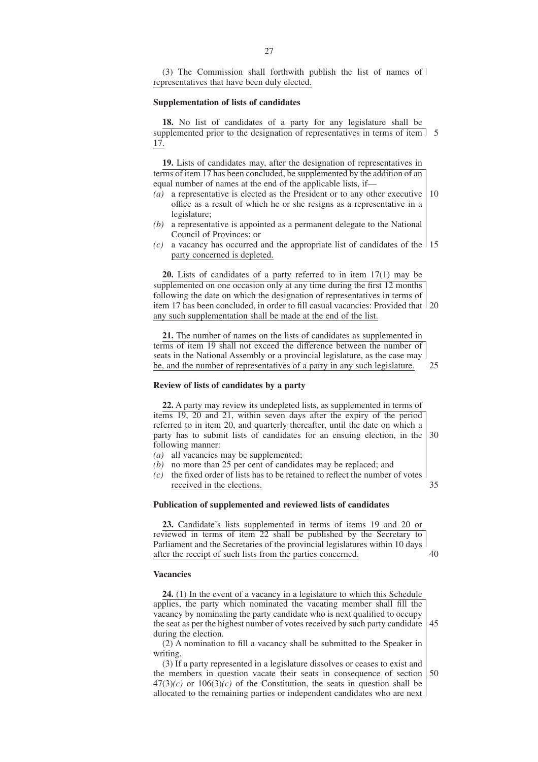(3) The Commission shall forthwith publish the list of names of representatives that have been duly elected.

**Supplementation of lists of candidates**

**18.** No list of candidates of a party for any legislature shall be supplemented prior to the designation of representatives in terms of item 17.

**19.** Lists of candidates may, after the designation of representatives in terms of item 17 has been concluded, be supplemented by the addition of an equal number of names at the end of the applicable lists, if—

*(a)* a representative is elected as the President or to any other executive office as a result of which he or she resigns as a representative in a legislature;

*(b)* a representative is appointed as a permanent delegate to the National Council of Provinces; or

*(c)* a vacancy has occurred and the appropriate list of candidates of the party concerned is depleted.

**20.** Lists of candidates of a party referred to in item 17(1) may be supplemented on one occasion only at any time during the first 12 months following the date on which the designation of representatives in terms of item 17 has been concluded, in order to fill casual vacancies: Provided that any such supplementation shall be made at the end of the list.

**21.** The number of names on the lists of candidates as supplemented in terms of item 19 shall not exceed the difference between the number of seats in the National Assembly or a provincial legislature, as the case may be, and the number of representatives of a party in any such legislature.

**Review of lists of candidates by a party**

**22.** A party may review its undepleted lists, as supplemented in terms of items 19, 20 and 21, within seven days after the expiry of the period referred to in item 20, and quarterly thereafter, until the date on which a party has to submit lists of candidates for an ensuing election, in the following manner:

*(a)* all vacancies may be supplemented;

*(b)* no more than 25 per cent of candidates may be replaced; and

*(c)* the fixed order of lists has to be retained to reflect the number of votes received in the elections.

**Publication of supplemented and reviewed lists of candidates**

**23.** Candidate's lists supplemented in terms of items 19 and 20 or reviewed in terms of item 22 shall be published by the Secretary to Parliament and the Secretaries of the provincial legislatures within 10 days after the receipt of such lists from the parties concerned.

**Vacancies**

**24.** (1) In the event of a vacancy in a legislature to which this Schedule applies, the party which nominated the vacating member shall fill the vacancy by nominating the party candidate who is next qualified to occupy the seat as per the highest number of votes received by such party candidate during the election.

(2) A nomination to fill a vacancy shall be submitted to the Speaker in writing.

(3) If a party represented in a legislature dissolves or ceases to exist and the members in question vacate their seats in consequence of section 47(3)*(c)* or 106(3)*(c)* of the Constitution, the seats in question shall be allocated to the remaining parties or independent candidates who are next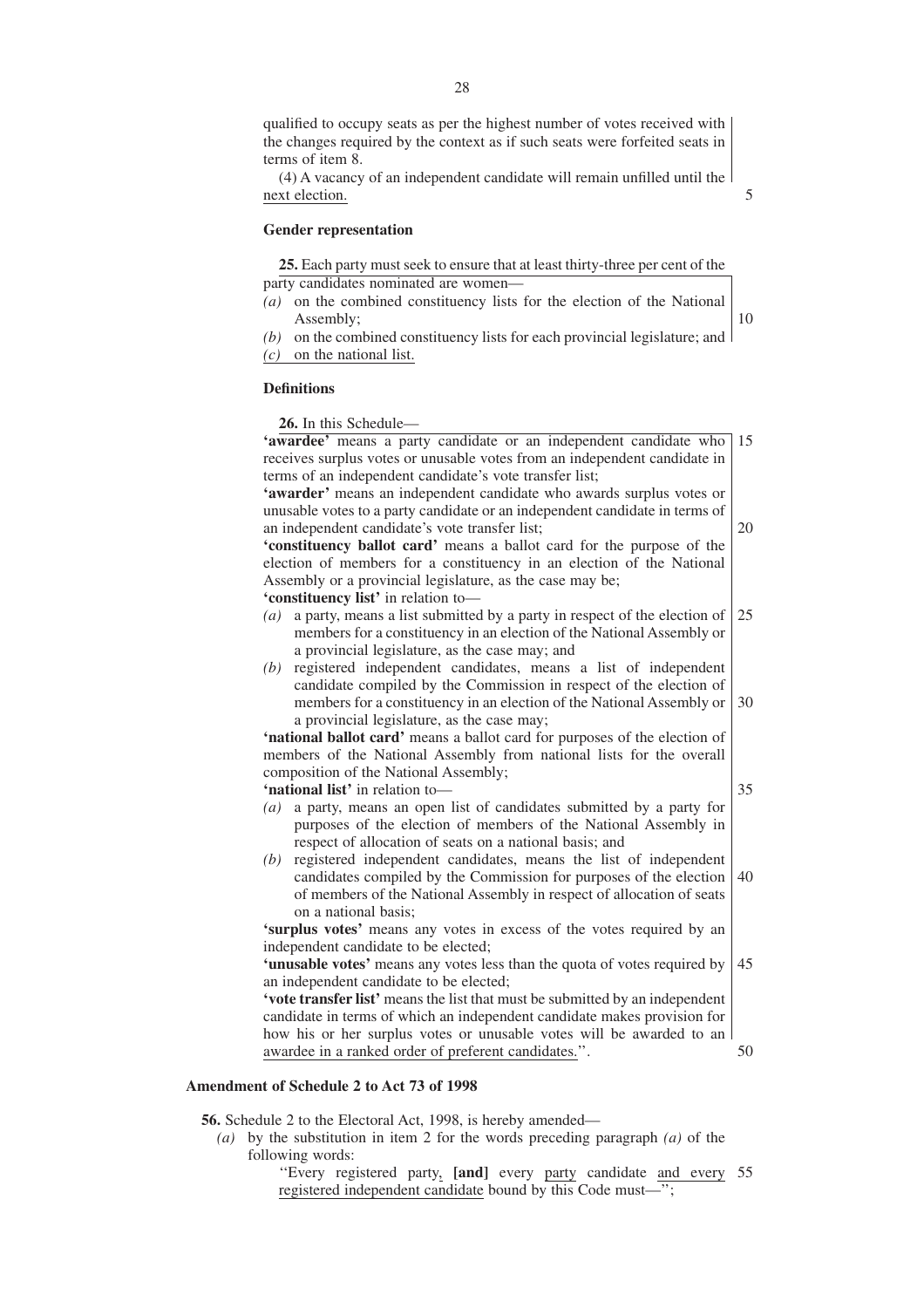qualified to occupy seats as per the highest number of votes received with the changes required by the context as if such seats were forfeited seats in terms of item 8.

(4) A vacancy of an independent candidate will remain unfilled until the next election.

**Gender representation**

**25.** Each party must seek to ensure that at least thirty-three per cent of the party candidates nominated are women—

*(a)* on the combined constituency lists for the election of the National Assembly;

*(b)* on the combined constituency lists for each provincial legislature; and

*(c)* on the national list.

**Definitions**

**26.** In this Schedule—

**'awardee'** means a party candidate or an independent candidate who receives surplus votes or unusable votes from an independent candidate in terms of an independent candidate's vote transfer list;

**'awarder'** means an independent candidate who awards surplus votes or unusable votes to a party candidate or an independent candidate in terms of an independent candidate's vote transfer list;

**'constituency ballot card'** means a ballot card for the purpose of the election of members for a constituency in an election of the National Assembly or a provincial legislature, as the case may be;

**'constituency list'** in relation to—

*(a)* a party, means a list submitted by a party in respect of the election of members for a constituency in an election of the National Assembly or a provincial legislature, as the case may; and

*(b)* registered independent candidates, means a list of independent candidate compiled by the Commission in respect of the election of members for a constituency in an election of the National Assembly or a provincial legislature, as the case may;

**'national ballot card'** means a ballot card for purposes of the election of members of the National Assembly from national lists for the overall composition of the National Assembly;

**'national list'** in relation to—

*(a)* a party, means an open list of candidates submitted by a party for purposes of the election of members of the National Assembly in respect of allocation of seats on a national basis; and

*(b)* registered independent candidates, means the list of independent candidates compiled by the Commission for purposes of the election of members of the National Assembly in respect of allocation of seats on a national basis;

**'surplus votes'** means any votes in excess of the votes required by an independent candidate to be elected;

**'unusable votes'** means any votes less than the quota of votes required by an independent candidate to be elected;

**'vote transfer list'** means the list that must be submitted by an independent candidate in terms of which an independent candidate makes provision for how his or her surplus votes or unusable votes will be awarded to an awardee in a ranked order of preferent candidates.''.

**Amendment of Schedule 2 to Act 73 of 1998**

**56.** Schedule 2 to the Electoral Act, 1998, is hereby amended—

*(a)* by the substitution in item 2 for the words preceding paragraph *(a)* of the following words:

''Every registered party, **[and]** every party candidate and every registered independent candidate bound by this Code must—'';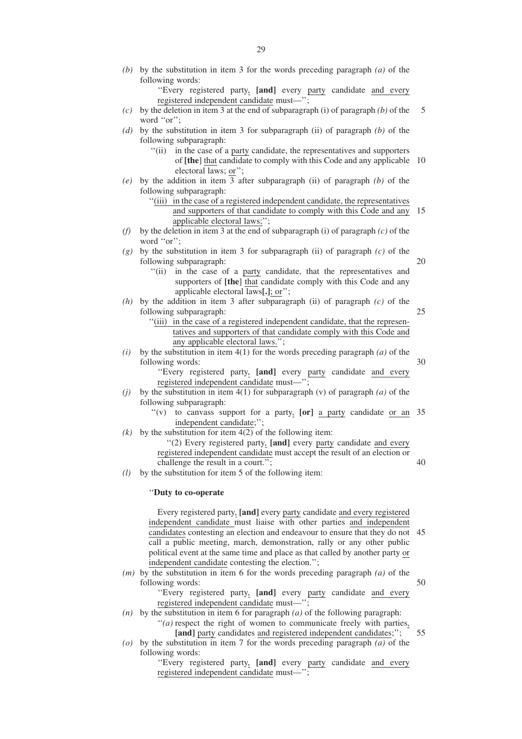*(b)* by the substitution in item 3 for the words preceding paragraph *(a)* of the following words:

''Every registered party, **[and]** every party candidate and every registered independent candidate must—'';

*(c)* by the deletion in item 3 at the end of subparagraph (i) of paragraph *(b)* of the word ''or'';

*(d)* by the substitution in item 3 for subparagraph (ii) of paragraph *(b)* of the following subparagraph:

''(ii) in the case of a party candidate, the representatives and supporters of **[the]** that candidate to comply with this Code and any applicable electoral laws; or'';

*(e)* by the addition in item 3 after subparagraph (ii) of paragraph *(b)* of the following subparagraph:

''(iii) in the case of a registered independent candidate, the representatives and supporters of that candidate to comply with this Code and any applicable electoral laws;'';

*(f)* by the deletion in item 3 at the end of subparagraph (i) of paragraph *(c)* of the word ''or'';

*(g)* by the substitution in item 3 for subparagraph (ii) of paragraph *(c)* of the following subparagraph:

''(ii) in the case of a party candidate, that the representatives and supporters of **[the]** that candidate comply with this Code and any applicable electoral laws**[.]**; or'';

*(h)* by the addition in item 3 after subparagraph (ii) of paragraph *(c)* of the following subparagraph:

''(iii) in the case of a registered independent candidate, that the representatives and supporters of that candidate comply with this Code and any applicable electoral laws.'';

*(i)* by the substitution in item 4(1) for the words preceding paragraph *(a)* of the following words:

''Every registered party, **[and]** every party candidate and every registered independent candidate must—'';

*(j)* by the substitution in item 4(1) for subparagraph (v) of paragraph *(a)* of the following subparagraph:

''(v) to canvass support for a party, **[or]** a party candidate or an independent candidate;'';

*(k)* by the substitution for item 4(2) of the following item:

''(2) Every registered party, **[and]** every party candidate and every registered independent candidate must accept the result of an election or challenge the result in a court.'';

*(l)* by the substitution for item 5 of the following item:

''**Duty to co-operate**

Every registered party, **[and]** every party candidate and every registered independent candidate must liaise with other parties and independent candidates contesting an election and endeavour to ensure that they do not call a public meeting, march, demonstration, rally or any other public political event at the same time and place as that called by another party or independent candidate contesting the election.'';

*(m)* by the substitution in item 6 for the words preceding paragraph *(a)* of the following words:

''Every registered party, **[and]** every party candidate and every registered independent candidate must—'';

*(n)* by the substitution in item 6 for paragraph *(a)* of the following paragraph:

''*(a)* respect the right of women to communicate freely with parties, **[and]** party candidates and registered independent candidates;'';

*(o)* by the substitution in item 7 for the words preceding paragraph *(a)* of the following words:

''Every registered party, **[and]** every party candidate and every registered independent candidate must—'';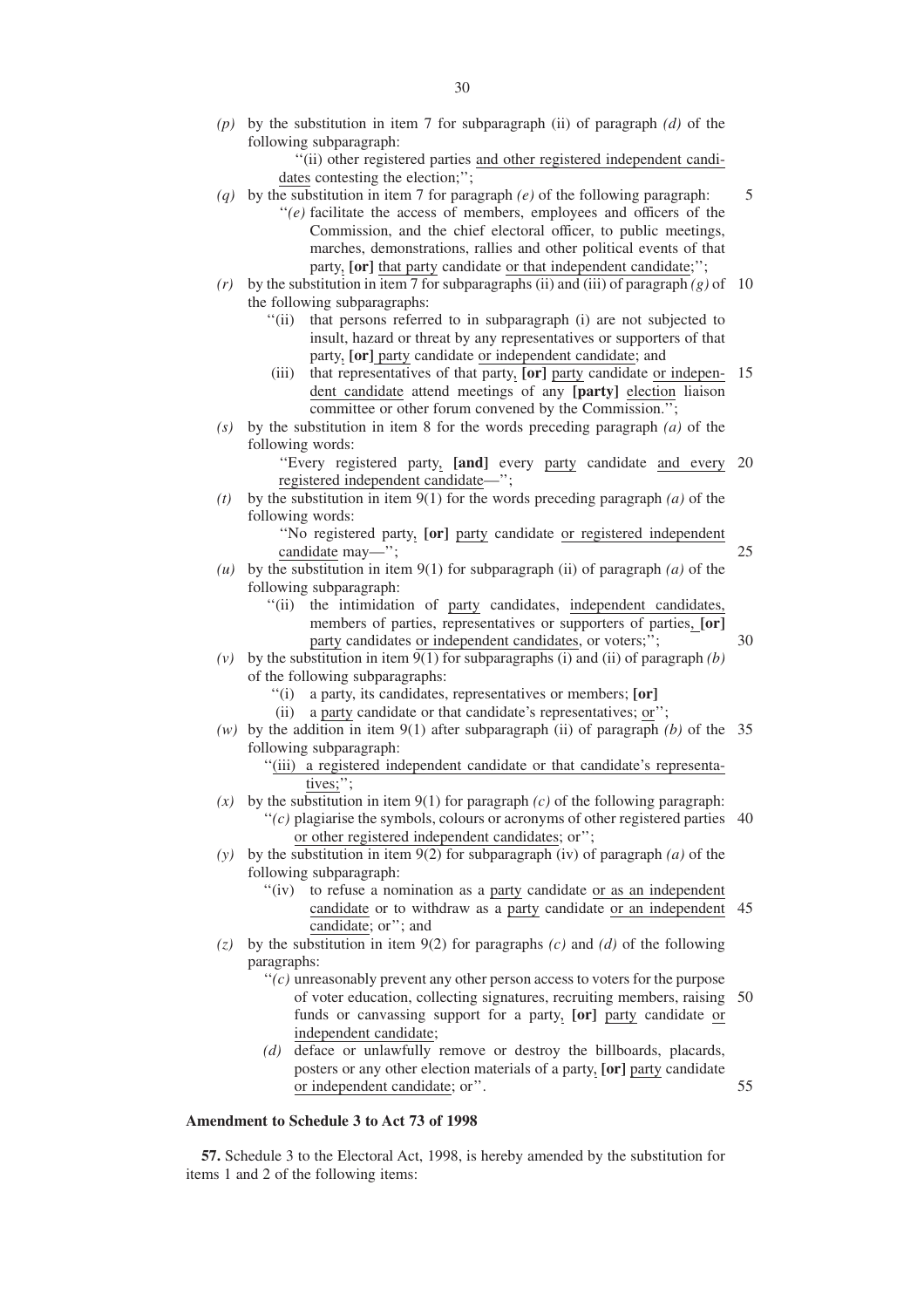*(p)* by the substitution in item 7 for subparagraph (ii) of paragraph *(d)* of the following subparagraph:

"(ii) other registered parties and other registered independent candidates contesting the election;";

*(q)* by the substitution in item 7 for paragraph *(e)* of the following paragraph:

"*(e)* facilitate the access of members, employees and officers of the Commission, and the chief electoral officer, to public meetings, marches, demonstrations, rallies and other political events of that party, **[or]** that party candidate or that independent candidate;";

*(r)* by the substitution in item 7 for subparagraphs (ii) and (iii) of paragraph *(g)* of the following subparagraphs:

"(ii) that persons referred to in subparagraph (i) are not subjected to insult, hazard or threat by any representatives or supporters of that party, **[or]** party candidate or independent candidate; and

(iii) that representatives of that party, **[or]** party candidate or independent candidate attend meetings of any **[party]** election liaison committee or other forum convened by the Commission.";

*(s)* by the substitution in item 8 for the words preceding paragraph *(a)* of the following words:

"Every registered party, **[and]** every party candidate and every registered independent candidate—";

*(t)* by the substitution in item 9(1) for the words preceding paragraph *(a)* of the following words:

"No registered party, **[or]** party candidate or registered independent candidate may—";

*(u)* by the substitution in item 9(1) for subparagraph (ii) of paragraph *(a)* of the following subparagraph:

"(ii) the intimidation of party candidates, independent candidates, members of parties, representatives or supporters of parties, **[or]** party candidates or independent candidates, or voters;";

*(v)* by the substitution in item 9(1) for subparagraphs (i) and (ii) of paragraph *(b)* of the following subparagraphs:

"(i) a party, its candidates, representatives or members; **[or]**

(ii) a party candidate or that candidate's representatives; or";

*(w)* by the addition in item 9(1) after subparagraph (ii) of paragraph *(b)* of the following subparagraph:

"(iii) a registered independent candidate or that candidate's representatives;";

*(x)* by the substitution in item 9(1) for paragraph *(c)* of the following paragraph:

"*(c)* plagiarise the symbols, colours or acronyms of other registered parties or other registered independent candidates; or";

*(y)* by the substitution in item 9(2) for subparagraph (iv) of paragraph *(a)* of the following subparagraph:

"(iv) to refuse a nomination as a party candidate or as an independent candidate or to withdraw as a party candidate or an independent candidate; or"; and

*(z)* by the substitution in item 9(2) for paragraphs *(c)* and *(d)* of the following paragraphs:

"*(c)* unreasonably prevent any other person access to voters for the purpose of voter education, collecting signatures, recruiting members, raising funds or canvassing support for a party, **[or]** party candidate or independent candidate;

*(d)* deface or unlawfully remove or destroy the billboards, placards, posters or any other election materials of a party, **[or]** party candidate or independent candidate; or".

**Amendment to Schedule 3 to Act 73 of 1998**

**57.** Schedule 3 to the Electoral Act, 1998, is hereby amended by the substitution for items 1 and 2 of the following items: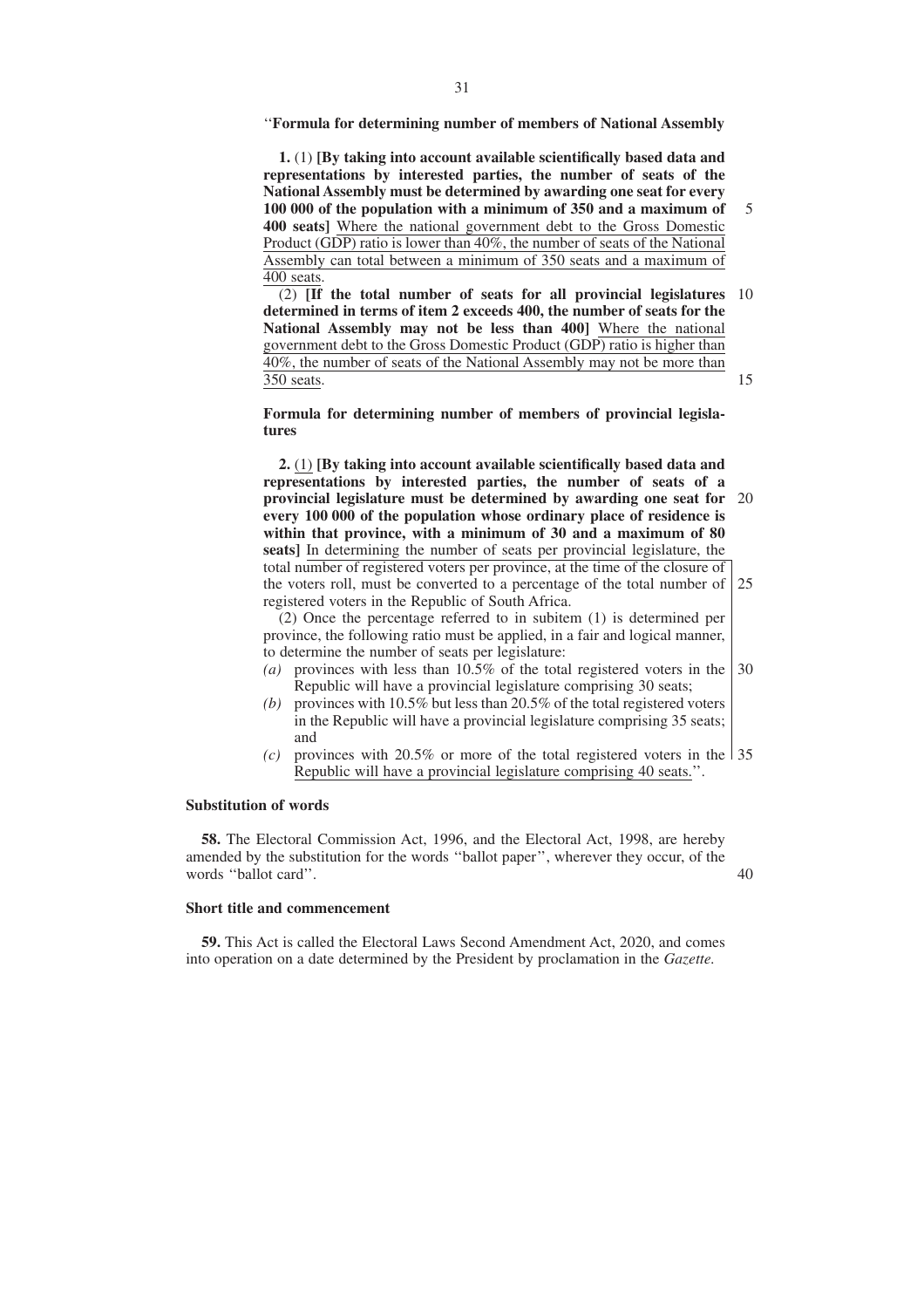"**Formula for determining number of members of National Assembly**

**1.** (1) **[By taking into account available scientifically based data and representations by interested parties, the number of seats of the National Assembly must be determined by awarding one seat for every 100 000 of the population with a minimum of 350 and a maximum of 400 seats]** Where the national government debt to the Gross Domestic Product (GDP) ratio is lower than 40%, the number of seats of the National Assembly can total between a minimum of 350 seats and a maximum of 400 seats.

(2) **[If the total number of seats for all provincial legislatures determined in terms of item 2 exceeds 400, the number of seats for the National Assembly may not be less than 400]** Where the national government debt to the Gross Domestic Product (GDP) ratio is higher than 40%, the number of seats of the National Assembly may not be more than 350 seats.

**Formula for determining number of members of provincial legislatures**

**2.** (1) **[By taking into account available scientifically based data and representations by interested parties, the number of seats of a provincial legislature must be determined by awarding one seat for every 100 000 of the population whose ordinary place of residence is within that province, with a minimum of 30 and a maximum of 80 seats]** In determining the number of seats per provincial legislature, the total number of registered voters per province, at the time of the closure of the voters roll, must be converted to a percentage of the total number of registered voters in the Republic of South Africa.

(2) Once the percentage referred to in subitem (1) is determined per province, the following ratio must be applied, in a fair and logical manner, to determine the number of seats per legislature:

*(a)* provinces with less than 10.5% of the total registered voters in the Republic will have a provincial legislature comprising 30 seats;

*(b)* provinces with 10.5% but less than 20.5% of the total registered voters in the Republic will have a provincial legislature comprising 35 seats; and

*(c)* provinces with 20.5% or more of the total registered voters in the Republic will have a provincial legislature comprising 40 seats.".

**Substitution of words**

**58.** The Electoral Commission Act, 1996, and the Electoral Act, 1998, are hereby amended by the substitution for the words "ballot paper", wherever they occur, of the words "ballot card".

**Short title and commencement**

**59.** This Act is called the Electoral Laws Second Amendment Act, 2020, and comes into operation on a date determined by the President by proclamation in the *Gazette*.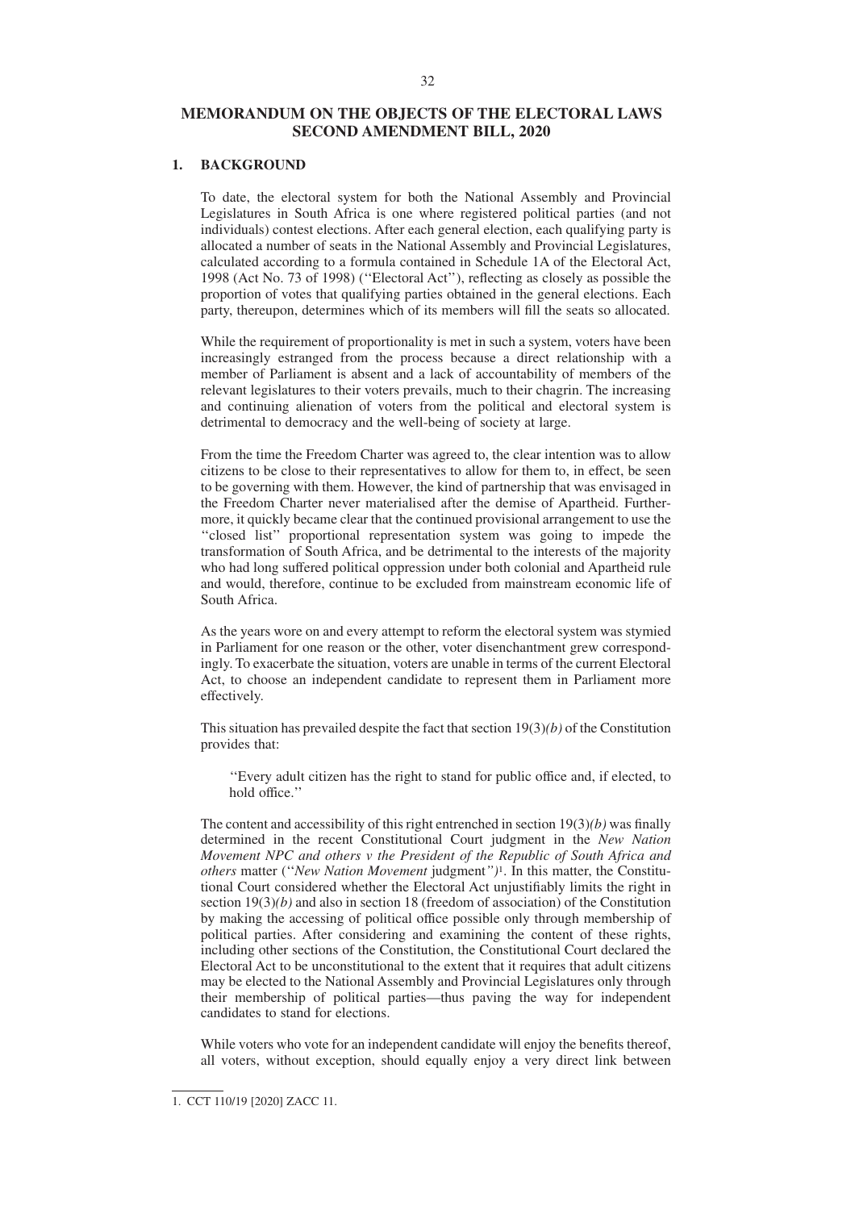# MEMORANDUM ON THE OBJECTS OF THE ELECTORAL LAWS SECOND AMENDMENT BILL, 2020

## 1. BACKGROUND

To date, the electoral system for both the National Assembly and Provincial Legislatures in South Africa is one where registered political parties (and not individuals) contest elections. After each general election, each qualifying party is allocated a number of seats in the National Assembly and Provincial Legislatures, calculated according to a formula contained in Schedule 1A of the Electoral Act, 1998 (Act No. 73 of 1998) (''Electoral Act''), reflecting as closely as possible the proportion of votes that qualifying parties obtained in the general elections. Each party, thereupon, determines which of its members will fill the seats so allocated.

While the requirement of proportionality is met in such a system, voters have been increasingly estranged from the process because a direct relationship with a member of Parliament is absent and a lack of accountability of members of the relevant legislatures to their voters prevails, much to their chagrin. The increasing and continuing alienation of voters from the political and electoral system is detrimental to democracy and the well-being of society at large.

From the time the Freedom Charter was agreed to, the clear intention was to allow citizens to be close to their representatives to allow for them to, in effect, be seen to be governing with them. However, the kind of partnership that was envisaged in the Freedom Charter never materialised after the demise of Apartheid. Furthermore, it quickly became clear that the continued provisional arrangement to use the ''closed list'' proportional representation system was going to impede the transformation of South Africa, and be detrimental to the interests of the majority who had long suffered political oppression under both colonial and Apartheid rule and would, therefore, continue to be excluded from mainstream economic life of South Africa.

As the years wore on and every attempt to reform the electoral system was stymied in Parliament for one reason or the other, voter disenchantment grew correspondingly. To exacerbate the situation, voters are unable in terms of the current Electoral Act, to choose an independent candidate to represent them in Parliament more effectively.

This situation has prevailed despite the fact that section 19(3)*(b)* of the Constitution provides that:

> ''Every adult citizen has the right to stand for public office and, if elected, to hold office.''

The content and accessibility of this right entrenched in section 19(3)*(b)* was finally determined in the recent Constitutional Court judgment in the *New Nation Movement NPC and others v the President of the Republic of South Africa and others* matter (''*New Nation Movement* judgment'')[1]. In this matter, the Constitutional Court considered whether the Electoral Act unjustifiably limits the right in section 19(3)*(b)* and also in section 18 (freedom of association) of the Constitution by making the accessing of political office possible only through membership of political parties. After considering and examining the content of these rights, including other sections of the Constitution, the Constitutional Court declared the Electoral Act to be unconstitutional to the extent that it requires that adult citizens may be elected to the National Assembly and Provincial Legislatures only through their membership of political parties—thus paving the way for independent candidates to stand for elections.

While voters who vote for an independent candidate will enjoy the benefits thereof, all voters, without exception, should equally enjoy a very direct link between

---

1. CCT 110/19 [2020] ZACC 11.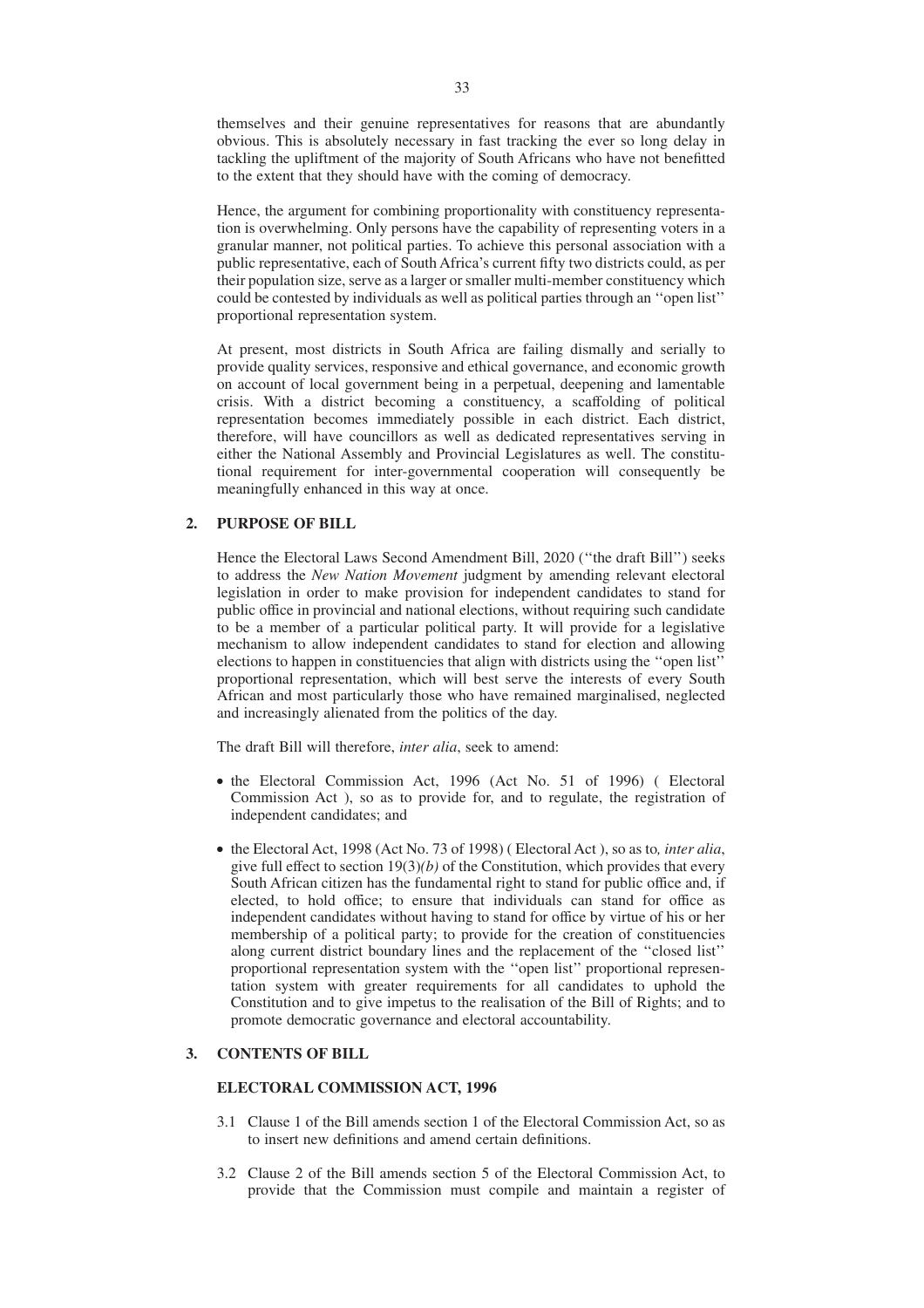themselves and their genuine representatives for reasons that are abundantly obvious. This is absolutely necessary in fast tracking the ever so long delay in tackling the upliftment of the majority of South Africans who have not benefitted to the extent that they should have with the coming of democracy.

Hence, the argument for combining proportionality with constituency representation is overwhelming. Only persons have the capability of representing voters in a granular manner, not political parties. To achieve this personal association with a public representative, each of South Africa's current fifty two districts could, as per their population size, serve as a larger or smaller multi-member constituency which could be contested by individuals as well as political parties through an ''open list'' proportional representation system.

At present, most districts in South Africa are failing dismally and serially to provide quality services, responsive and ethical governance, and economic growth on account of local government being in a perpetual, deepening and lamentable crisis. With a district becoming a constituency, a scaffolding of political representation becomes immediately possible in each district. Each district, therefore, will have councillors as well as dedicated representatives serving in either the National Assembly and Provincial Legislatures as well. The constitutional requirement for inter-governmental cooperation will consequently be meaningfully enhanced in this way at once.

## 2. PURPOSE OF BILL

Hence the Electoral Laws Second Amendment Bill, 2020 (''the draft Bill'') seeks to address the *New Nation Movement* judgment by amending relevant electoral legislation in order to make provision for independent candidates to stand for public office in provincial and national elections, without requiring such candidate to be a member of a particular political party. It will provide for a legislative mechanism to allow independent candidates to stand for election and allowing elections to happen in constituencies that align with districts using the ''open list'' proportional representation, which will best serve the interests of every South African and most particularly those who have remained marginalised, neglected and increasingly alienated from the politics of the day.

The draft Bill will therefore, *inter alia*, seek to amend:

- the Electoral Commission Act, 1996 (Act No. 51 of 1996) ( Electoral Commission Act ), so as to provide for, and to regulate, the registration of independent candidates; and
- the Electoral Act, 1998 (Act No. 73 of 1998) ( Electoral Act ), so as to*, inter alia*, give full effect to section 19(3)*(b)* of the Constitution, which provides that every South African citizen has the fundamental right to stand for public office and, if elected, to hold office; to ensure that individuals can stand for office as independent candidates without having to stand for office by virtue of his or her membership of a political party; to provide for the creation of constituencies along current district boundary lines and the replacement of the ''closed list'' proportional representation system with the ''open list'' proportional representation system with greater requirements for all candidates to uphold the Constitution and to give impetus to the realisation of the Bill of Rights; and to promote democratic governance and electoral accountability.

## 3. CONTENTS OF BILL

### ELECTORAL COMMISSION ACT, 1996

3.1 Clause 1 of the Bill amends section 1 of the Electoral Commission Act, so as to insert new definitions and amend certain definitions.

3.2 Clause 2 of the Bill amends section 5 of the Electoral Commission Act, to provide that the Commission must compile and maintain a register of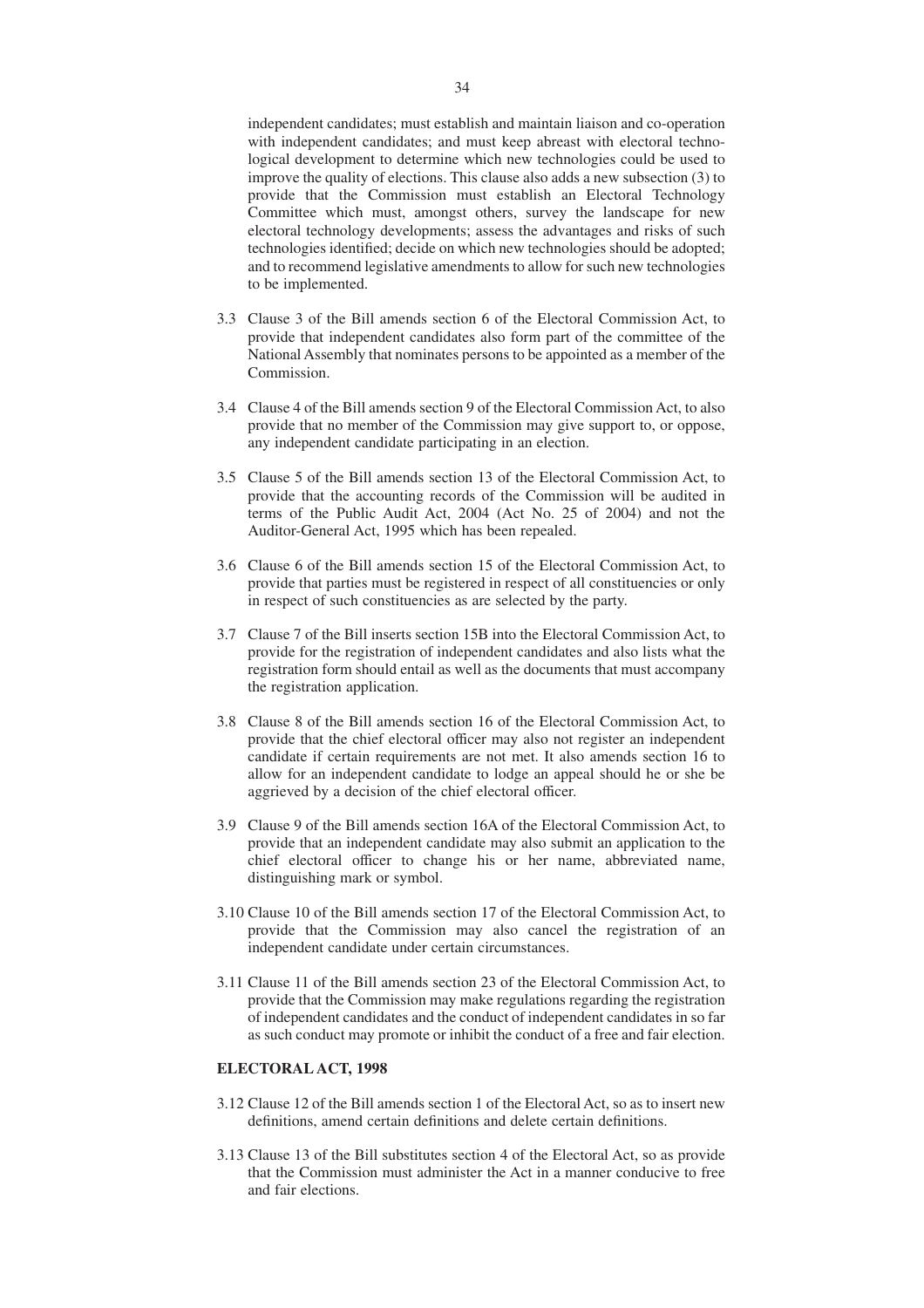independent candidates; must establish and maintain liaison and co-operation with independent candidates; and must keep abreast with electoral technological development to determine which new technologies could be used to improve the quality of elections. This clause also adds a new subsection (3) to provide that the Commission must establish an Electoral Technology Committee which must, amongst others, survey the landscape for new electoral technology developments; assess the advantages and risks of such technologies identified; decide on which new technologies should be adopted; and to recommend legislative amendments to allow for such new technologies to be implemented.

3.3 Clause 3 of the Bill amends section 6 of the Electoral Commission Act, to provide that independent candidates also form part of the committee of the National Assembly that nominates persons to be appointed as a member of the Commission.

3.4 Clause 4 of the Bill amends section 9 of the Electoral Commission Act, to also provide that no member of the Commission may give support to, or oppose, any independent candidate participating in an election.

3.5 Clause 5 of the Bill amends section 13 of the Electoral Commission Act, to provide that the accounting records of the Commission will be audited in terms of the Public Audit Act, 2004 (Act No. 25 of 2004) and not the Auditor-General Act, 1995 which has been repealed.

3.6 Clause 6 of the Bill amends section 15 of the Electoral Commission Act, to provide that parties must be registered in respect of all constituencies or only in respect of such constituencies as are selected by the party.

3.7 Clause 7 of the Bill inserts section 15B into the Electoral Commission Act, to provide for the registration of independent candidates and also lists what the registration form should entail as well as the documents that must accompany the registration application.

3.8 Clause 8 of the Bill amends section 16 of the Electoral Commission Act, to provide that the chief electoral officer may also not register an independent candidate if certain requirements are not met. It also amends section 16 to allow for an independent candidate to lodge an appeal should he or she be aggrieved by a decision of the chief electoral officer.

3.9 Clause 9 of the Bill amends section 16A of the Electoral Commission Act, to provide that an independent candidate may also submit an application to the chief electoral officer to change his or her name, abbreviated name, distinguishing mark or symbol.

3.10 Clause 10 of the Bill amends section 17 of the Electoral Commission Act, to provide that the Commission may also cancel the registration of an independent candidate under certain circumstances.

3.11 Clause 11 of the Bill amends section 23 of the Electoral Commission Act, to provide that the Commission may make regulations regarding the registration of independent candidates and the conduct of independent candidates in so far as such conduct may promote or inhibit the conduct of a free and fair election.

**ELECTORAL ACT, 1998**

3.12 Clause 12 of the Bill amends section 1 of the Electoral Act, so as to insert new definitions, amend certain definitions and delete certain definitions.

3.13 Clause 13 of the Bill substitutes section 4 of the Electoral Act, so as provide that the Commission must administer the Act in a manner conducive to free and fair elections.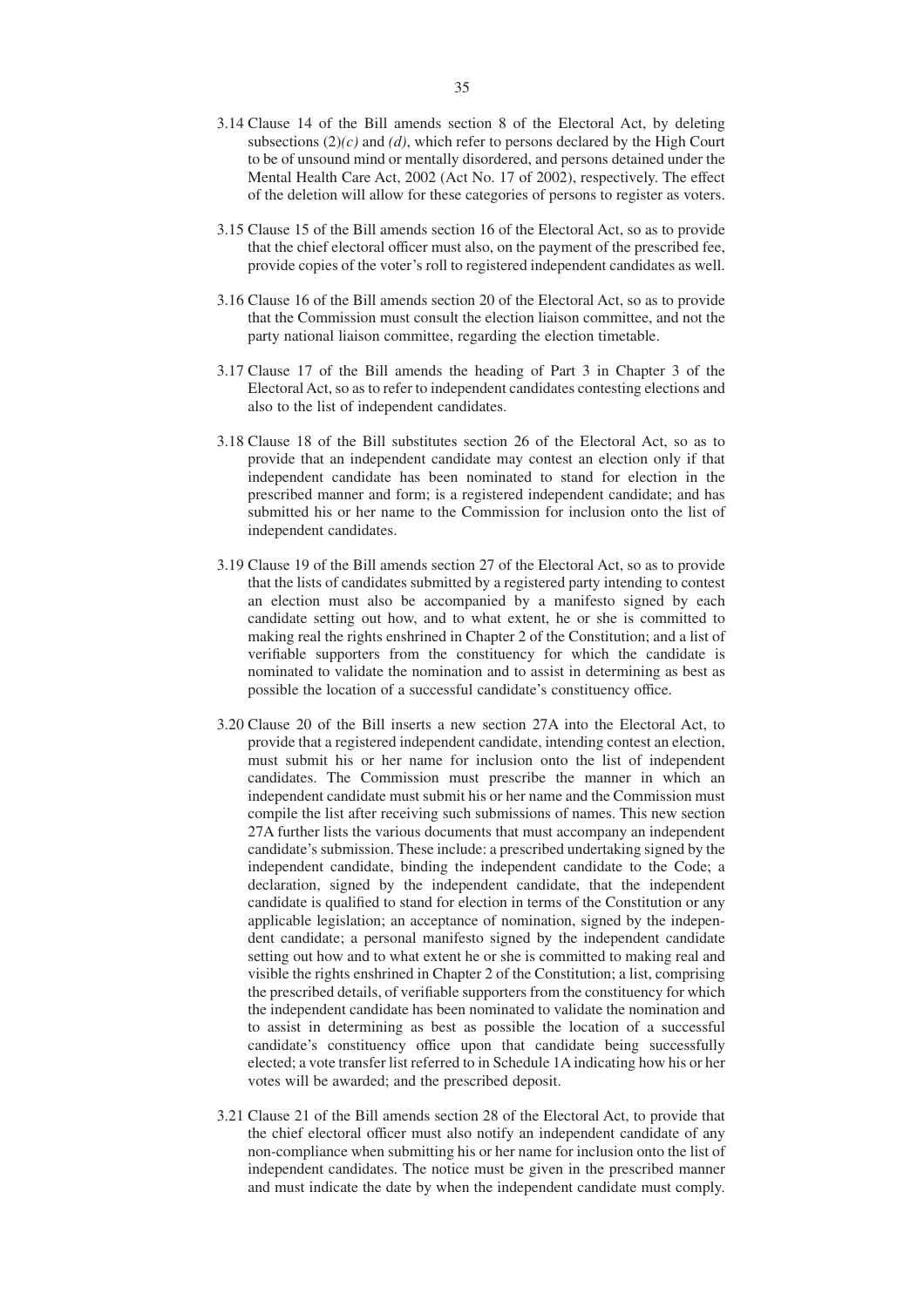3.14 Clause 14 of the Bill amends section 8 of the Electoral Act, by deleting subsections (2)*(c)* and *(d)*, which refer to persons declared by the High Court to be of unsound mind or mentally disordered, and persons detained under the Mental Health Care Act, 2002 (Act No. 17 of 2002), respectively. The effect of the deletion will allow for these categories of persons to register as voters.

3.15 Clause 15 of the Bill amends section 16 of the Electoral Act, so as to provide that the chief electoral officer must also, on the payment of the prescribed fee, provide copies of the voter's roll to registered independent candidates as well.

3.16 Clause 16 of the Bill amends section 20 of the Electoral Act, so as to provide that the Commission must consult the election liaison committee, and not the party national liaison committee, regarding the election timetable.

3.17 Clause 17 of the Bill amends the heading of Part 3 in Chapter 3 of the Electoral Act, so as to refer to independent candidates contesting elections and also to the list of independent candidates.

3.18 Clause 18 of the Bill substitutes section 26 of the Electoral Act, so as to provide that an independent candidate may contest an election only if that independent candidate has been nominated to stand for election in the prescribed manner and form; is a registered independent candidate; and has submitted his or her name to the Commission for inclusion onto the list of independent candidates.

3.19 Clause 19 of the Bill amends section 27 of the Electoral Act, so as to provide that the lists of candidates submitted by a registered party intending to contest an election must also be accompanied by a manifesto signed by each candidate setting out how, and to what extent, he or she is committed to making real the rights enshrined in Chapter 2 of the Constitution; and a list of verifiable supporters from the constituency for which the candidate is nominated to validate the nomination and to assist in determining as best as possible the location of a successful candidate's constituency office.

3.20 Clause 20 of the Bill inserts a new section 27A into the Electoral Act, to provide that a registered independent candidate, intending contest an election, must submit his or her name for inclusion onto the list of independent candidates. The Commission must prescribe the manner in which an independent candidate must submit his or her name and the Commission must compile the list after receiving such submissions of names. This new section 27A further lists the various documents that must accompany an independent candidate's submission. These include: a prescribed undertaking signed by the independent candidate, binding the independent candidate to the Code; a declaration, signed by the independent candidate, that the independent candidate is qualified to stand for election in terms of the Constitution or any applicable legislation; an acceptance of nomination, signed by the independent candidate; a personal manifesto signed by the independent candidate setting out how and to what extent he or she is committed to making real and visible the rights enshrined in Chapter 2 of the Constitution; a list, comprising the prescribed details, of verifiable supporters from the constituency for which the independent candidate has been nominated to validate the nomination and to assist in determining as best as possible the location of a successful candidate's constituency office upon that candidate being successfully elected; a vote transfer list referred to in Schedule 1A indicating how his or her votes will be awarded; and the prescribed deposit.

3.21 Clause 21 of the Bill amends section 28 of the Electoral Act, to provide that the chief electoral officer must also notify an independent candidate of any non-compliance when submitting his or her name for inclusion onto the list of independent candidates. The notice must be given in the prescribed manner and must indicate the date by when the independent candidate must comply.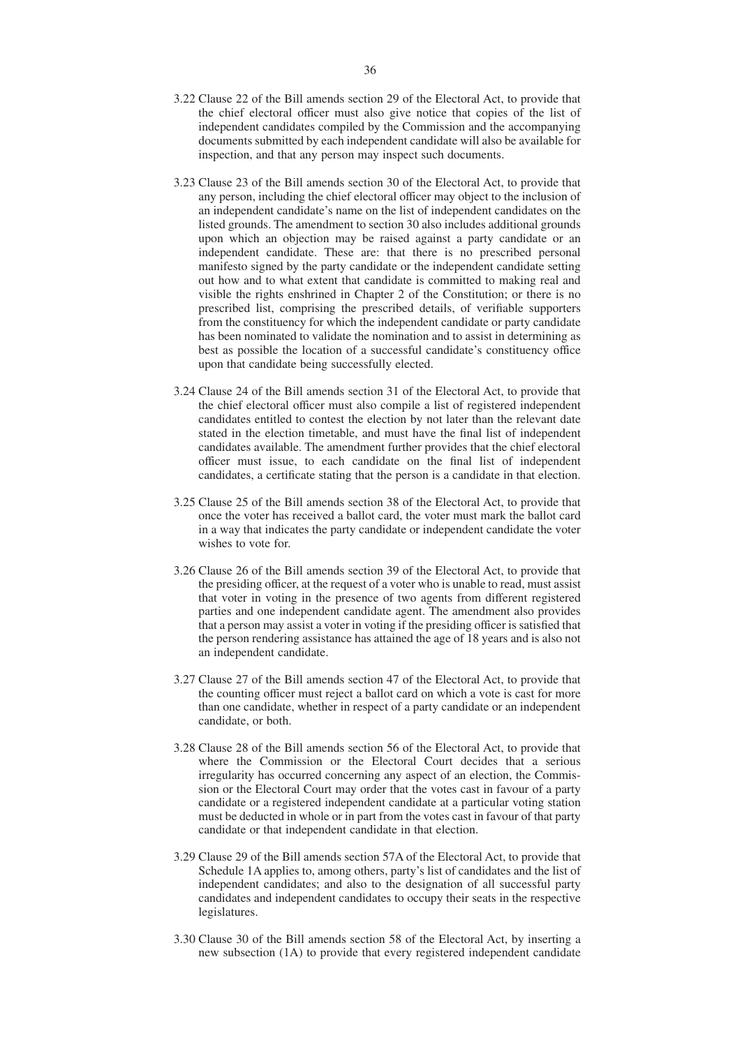3.22 Clause 22 of the Bill amends section 29 of the Electoral Act, to provide that the chief electoral officer must also give notice that copies of the list of independent candidates compiled by the Commission and the accompanying documents submitted by each independent candidate will also be available for inspection, and that any person may inspect such documents.

3.23 Clause 23 of the Bill amends section 30 of the Electoral Act, to provide that any person, including the chief electoral officer may object to the inclusion of an independent candidate's name on the list of independent candidates on the listed grounds. The amendment to section 30 also includes additional grounds upon which an objection may be raised against a party candidate or an independent candidate. These are: that there is no prescribed personal manifesto signed by the party candidate or the independent candidate setting out how and to what extent that candidate is committed to making real and visible the rights enshrined in Chapter 2 of the Constitution; or there is no prescribed list, comprising the prescribed details, of verifiable supporters from the constituency for which the independent candidate or party candidate has been nominated to validate the nomination and to assist in determining as best as possible the location of a successful candidate's constituency office upon that candidate being successfully elected.

3.24 Clause 24 of the Bill amends section 31 of the Electoral Act, to provide that the chief electoral officer must also compile a list of registered independent candidates entitled to contest the election by not later than the relevant date stated in the election timetable, and must have the final list of independent candidates available. The amendment further provides that the chief electoral officer must issue, to each candidate on the final list of independent candidates, a certificate stating that the person is a candidate in that election.

3.25 Clause 25 of the Bill amends section 38 of the Electoral Act, to provide that once the voter has received a ballot card, the voter must mark the ballot card in a way that indicates the party candidate or independent candidate the voter wishes to vote for.

3.26 Clause 26 of the Bill amends section 39 of the Electoral Act, to provide that the presiding officer, at the request of a voter who is unable to read, must assist that voter in voting in the presence of two agents from different registered parties and one independent candidate agent. The amendment also provides that a person may assist a voter in voting if the presiding officer is satisfied that the person rendering assistance has attained the age of 18 years and is also not an independent candidate.

3.27 Clause 27 of the Bill amends section 47 of the Electoral Act, to provide that the counting officer must reject a ballot card on which a vote is cast for more than one candidate, whether in respect of a party candidate or an independent candidate, or both.

3.28 Clause 28 of the Bill amends section 56 of the Electoral Act, to provide that where the Commission or the Electoral Court decides that a serious irregularity has occurred concerning any aspect of an election, the Commission or the Electoral Court may order that the votes cast in favour of a party candidate or a registered independent candidate at a particular voting station must be deducted in whole or in part from the votes cast in favour of that party candidate or that independent candidate in that election.

3.29 Clause 29 of the Bill amends section 57A of the Electoral Act, to provide that Schedule 1A applies to, among others, party's list of candidates and the list of independent candidates; and also to the designation of all successful party candidates and independent candidates to occupy their seats in the respective legislatures.

3.30 Clause 30 of the Bill amends section 58 of the Electoral Act, by inserting a new subsection (1A) to provide that every registered independent candidate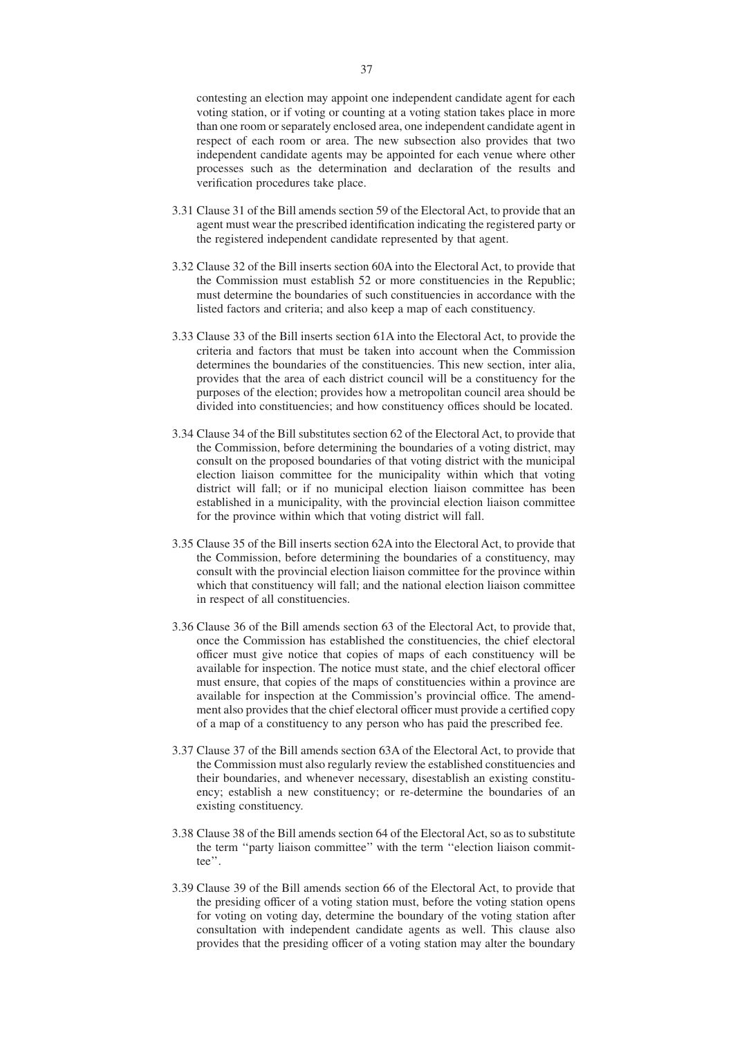contesting an election may appoint one independent candidate agent for each voting station, or if voting or counting at a voting station takes place in more than one room or separately enclosed area, one independent candidate agent in respect of each room or area. The new subsection also provides that two independent candidate agents may be appointed for each venue where other processes such as the determination and declaration of the results and verification procedures take place.

3.31 Clause 31 of the Bill amends section 59 of the Electoral Act, to provide that an agent must wear the prescribed identification indicating the registered party or the registered independent candidate represented by that agent.

3.32 Clause 32 of the Bill inserts section 60A into the Electoral Act, to provide that the Commission must establish 52 or more constituencies in the Republic; must determine the boundaries of such constituencies in accordance with the listed factors and criteria; and also keep a map of each constituency.

3.33 Clause 33 of the Bill inserts section 61A into the Electoral Act, to provide the criteria and factors that must be taken into account when the Commission determines the boundaries of the constituencies. This new section, inter alia, provides that the area of each district council will be a constituency for the purposes of the election; provides how a metropolitan council area should be divided into constituencies; and how constituency offices should be located.

3.34 Clause 34 of the Bill substitutes section 62 of the Electoral Act, to provide that the Commission, before determining the boundaries of a voting district, may consult on the proposed boundaries of that voting district with the municipal election liaison committee for the municipality within which that voting district will fall; or if no municipal election liaison committee has been established in a municipality, with the provincial election liaison committee for the province within which that voting district will fall.

3.35 Clause 35 of the Bill inserts section 62A into the Electoral Act, to provide that the Commission, before determining the boundaries of a constituency, may consult with the provincial election liaison committee for the province within which that constituency will fall; and the national election liaison committee in respect of all constituencies.

3.36 Clause 36 of the Bill amends section 63 of the Electoral Act, to provide that, once the Commission has established the constituencies, the chief electoral officer must give notice that copies of maps of each constituency will be available for inspection. The notice must state, and the chief electoral officer must ensure, that copies of the maps of constituencies within a province are available for inspection at the Commission's provincial office. The amendment also provides that the chief electoral officer must provide a certified copy of a map of a constituency to any person who has paid the prescribed fee.

3.37 Clause 37 of the Bill amends section 63A of the Electoral Act, to provide that the Commission must also regularly review the established constituencies and their boundaries, and whenever necessary, disestablish an existing constituency; establish a new constituency; or re-determine the boundaries of an existing constituency.

3.38 Clause 38 of the Bill amends section 64 of the Electoral Act, so as to substitute the term ''party liaison committee'' with the term ''election liaison committee''.

3.39 Clause 39 of the Bill amends section 66 of the Electoral Act, to provide that the presiding officer of a voting station must, before the voting station opens for voting on voting day, determine the boundary of the voting station after consultation with independent candidate agents as well. This clause also provides that the presiding officer of a voting station may alter the boundary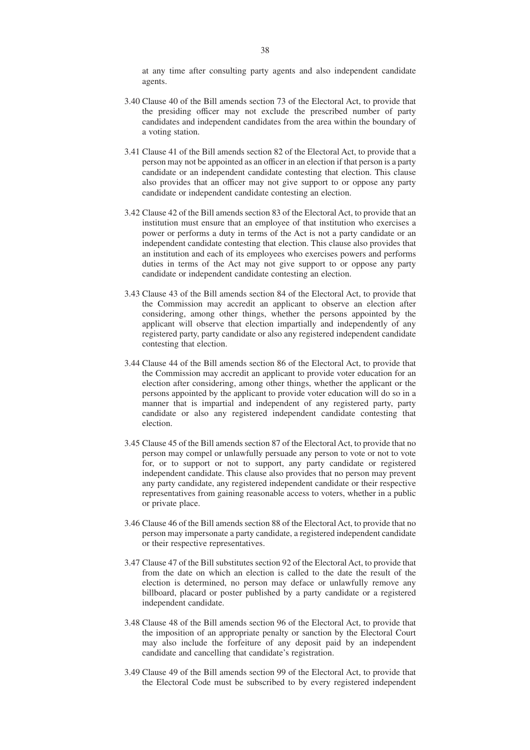at any time after consulting party agents and also independent candidate agents.

3.40 Clause 40 of the Bill amends section 73 of the Electoral Act, to provide that the presiding officer may not exclude the prescribed number of party candidates and independent candidates from the area within the boundary of a voting station.

3.41 Clause 41 of the Bill amends section 82 of the Electoral Act, to provide that a person may not be appointed as an officer in an election if that person is a party candidate or an independent candidate contesting that election. This clause also provides that an officer may not give support to or oppose any party candidate or independent candidate contesting an election.

3.42 Clause 42 of the Bill amends section 83 of the Electoral Act, to provide that an institution must ensure that an employee of that institution who exercises a power or performs a duty in terms of the Act is not a party candidate or an independent candidate contesting that election. This clause also provides that an institution and each of its employees who exercises powers and performs duties in terms of the Act may not give support to or oppose any party candidate or independent candidate contesting an election.

3.43 Clause 43 of the Bill amends section 84 of the Electoral Act, to provide that the Commission may accredit an applicant to observe an election after considering, among other things, whether the persons appointed by the applicant will observe that election impartially and independently of any registered party, party candidate or also any registered independent candidate contesting that election.

3.44 Clause 44 of the Bill amends section 86 of the Electoral Act, to provide that the Commission may accredit an applicant to provide voter education for an election after considering, among other things, whether the applicant or the persons appointed by the applicant to provide voter education will do so in a manner that is impartial and independent of any registered party, party candidate or also any registered independent candidate contesting that election.

3.45 Clause 45 of the Bill amends section 87 of the Electoral Act, to provide that no person may compel or unlawfully persuade any person to vote or not to vote for, or to support or not to support, any party candidate or registered independent candidate. This clause also provides that no person may prevent any party candidate, any registered independent candidate or their respective representatives from gaining reasonable access to voters, whether in a public or private place.

3.46 Clause 46 of the Bill amends section 88 of the Electoral Act, to provide that no person may impersonate a party candidate, a registered independent candidate or their respective representatives.

3.47 Clause 47 of the Bill substitutes section 92 of the Electoral Act, to provide that from the date on which an election is called to the date the result of the election is determined, no person may deface or unlawfully remove any billboard, placard or poster published by a party candidate or a registered independent candidate.

3.48 Clause 48 of the Bill amends section 96 of the Electoral Act, to provide that the imposition of an appropriate penalty or sanction by the Electoral Court may also include the forfeiture of any deposit paid by an independent candidate and cancelling that candidate's registration.

3.49 Clause 49 of the Bill amends section 99 of the Electoral Act, to provide that the Electoral Code must be subscribed to by every registered independent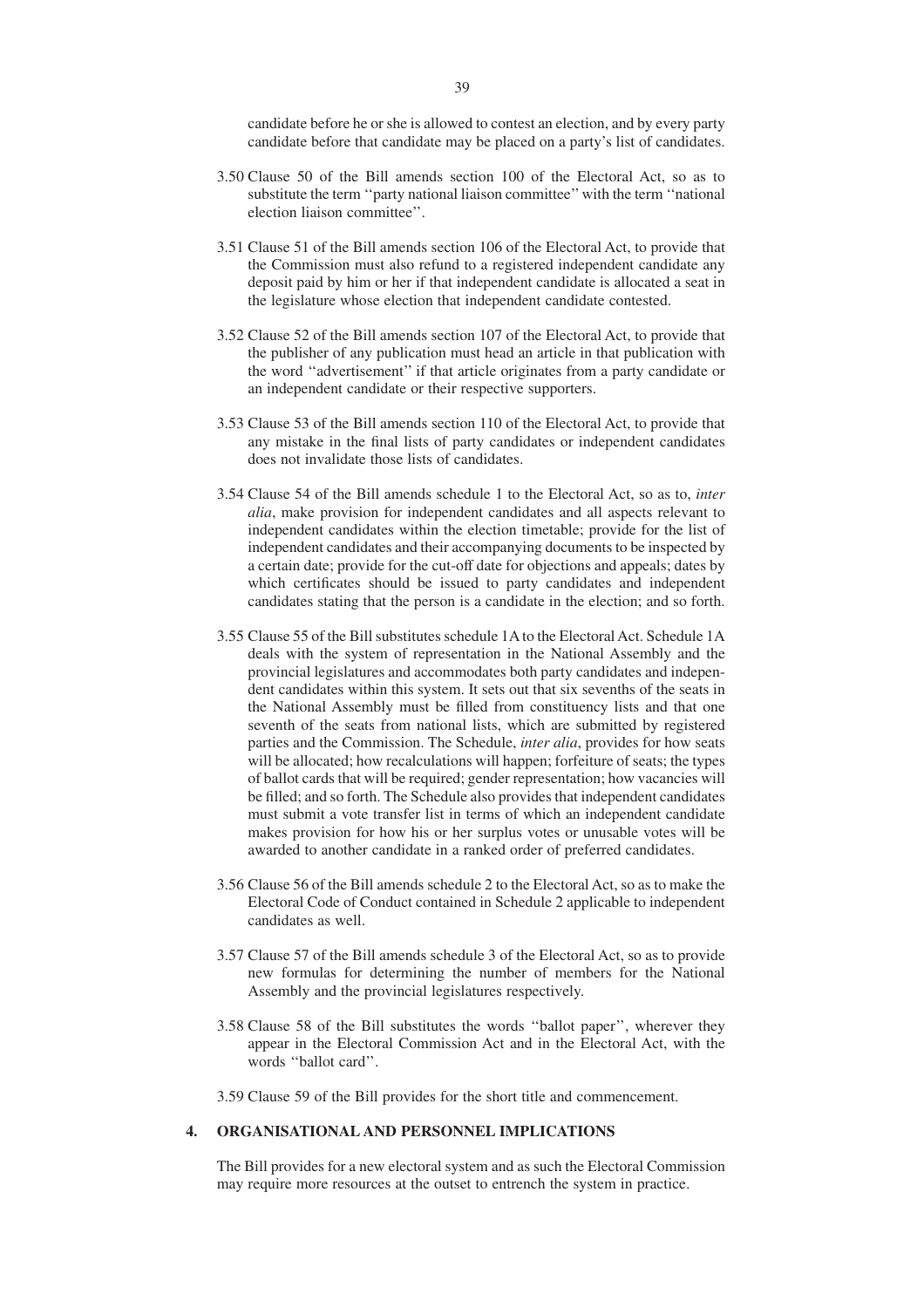candidate before he or she is allowed to contest an election, and by every party candidate before that candidate may be placed on a party's list of candidates.

3.50 Clause 50 of the Bill amends section 100 of the Electoral Act, so as to substitute the term ''party national liaison committee'' with the term ''national election liaison committee''.

3.51 Clause 51 of the Bill amends section 106 of the Electoral Act, to provide that the Commission must also refund to a registered independent candidate any deposit paid by him or her if that independent candidate is allocated a seat in the legislature whose election that independent candidate contested.

3.52 Clause 52 of the Bill amends section 107 of the Electoral Act, to provide that the publisher of any publication must head an article in that publication with the word ''advertisement'' if that article originates from a party candidate or an independent candidate or their respective supporters.

3.53 Clause 53 of the Bill amends section 110 of the Electoral Act, to provide that any mistake in the final lists of party candidates or independent candidates does not invalidate those lists of candidates.

3.54 Clause 54 of the Bill amends schedule 1 to the Electoral Act, so as to, *inter alia*, make provision for independent candidates and all aspects relevant to independent candidates within the election timetable; provide for the list of independent candidates and their accompanying documents to be inspected by a certain date; provide for the cut-off date for objections and appeals; dates by which certificates should be issued to party candidates and independent candidates stating that the person is a candidate in the election; and so forth.

3.55 Clause 55 of the Bill substitutes schedule 1A to the Electoral Act. Schedule 1A deals with the system of representation in the National Assembly and the provincial legislatures and accommodates both party candidates and independent candidates within this system. It sets out that six sevenths of the seats in the National Assembly must be filled from constituency lists and that one seventh of the seats from national lists, which are submitted by registered parties and the Commission. The Schedule, *inter alia*, provides for how seats will be allocated; how recalculations will happen; forfeiture of seats; the types of ballot cards that will be required; gender representation; how vacancies will be filled; and so forth. The Schedule also provides that independent candidates must submit a vote transfer list in terms of which an independent candidate makes provision for how his or her surplus votes or unusable votes will be awarded to another candidate in a ranked order of preferred candidates.

3.56 Clause 56 of the Bill amends schedule 2 to the Electoral Act, so as to make the Electoral Code of Conduct contained in Schedule 2 applicable to independent candidates as well.

3.57 Clause 57 of the Bill amends schedule 3 of the Electoral Act, so as to provide new formulas for determining the number of members for the National Assembly and the provincial legislatures respectively.

3.58 Clause 58 of the Bill substitutes the words ''ballot paper'', wherever they appear in the Electoral Commission Act and in the Electoral Act, with the words ''ballot card''.

3.59 Clause 59 of the Bill provides for the short title and commencement.

## 4. ORGANISATIONAL AND PERSONNEL IMPLICATIONS

The Bill provides for a new electoral system and as such the Electoral Commission may require more resources at the outset to entrench the system in practice.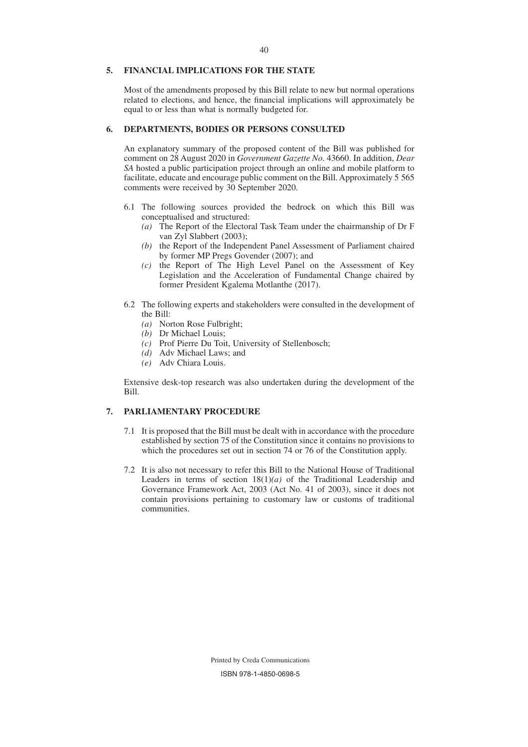## 5. FINANCIAL IMPLICATIONS FOR THE STATE

Most of the amendments proposed by this Bill relate to new but normal operations related to elections, and hence, the financial implications will approximately be equal to or less than what is normally budgeted for.

## 6. DEPARTMENTS, BODIES OR PERSONS CONSULTED

An explanatory summary of the proposed content of the Bill was published for comment on 28 August 2020 in *Government Gazette No*. 43660. In addition, *Dear SA* hosted a public participation project through an online and mobile platform to facilitate, educate and encourage public comment on the Bill. Approximately 5 565 comments were received by 30 September 2020.

6.1 The following sources provided the bedrock on which this Bill was conceptualised and structured:

*(a)* The Report of the Electoral Task Team under the chairmanship of Dr F van Zyl Slabbert (2003);

*(b)* the Report of the Independent Panel Assessment of Parliament chaired by former MP Pregs Govender (2007); and

*(c)* the Report of The High Level Panel on the Assessment of Key Legislation and the Acceleration of Fundamental Change chaired by former President Kgalema Motlanthe (2017).

6.2 The following experts and stakeholders were consulted in the development of the Bill:

*(a)* Norton Rose Fulbright;

*(b)* Dr Michael Louis;

*(c)* Prof Pierre Du Toit, University of Stellenbosch;

*(d)* Adv Michael Laws; and

*(e)* Adv Chiara Louis.

Extensive desk-top research was also undertaken during the development of the Bill.

## 7. PARLIAMENTARY PROCEDURE

7.1 It is proposed that the Bill must be dealt with in accordance with the procedure established by section 75 of the Constitution since it contains no provisions to which the procedures set out in section 74 or 76 of the Constitution apply.

7.2 It is also not necessary to refer this Bill to the National House of Traditional Leaders in terms of section 18(1)*(a)* of the Traditional Leadership and Governance Framework Act, 2003 (Act No. 41 of 2003), since it does not contain provisions pertaining to customary law or customs of traditional communities.

Printed by Creda Communications

ISBN 978-1-4850-0698-5